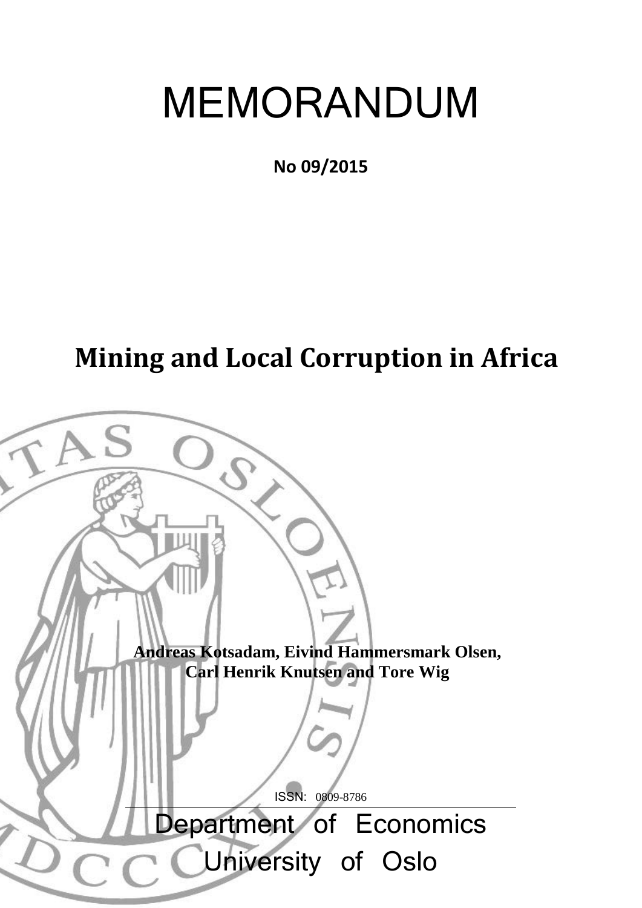# MEMORANDUM

**No 09/2015**

# Mining and Local Corruption in Africa

**Andreas Kotsadam, Eivind Hammersmark Olsen, Carl Henrik Knutsen and Tore Wig**

ISSN: 0809-8786

Department of Economics
University of Oslo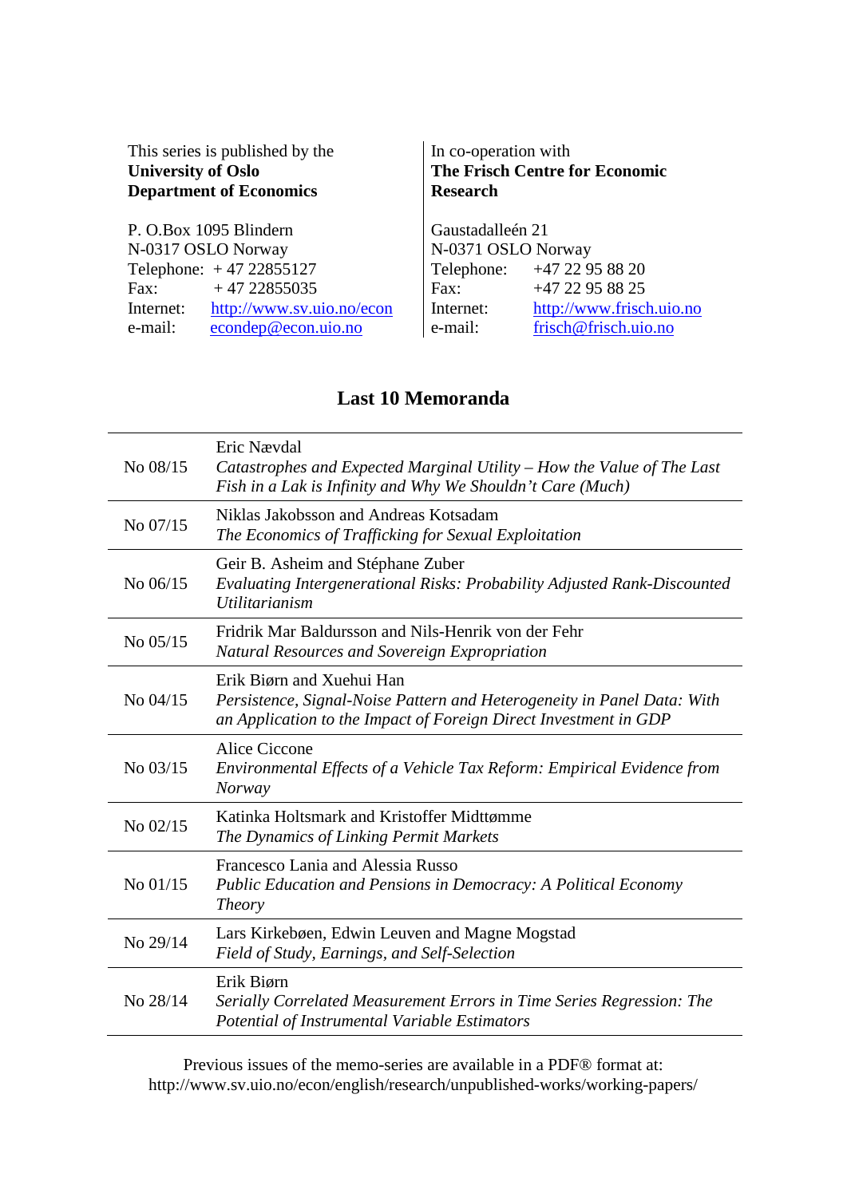This series is published by the
**University of Oslo**
**Department of Economics**

P. O.Box 1095 Blindern
N-0317 OSLO Norway
Telephone: + 47 22855127
Fax: + 47 22855035
Internet: http://www.sv.uio.no/econ
e-mail: econdep@econ.uio.no

In co-operation with
**The Frisch Centre for Economic Research**

Gaustadalleén 21
N-0371 OSLO Norway
Telephone: +47 22 95 88 20
Fax: +47 22 95 88 25
Internet: http://www.frisch.uio.no
e-mail: frisch@frisch.uio.no

## Last 10 Memoranda

| | |
|---|---|
| No 08/15 | Eric Nævdal<br>*Catastrophes and Expected Marginal Utility – How the Value of The Last Fish in a Lak is Infinity and Why We Shouldn't Care (Much)* |
| No 07/15 | Niklas Jakobsson and Andreas Kotsadam<br>*The Economics of Trafficking for Sexual Exploitation* |
| No 06/15 | Geir B. Asheim and Stéphane Zuber<br>*Evaluating Intergenerational Risks: Probability Adjusted Rank-Discounted Utilitarianism* |
| No 05/15 | Fridrik Mar Baldursson and Nils-Henrik von der Fehr<br>*Natural Resources and Sovereign Expropriation* |
| No 04/15 | Erik Biørn and Xuehui Han<br>*Persistence, Signal-Noise Pattern and Heterogeneity in Panel Data: With an Application to the Impact of Foreign Direct Investment in GDP* |
| No 03/15 | Alice Ciccone<br>*Environmental Effects of a Vehicle Tax Reform: Empirical Evidence from Norway* |
| No 02/15 | Katinka Holtsmark and Kristoffer Midttømme<br>*The Dynamics of Linking Permit Markets* |
| No 01/15 | Francesco Lania and Alessia Russo<br>*Public Education and Pensions in Democracy: A Political Economy Theory* |
| No 29/14 | Lars Kirkebøen, Edwin Leuven and Magne Mogstad<br>*Field of Study, Earnings, and Self-Selection* |
| No 28/14 | Erik Biørn<br>*Serially Correlated Measurement Errors in Time Series Regression: The Potential of Instrumental Variable Estimators* |

Previous issues of the memo-series are available in a PDF® format at:
http://www.sv.uio.no/econ/english/research/unpublished-works/working-papers/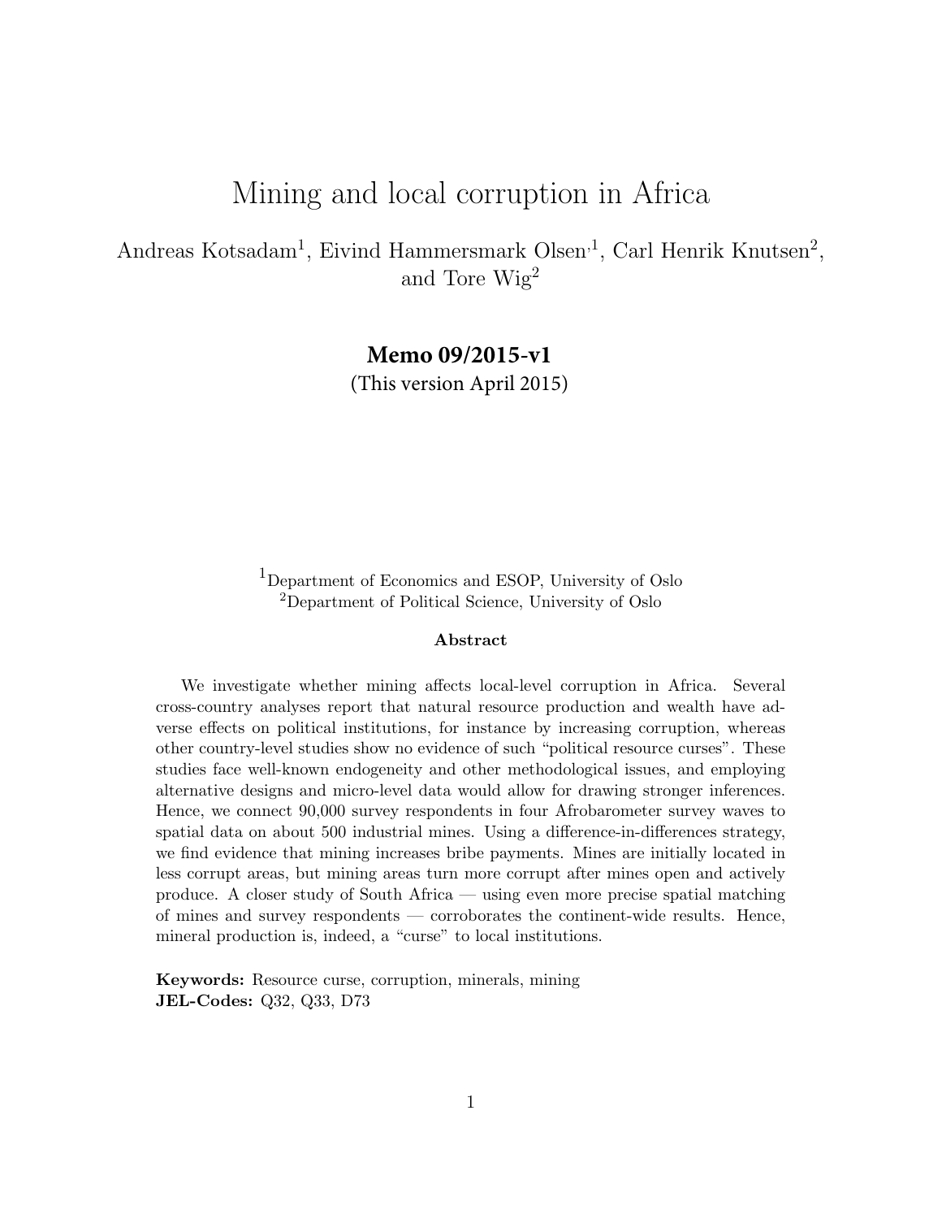// Mining and local corruption in Africa

Andreas Kotsadam[1], Eivind Hammersmark Olsen[1], Carl Henrik Knutsen[2], and Tore Wig[2]

**Memo 09/2015-v1**

(This version April 2015)

[1]Department of Economics and ESOP, University of Oslo
[2]Department of Political Science, University of Oslo

**Abstract**

We investigate whether mining affects local-level corruption in Africa. Several cross-country analyses report that natural resource production and wealth have adverse effects on political institutions, for instance by increasing corruption, whereas other country-level studies show no evidence of such "political resource curses". These studies face well-known endogeneity and other methodological issues, and employing alternative designs and micro-level data would allow for drawing stronger inferences. Hence, we connect 90,000 survey respondents in four Afrobarometer survey waves to spatial data on about 500 industrial mines. Using a difference-in-differences strategy, we find evidence that mining increases bribe payments. Mines are initially located in less corrupt areas, but mining areas turn more corrupt after mines open and actively produce. A closer study of South Africa — using even more precise spatial matching of mines and survey respondents — corroborates the continent-wide results. Hence, mineral production is, indeed, a "curse" to local institutions.

**Keywords:** Resource curse, corruption, minerals, mining
**JEL-Codes:** Q32, Q33, D73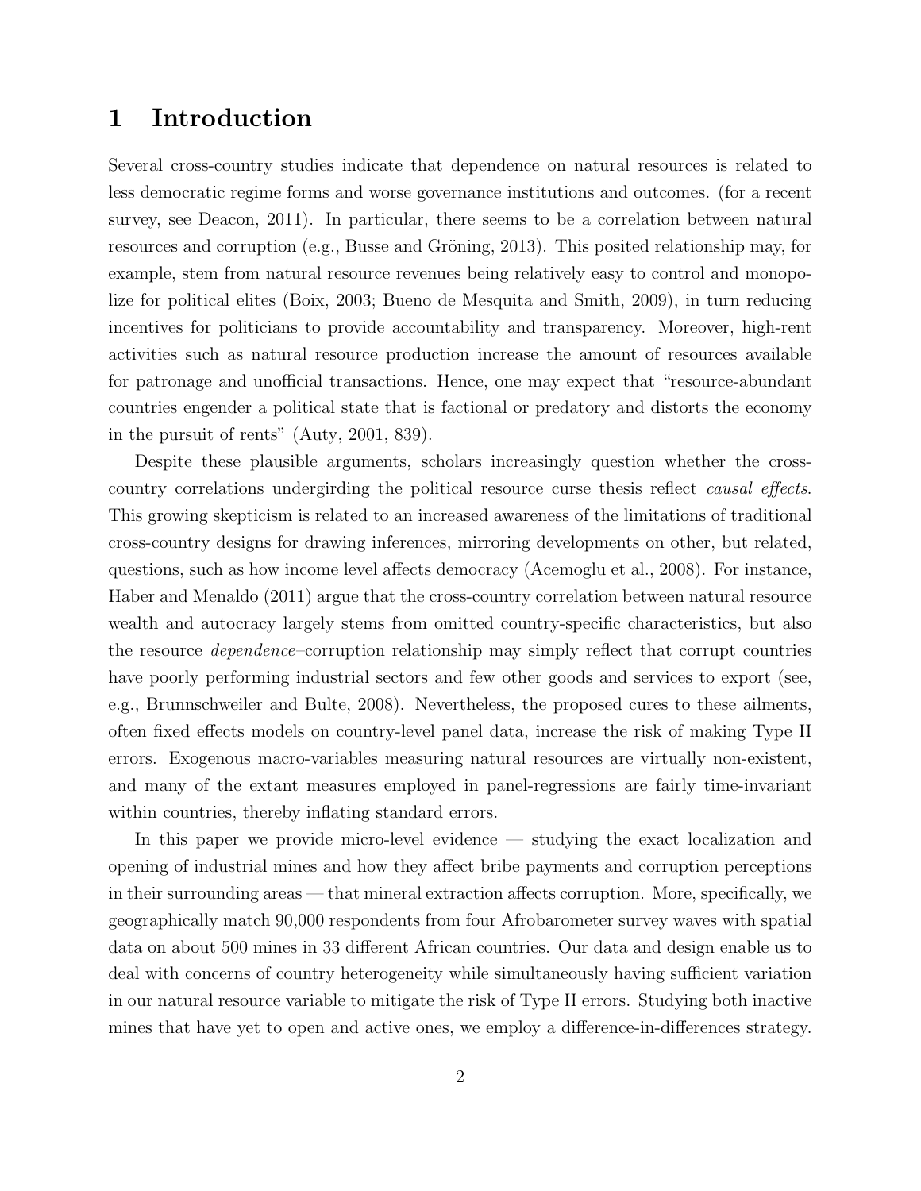# 1 Introduction

Several cross-country studies indicate that dependence on natural resources is related to less democratic regime forms and worse governance institutions and outcomes. (for a recent survey, see Deacon, 2011). In particular, there seems to be a correlation between natural resources and corruption (e.g., Busse and Gröning, 2013). This posited relationship may, for example, stem from natural resource revenues being relatively easy to control and monopolize for political elites (Boix, 2003; Bueno de Mesquita and Smith, 2009), in turn reducing incentives for politicians to provide accountability and transparency. Moreover, high-rent activities such as natural resource production increase the amount of resources available for patronage and unofficial transactions. Hence, one may expect that "resource-abundant countries engender a political state that is factional or predatory and distorts the economy in the pursuit of rents" (Auty, 2001, 839).

Despite these plausible arguments, scholars increasingly question whether the cross-country correlations undergirding the political resource curse thesis reflect *causal effects*. This growing skepticism is related to an increased awareness of the limitations of traditional cross-country designs for drawing inferences, mirroring developments on other, but related, questions, such as how income level affects democracy (Acemoglu et al., 2008). For instance, Haber and Menaldo (2011) argue that the cross-country correlation between natural resource wealth and autocracy largely stems from omitted country-specific characteristics, but also the resource *dependence*–corruption relationship may simply reflect that corrupt countries have poorly performing industrial sectors and few other goods and services to export (see, e.g., Brunnschweiler and Bulte, 2008). Nevertheless, the proposed cures to these ailments, often fixed effects models on country-level panel data, increase the risk of making Type II errors. Exogenous macro-variables measuring natural resources are virtually non-existent, and many of the extant measures employed in panel-regressions are fairly time-invariant within countries, thereby inflating standard errors.

In this paper we provide micro-level evidence — studying the exact localization and opening of industrial mines and how they affect bribe payments and corruption perceptions in their surrounding areas — that mineral extraction affects corruption. More, specifically, we geographically match 90,000 respondents from four Afrobarometer survey waves with spatial data on about 500 mines in 33 different African countries. Our data and design enable us to deal with concerns of country heterogeneity while simultaneously having sufficient variation in our natural resource variable to mitigate the risk of Type II errors. Studying both inactive mines that have yet to open and active ones, we employ a difference-in-differences strategy.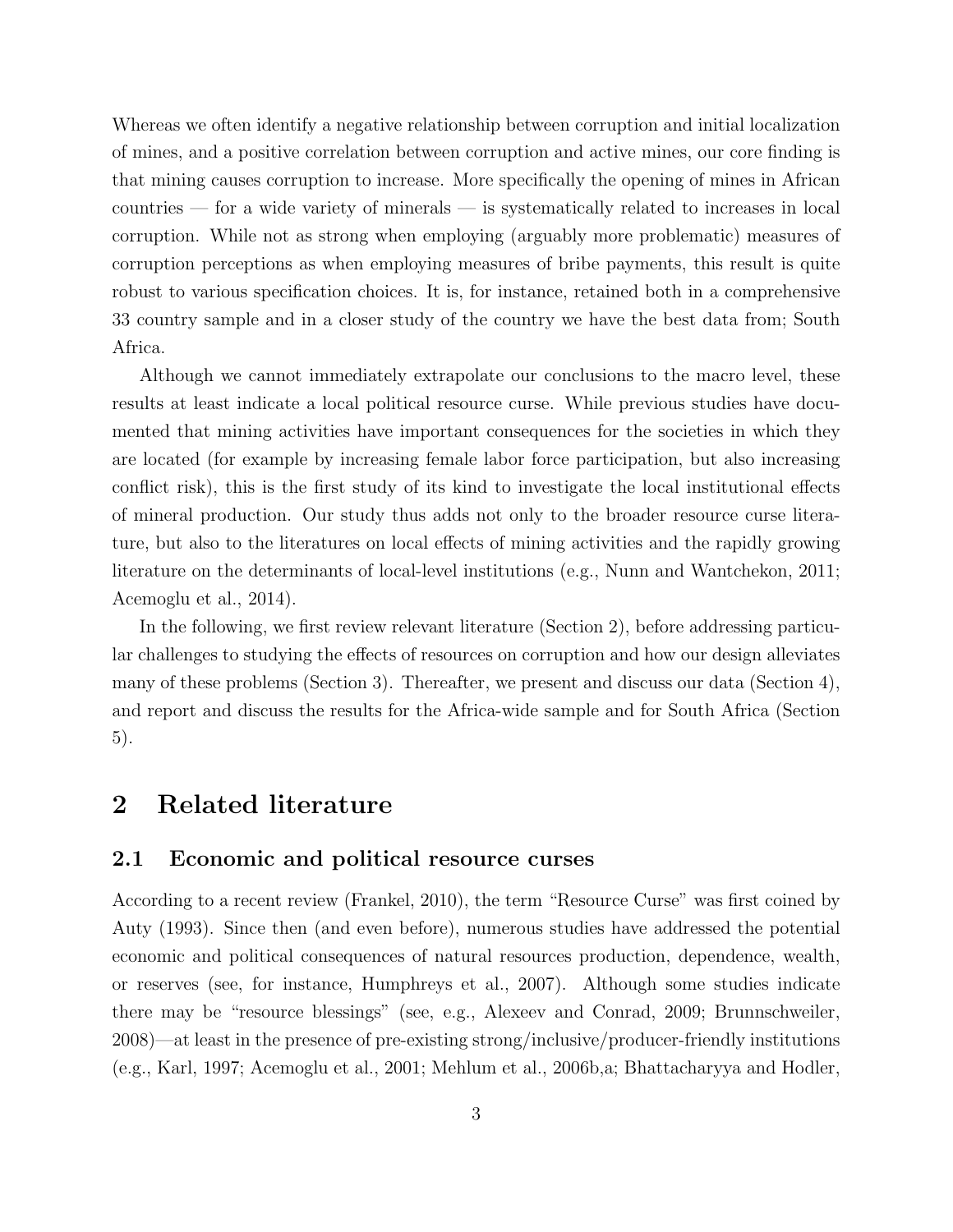Whereas we often identify a negative relationship between corruption and initial localization of mines, and a positive correlation between corruption and active mines, our core finding is that mining causes corruption to increase. More specifically the opening of mines in African countries — for a wide variety of minerals — is systematically related to increases in local corruption. While not as strong when employing (arguably more problematic) measures of corruption perceptions as when employing measures of bribe payments, this result is quite robust to various specification choices. It is, for instance, retained both in a comprehensive 33 country sample and in a closer study of the country we have the best data from; South Africa.

Although we cannot immediately extrapolate our conclusions to the macro level, these results at least indicate a local political resource curse. While previous studies have documented that mining activities have important consequences for the societies in which they are located (for example by increasing female labor force participation, but also increasing conflict risk), this is the first study of its kind to investigate the local institutional effects of mineral production. Our study thus adds not only to the broader resource curse literature, but also to the literatures on local effects of mining activities and the rapidly growing literature on the determinants of local-level institutions (e.g., Nunn and Wantchekon, 2011; Acemoglu et al., 2014).

In the following, we first review relevant literature (Section 2), before addressing particular challenges to studying the effects of resources on corruption and how our design alleviates many of these problems (Section 3). Thereafter, we present and discuss our data (Section 4), and report and discuss the results for the Africa-wide sample and for South Africa (Section 5).

## 2 Related literature

### 2.1 Economic and political resource curses

According to a recent review (Frankel, 2010), the term "Resource Curse" was first coined by Auty (1993). Since then (and even before), numerous studies have addressed the potential economic and political consequences of natural resources production, dependence, wealth, or reserves (see, for instance, Humphreys et al., 2007). Although some studies indicate there may be "resource blessings" (see, e.g., Alexeev and Conrad, 2009; Brunnschweiler, 2008)—at least in the presence of pre-existing strong/inclusive/producer-friendly institutions (e.g., Karl, 1997; Acemoglu et al., 2001; Mehlum et al., 2006b,a; Bhattacharyya and Hodler,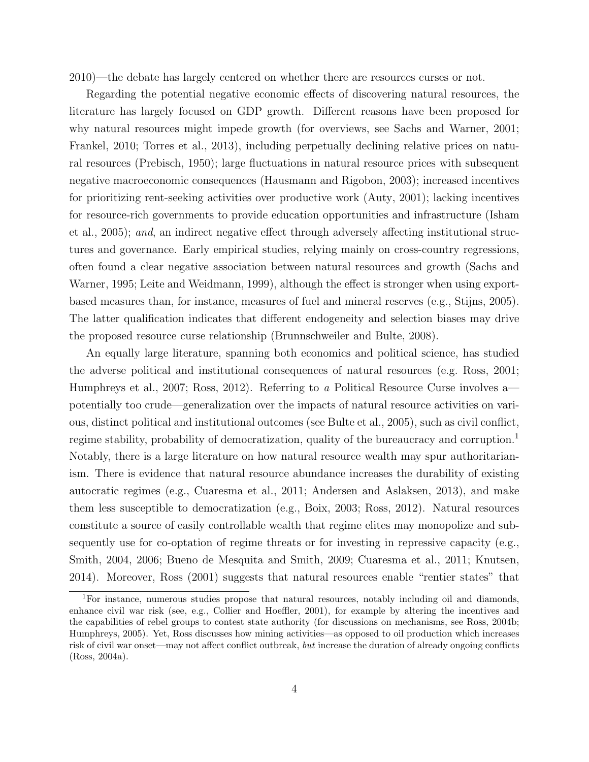2010)—the debate has largely centered on whether there are resources curses or not.

Regarding the potential negative economic effects of discovering natural resources, the literature has largely focused on GDP growth. Different reasons have been proposed for why natural resources might impede growth (for overviews, see Sachs and Warner, 2001; Frankel, 2010; Torres et al., 2013), including perpetually declining relative prices on natural resources (Prebisch, 1950); large fluctuations in natural resource prices with subsequent negative macroeconomic consequences (Hausmann and Rigobon, 2003); increased incentives for prioritizing rent-seeking activities over productive work (Auty, 2001); lacking incentives for resource-rich governments to provide education opportunities and infrastructure (Isham et al., 2005); *and*, an indirect negative effect through adversely affecting institutional structures and governance. Early empirical studies, relying mainly on cross-country regressions, often found a clear negative association between natural resources and growth (Sachs and Warner, 1995; Leite and Weidmann, 1999), although the effect is stronger when using export-based measures than, for instance, measures of fuel and mineral reserves (e.g., Stijns, 2005). The latter qualification indicates that different endogeneity and selection biases may drive the proposed resource curse relationship (Brunnschweiler and Bulte, 2008).

An equally large literature, spanning both economics and political science, has studied the adverse political and institutional consequences of natural resources (e.g. Ross, 2001; Humphreys et al., 2007; Ross, 2012). Referring to *a* Political Resource Curse involves a—potentially too crude—generalization over the impacts of natural resource activities on various, distinct political and institutional outcomes (see Bulte et al., 2005), such as civil conflict, regime stability, probability of democratization, quality of the bureaucracy and corruption.[1] Notably, there is a large literature on how natural resource wealth may spur authoritarianism. There is evidence that natural resource abundance increases the durability of existing autocratic regimes (e.g., Cuaresma et al., 2011; Andersen and Aslaksen, 2013), and make them less susceptible to democratization (e.g., Boix, 2003; Ross, 2012). Natural resources constitute a source of easily controllable wealth that regime elites may monopolize and subsequently use for co-optation of regime threats or for investing in repressive capacity (e.g., Smith, 2004, 2006; Bueno de Mesquita and Smith, 2009; Cuaresma et al., 2011; Knutsen, 2014). Moreover, Ross (2001) suggests that natural resources enable "rentier states" that

[1] For instance, numerous studies propose that natural resources, notably including oil and diamonds, enhance civil war risk (see, e.g., Collier and Hoeffler, 2001), for example by altering the incentives and the capabilities of rebel groups to contest state authority (for discussions on mechanisms, see Ross, 2004b; Humphreys, 2005). Yet, Ross discusses how mining activities—as opposed to oil production which increases risk of civil war onset—may not affect conflict outbreak, *but* increase the duration of already ongoing conflicts (Ross, 2004a).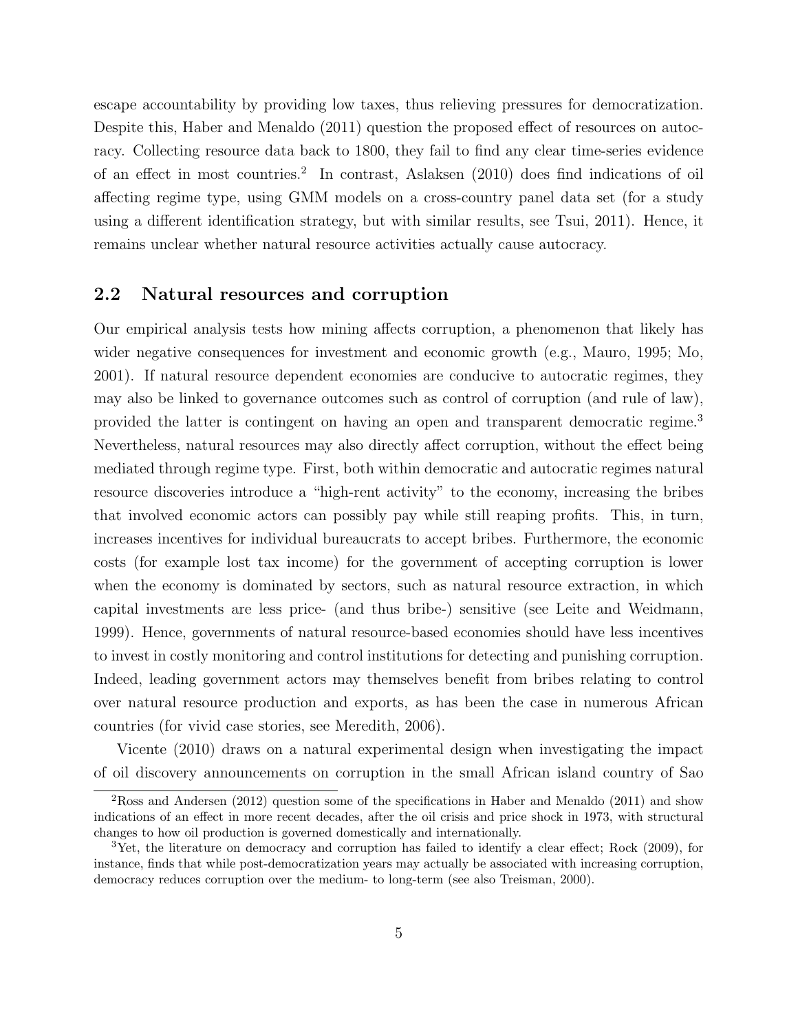escape accountability by providing low taxes, thus relieving pressures for democratization. Despite this, Haber and Menaldo (2011) question the proposed effect of resources on autocracy. Collecting resource data back to 1800, they fail to find any clear time-series evidence of an effect in most countries.[2] In contrast, Aslaksen (2010) does find indications of oil affecting regime type, using GMM models on a cross-country panel data set (for a study using a different identification strategy, but with similar results, see Tsui, 2011). Hence, it remains unclear whether natural resource activities actually cause autocracy.

## 2.2 Natural resources and corruption

Our empirical analysis tests how mining affects corruption, a phenomenon that likely has wider negative consequences for investment and economic growth (e.g., Mauro, 1995; Mo, 2001). If natural resource dependent economies are conducive to autocratic regimes, they may also be linked to governance outcomes such as control of corruption (and rule of law), provided the latter is contingent on having an open and transparent democratic regime.[3] Nevertheless, natural resources may also directly affect corruption, without the effect being mediated through regime type. First, both within democratic and autocratic regimes natural resource discoveries introduce a "high-rent activity" to the economy, increasing the bribes that involved economic actors can possibly pay while still reaping profits. This, in turn, increases incentives for individual bureaucrats to accept bribes. Furthermore, the economic costs (for example lost tax income) for the government of accepting corruption is lower when the economy is dominated by sectors, such as natural resource extraction, in which capital investments are less price- (and thus bribe-) sensitive (see Leite and Weidmann, 1999). Hence, governments of natural resource-based economies should have less incentives to invest in costly monitoring and control institutions for detecting and punishing corruption. Indeed, leading government actors may themselves benefit from bribes relating to control over natural resource production and exports, as has been the case in numerous African countries (for vivid case stories, see Meredith, 2006).

Vicente (2010) draws on a natural experimental design when investigating the impact of oil discovery announcements on corruption in the small African island country of Sao

[2] Ross and Andersen (2012) question some of the specifications in Haber and Menaldo (2011) and show indications of an effect in more recent decades, after the oil crisis and price shock in 1973, with structural changes to how oil production is governed domestically and internationally.

[3] Yet, the literature on democracy and corruption has failed to identify a clear effect; Rock (2009), for instance, finds that while post-democratization years may actually be associated with increasing corruption, democracy reduces corruption over the medium- to long-term (see also Treisman, 2000).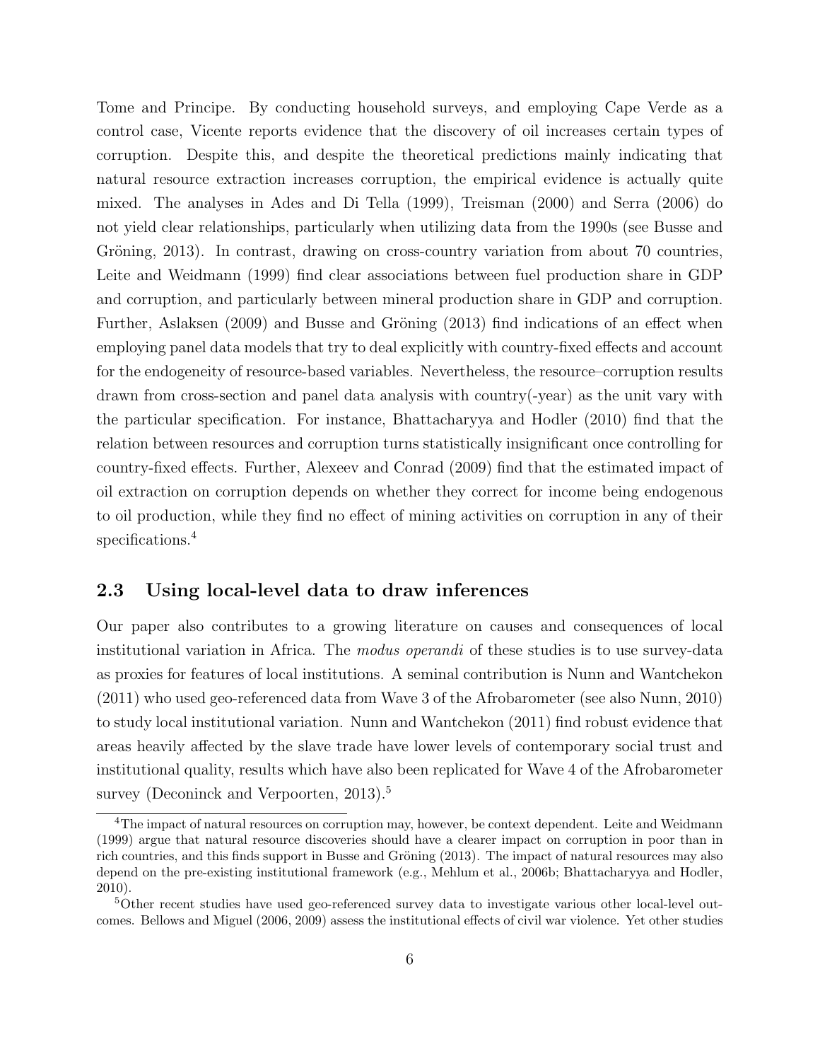Tome and Principe. By conducting household surveys, and employing Cape Verde as a control case, Vicente reports evidence that the discovery of oil increases certain types of corruption. Despite this, and despite the theoretical predictions mainly indicating that natural resource extraction increases corruption, the empirical evidence is actually quite mixed. The analyses in Ades and Di Tella (1999), Treisman (2000) and Serra (2006) do not yield clear relationships, particularly when utilizing data from the 1990s (see Busse and Gröning, 2013). In contrast, drawing on cross-country variation from about 70 countries, Leite and Weidmann (1999) find clear associations between fuel production share in GDP and corruption, and particularly between mineral production share in GDP and corruption. Further, Aslaksen (2009) and Busse and Gröning (2013) find indications of an effect when employing panel data models that try to deal explicitly with country-fixed effects and account for the endogeneity of resource-based variables. Nevertheless, the resource–corruption results drawn from cross-section and panel data analysis with country(-year) as the unit vary with the particular specification. For instance, Bhattacharyya and Hodler (2010) find that the relation between resources and corruption turns statistically insignificant once controlling for country-fixed effects. Further, Alexeev and Conrad (2009) find that the estimated impact of oil extraction on corruption depends on whether they correct for income being endogenous to oil production, while they find no effect of mining activities on corruption in any of their specifications.[4]

## 2.3 Using local-level data to draw inferences

Our paper also contributes to a growing literature on causes and consequences of local institutional variation in Africa. The *modus operandi* of these studies is to use survey-data as proxies for features of local institutions. A seminal contribution is Nunn and Wantchekon (2011) who used geo-referenced data from Wave 3 of the Afrobarometer (see also Nunn, 2010) to study local institutional variation. Nunn and Wantchekon (2011) find robust evidence that areas heavily affected by the slave trade have lower levels of contemporary social trust and institutional quality, results which have also been replicated for Wave 4 of the Afrobarometer survey (Deconinck and Verpoorten, 2013).[5]

[4] The impact of natural resources on corruption may, however, be context dependent. Leite and Weidmann (1999) argue that natural resource discoveries should have a clearer impact on corruption in poor than in rich countries, and this finds support in Busse and Gröning (2013). The impact of natural resources may also depend on the pre-existing institutional framework (e.g., Mehlum et al., 2006b; Bhattacharyya and Hodler, 2010).

[5] Other recent studies have used geo-referenced survey data to investigate various other local-level outcomes. Bellows and Miguel (2006, 2009) assess the institutional effects of civil war violence. Yet other studies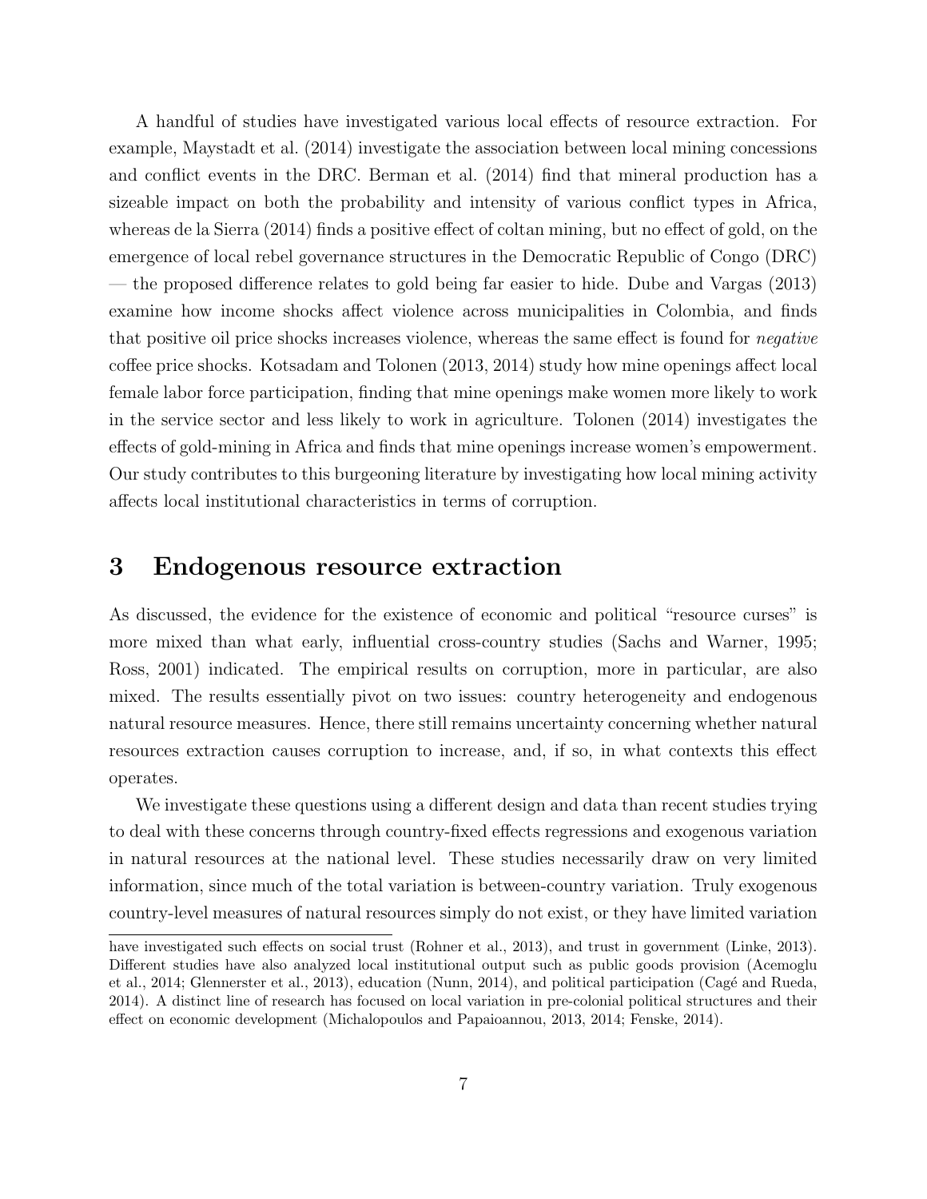A handful of studies have investigated various local effects of resource extraction. For example, Maystadt et al. (2014) investigate the association between local mining concessions and conflict events in the DRC. Berman et al. (2014) find that mineral production has a sizeable impact on both the probability and intensity of various conflict types in Africa, whereas de la Sierra (2014) finds a positive effect of coltan mining, but no effect of gold, on the emergence of local rebel governance structures in the Democratic Republic of Congo (DRC) — the proposed difference relates to gold being far easier to hide. Dube and Vargas (2013) examine how income shocks affect violence across municipalities in Colombia, and finds that positive oil price shocks increases violence, whereas the same effect is found for *negative* coffee price shocks. Kotsadam and Tolonen (2013, 2014) study how mine openings affect local female labor force participation, finding that mine openings make women more likely to work in the service sector and less likely to work in agriculture. Tolonen (2014) investigates the effects of gold-mining in Africa and finds that mine openings increase women's empowerment. Our study contributes to this burgeoning literature by investigating how local mining activity affects local institutional characteristics in terms of corruption.

# 3 Endogenous resource extraction

As discussed, the evidence for the existence of economic and political "resource curses" is more mixed than what early, influential cross-country studies (Sachs and Warner, 1995; Ross, 2001) indicated. The empirical results on corruption, more in particular, are also mixed. The results essentially pivot on two issues: country heterogeneity and endogenous natural resource measures. Hence, there still remains uncertainty concerning whether natural resources extraction causes corruption to increase, and, if so, in what contexts this effect operates.

We investigate these questions using a different design and data than recent studies trying to deal with these concerns through country-fixed effects regressions and exogenous variation in natural resources at the national level. These studies necessarily draw on very limited information, since much of the total variation is between-country variation. Truly exogenous country-level measures of natural resources simply do not exist, or they have limited variation

have investigated such effects on social trust (Rohner et al., 2013), and trust in government (Linke, 2013). Different studies have also analyzed local institutional output such as public goods provision (Acemoglu et al., 2014; Glennerster et al., 2013), education (Nunn, 2014), and political participation (Cagé and Rueda, 2014). A distinct line of research has focused on local variation in pre-colonial political structures and their effect on economic development (Michalopoulos and Papaioannou, 2013, 2014; Fenske, 2014).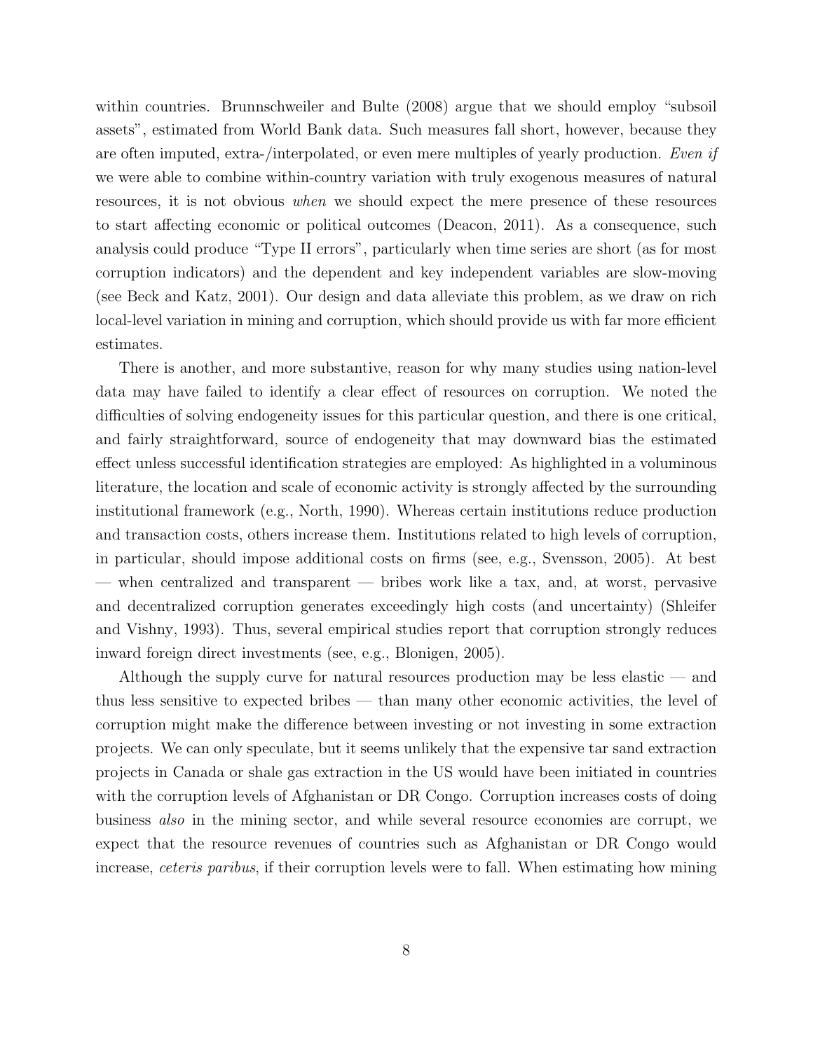within countries. Brunnschweiler and Bulte (2008) argue that we should employ "subsoil assets", estimated from World Bank data. Such measures fall short, however, because they are often imputed, extra-/interpolated, or even mere multiples of yearly production. *Even if* we were able to combine within-country variation with truly exogenous measures of natural resources, it is not obvious *when* we should expect the mere presence of these resources to start affecting economic or political outcomes (Deacon, 2011). As a consequence, such analysis could produce "Type II errors", particularly when time series are short (as for most corruption indicators) and the dependent and key independent variables are slow-moving (see Beck and Katz, 2001). Our design and data alleviate this problem, as we draw on rich local-level variation in mining and corruption, which should provide us with far more efficient estimates.

There is another, and more substantive, reason for why many studies using nation-level data may have failed to identify a clear effect of resources on corruption. We noted the difficulties of solving endogeneity issues for this particular question, and there is one critical, and fairly straightforward, source of endogeneity that may downward bias the estimated effect unless successful identification strategies are employed: As highlighted in a voluminous literature, the location and scale of economic activity is strongly affected by the surrounding institutional framework (e.g., North, 1990). Whereas certain institutions reduce production and transaction costs, others increase them. Institutions related to high levels of corruption, in particular, should impose additional costs on firms (see, e.g., Svensson, 2005). At best — when centralized and transparent — bribes work like a tax, and, at worst, pervasive and decentralized corruption generates exceedingly high costs (and uncertainty) (Shleifer and Vishny, 1993). Thus, several empirical studies report that corruption strongly reduces inward foreign direct investments (see, e.g., Blonigen, 2005).

Although the supply curve for natural resources production may be less elastic — and thus less sensitive to expected bribes — than many other economic activities, the level of corruption might make the difference between investing or not investing in some extraction projects. We can only speculate, but it seems unlikely that the expensive tar sand extraction projects in Canada or shale gas extraction in the US would have been initiated in countries with the corruption levels of Afghanistan or DR Congo. Corruption increases costs of doing business *also* in the mining sector, and while several resource economies are corrupt, we expect that the resource revenues of countries such as Afghanistan or DR Congo would increase, *ceteris paribus*, if their corruption levels were to fall. When estimating how mining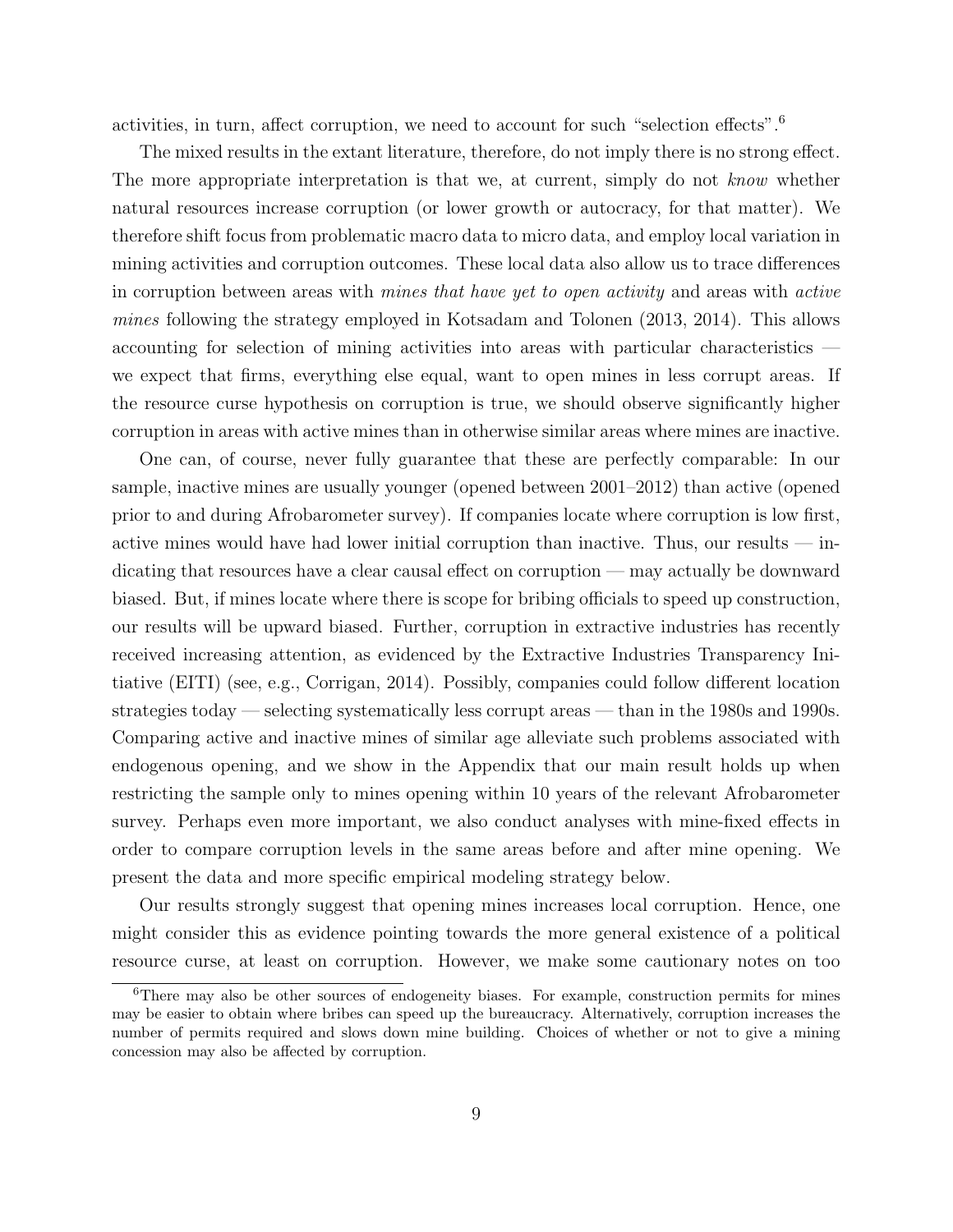activities, in turn, affect corruption, we need to account for such "selection effects".[6]

The mixed results in the extant literature, therefore, do not imply there is no strong effect. The more appropriate interpretation is that we, at current, simply do not *know* whether natural resources increase corruption (or lower growth or autocracy, for that matter). We therefore shift focus from problematic macro data to micro data, and employ local variation in mining activities and corruption outcomes. These local data also allow us to trace differences in corruption between areas with *mines that have yet to open activity* and areas with *active mines* following the strategy employed in Kotsadam and Tolonen (2013, 2014). This allows accounting for selection of mining activities into areas with particular characteristics — we expect that firms, everything else equal, want to open mines in less corrupt areas. If the resource curse hypothesis on corruption is true, we should observe significantly higher corruption in areas with active mines than in otherwise similar areas where mines are inactive.

One can, of course, never fully guarantee that these are perfectly comparable: In our sample, inactive mines are usually younger (opened between 2001–2012) than active (opened prior to and during Afrobarometer survey). If companies locate where corruption is low first, active mines would have had lower initial corruption than inactive. Thus, our results — indicating that resources have a clear causal effect on corruption — may actually be downward biased. But, if mines locate where there is scope for bribing officials to speed up construction, our results will be upward biased. Further, corruption in extractive industries has recently received increasing attention, as evidenced by the Extractive Industries Transparency Initiative (EITI) (see, e.g., Corrigan, 2014). Possibly, companies could follow different location strategies today — selecting systematically less corrupt areas — than in the 1980s and 1990s. Comparing active and inactive mines of similar age alleviate such problems associated with endogenous opening, and we show in the Appendix that our main result holds up when restricting the sample only to mines opening within 10 years of the relevant Afrobarometer survey. Perhaps even more important, we also conduct analyses with mine-fixed effects in order to compare corruption levels in the same areas before and after mine opening. We present the data and more specific empirical modeling strategy below.

Our results strongly suggest that opening mines increases local corruption. Hence, one might consider this as evidence pointing towards the more general existence of a political resource curse, at least on corruption. However, we make some cautionary notes on too

[6]There may also be other sources of endogeneity biases. For example, construction permits for mines may be easier to obtain where bribes can speed up the bureaucracy. Alternatively, corruption increases the number of permits required and slows down mine building. Choices of whether or not to give a mining concession may also be affected by corruption.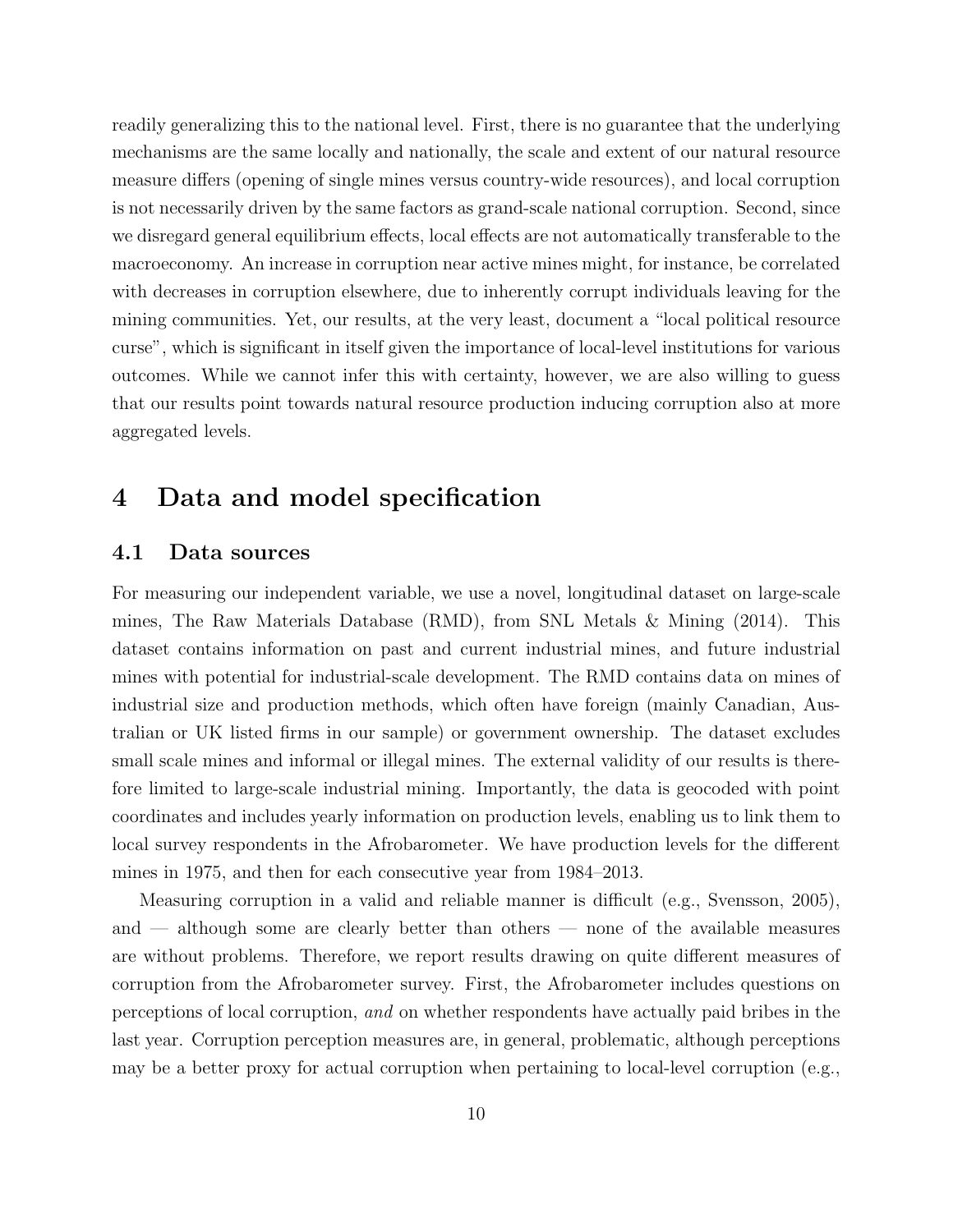readily generalizing this to the national level. First, there is no guarantee that the underlying mechanisms are the same locally and nationally, the scale and extent of our natural resource measure differs (opening of single mines versus country-wide resources), and local corruption is not necessarily driven by the same factors as grand-scale national corruption. Second, since we disregard general equilibrium effects, local effects are not automatically transferable to the macroeconomy. An increase in corruption near active mines might, for instance, be correlated with decreases in corruption elsewhere, due to inherently corrupt individuals leaving for the mining communities. Yet, our results, at the very least, document a "local political resource curse", which is significant in itself given the importance of local-level institutions for various outcomes. While we cannot infer this with certainty, however, we are also willing to guess that our results point towards natural resource production inducing corruption also at more aggregated levels.

# 4 Data and model specification

## 4.1 Data sources

For measuring our independent variable, we use a novel, longitudinal dataset on large-scale mines, The Raw Materials Database (RMD), from SNL Metals & Mining (2014). This dataset contains information on past and current industrial mines, and future industrial mines with potential for industrial-scale development. The RMD contains data on mines of industrial size and production methods, which often have foreign (mainly Canadian, Australian or UK listed firms in our sample) or government ownership. The dataset excludes small scale mines and informal or illegal mines. The external validity of our results is therefore limited to large-scale industrial mining. Importantly, the data is geocoded with point coordinates and includes yearly information on production levels, enabling us to link them to local survey respondents in the Afrobarometer. We have production levels for the different mines in 1975, and then for each consecutive year from 1984–2013.

Measuring corruption in a valid and reliable manner is difficult (e.g., Svensson, 2005), and — although some are clearly better than others — none of the available measures are without problems. Therefore, we report results drawing on quite different measures of corruption from the Afrobarometer survey. First, the Afrobarometer includes questions on perceptions of local corruption, *and* on whether respondents have actually paid bribes in the last year. Corruption perception measures are, in general, problematic, although perceptions may be a better proxy for actual corruption when pertaining to local-level corruption (e.g.,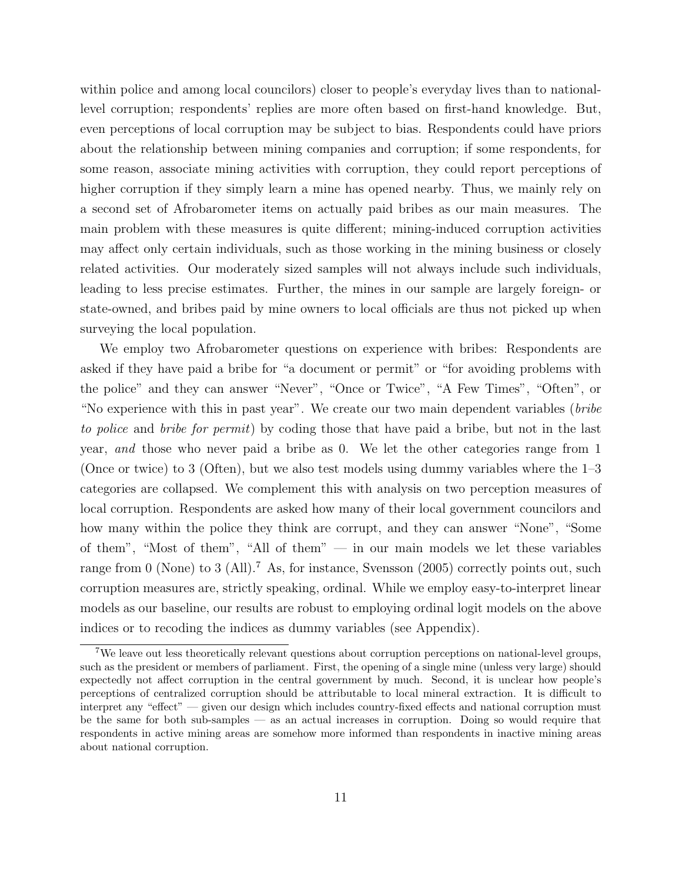within police and among local councilors) closer to people's everyday lives than to national-level corruption; respondents' replies are more often based on first-hand knowledge. But, even perceptions of local corruption may be subject to bias. Respondents could have priors about the relationship between mining companies and corruption; if some respondents, for some reason, associate mining activities with corruption, they could report perceptions of higher corruption if they simply learn a mine has opened nearby. Thus, we mainly rely on a second set of Afrobarometer items on actually paid bribes as our main measures. The main problem with these measures is quite different; mining-induced corruption activities may affect only certain individuals, such as those working in the mining business or closely related activities. Our moderately sized samples will not always include such individuals, leading to less precise estimates. Further, the mines in our sample are largely foreign- or state-owned, and bribes paid by mine owners to local officials are thus not picked up when surveying the local population.

We employ two Afrobarometer questions on experience with bribes: Respondents are asked if they have paid a bribe for "a document or permit" or "for avoiding problems with the police" and they can answer "Never", "Once or Twice", "A Few Times", "Often", or "No experience with this in past year". We create our two main dependent variables (*bribe to police* and *bribe for permit*) by coding those that have paid a bribe, but not in the last year, *and* those who never paid a bribe as 0. We let the other categories range from 1 (Once or twice) to 3 (Often), but we also test models using dummy variables where the 1–3 categories are collapsed. We complement this with analysis on two perception measures of local corruption. Respondents are asked how many of their local government councilors and how many within the police they think are corrupt, and they can answer "None", "Some of them", "Most of them", "All of them" — in our main models we let these variables range from 0 (None) to 3 (All).[7] As, for instance, Svensson (2005) correctly points out, such corruption measures are, strictly speaking, ordinal. While we employ easy-to-interpret linear models as our baseline, our results are robust to employing ordinal logit models on the above indices or to recoding the indices as dummy variables (see Appendix).

[7] We leave out less theoretically relevant questions about corruption perceptions on national-level groups, such as the president or members of parliament. First, the opening of a single mine (unless very large) should expectedly not affect corruption in the central government by much. Second, it is unclear how people's perceptions of centralized corruption should be attributable to local mineral extraction. It is difficult to interpret any "effect" — given our design which includes country-fixed effects and national corruption must be the same for both sub-samples — as an actual increases in corruption. Doing so would require that respondents in active mining areas are somehow more informed than respondents in inactive mining areas about national corruption.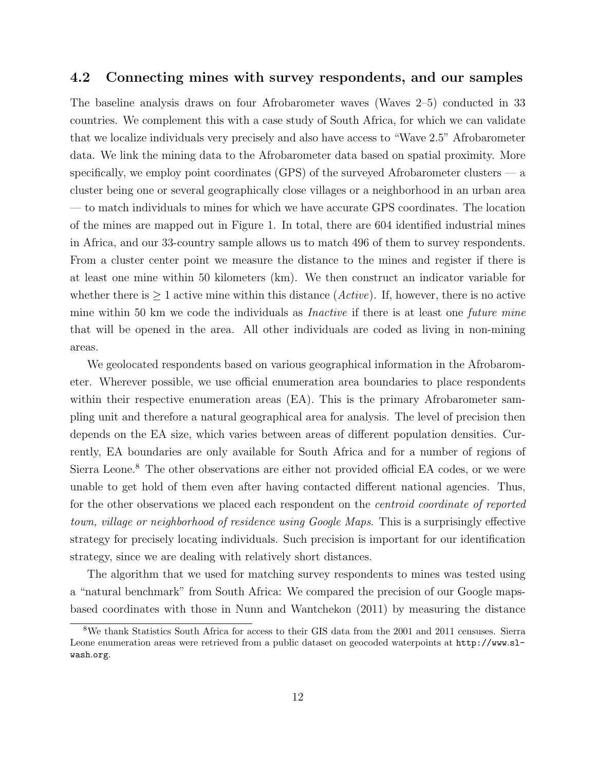## 4.2 Connecting mines with survey respondents, and our samples

The baseline analysis draws on four Afrobarometer waves (Waves 2–5) conducted in 33 countries. We complement this with a case study of South Africa, for which we can validate that we localize individuals very precisely and also have access to "Wave 2.5" Afrobarometer data. We link the mining data to the Afrobarometer data based on spatial proximity. More specifically, we employ point coordinates (GPS) of the surveyed Afrobarometer clusters — a cluster being one or several geographically close villages or a neighborhood in an urban area — to match individuals to mines for which we have accurate GPS coordinates. The location of the mines are mapped out in Figure 1. In total, there are 604 identified industrial mines in Africa, and our 33-country sample allows us to match 496 of them to survey respondents. From a cluster center point we measure the distance to the mines and register if there is at least one mine within 50 kilometers (km). We then construct an indicator variable for whether there is $\geq 1$ active mine within this distance (*Active*). If, however, there is no active mine within 50 km we code the individuals as *Inactive* if there is at least one *future mine* that will be opened in the area. All other individuals are coded as living in non-mining areas.

We geolocated respondents based on various geographical information in the Afrobarometer. Wherever possible, we use official enumeration area boundaries to place respondents within their respective enumeration areas (EA). This is the primary Afrobarometer sampling unit and therefore a natural geographical area for analysis. The level of precision then depends on the EA size, which varies between areas of different population densities. Currently, EA boundaries are only available for South Africa and for a number of regions of Sierra Leone.[8] The other observations are either not provided official EA codes, or we were unable to get hold of them even after having contacted different national agencies. Thus, for the other observations we placed each respondent on the *centroid coordinate of reported town, village or neighborhood of residence using Google Maps*. This is a surprisingly effective strategy for precisely locating individuals. Such precision is important for our identification strategy, since we are dealing with relatively short distances.

The algorithm that we used for matching survey respondents to mines was tested using a "natural benchmark" from South Africa: We compared the precision of our Google maps-based coordinates with those in Nunn and Wantchekon (2011) by measuring the distance

[8] We thank Statistics South Africa for access to their GIS data from the 2001 and 2011 censuses. Sierra Leone enumeration areas were retrieved from a public dataset on geocoded waterpoints at `http://www.sl-wash.org`.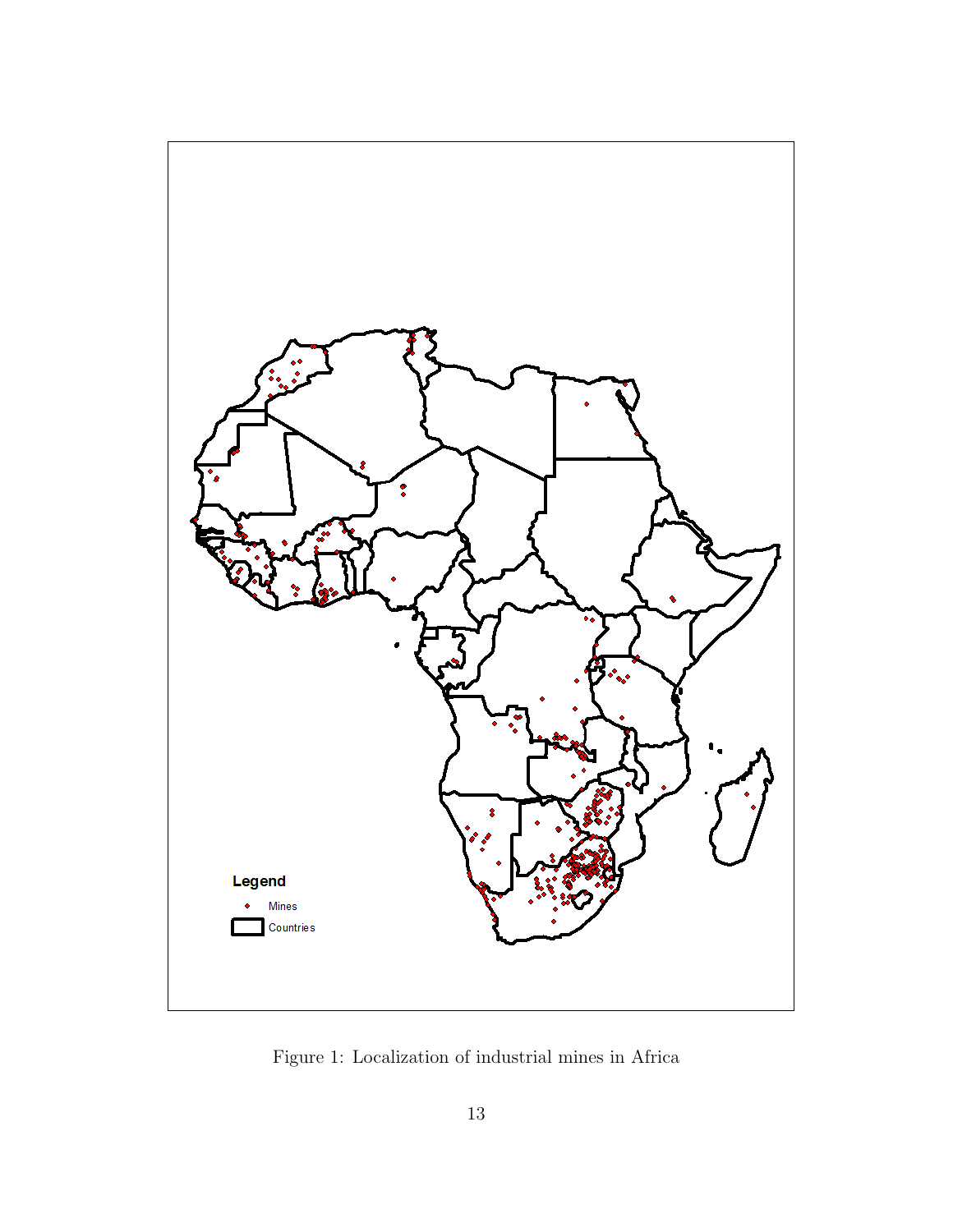Figure 1: Localization of industrial mines in Africa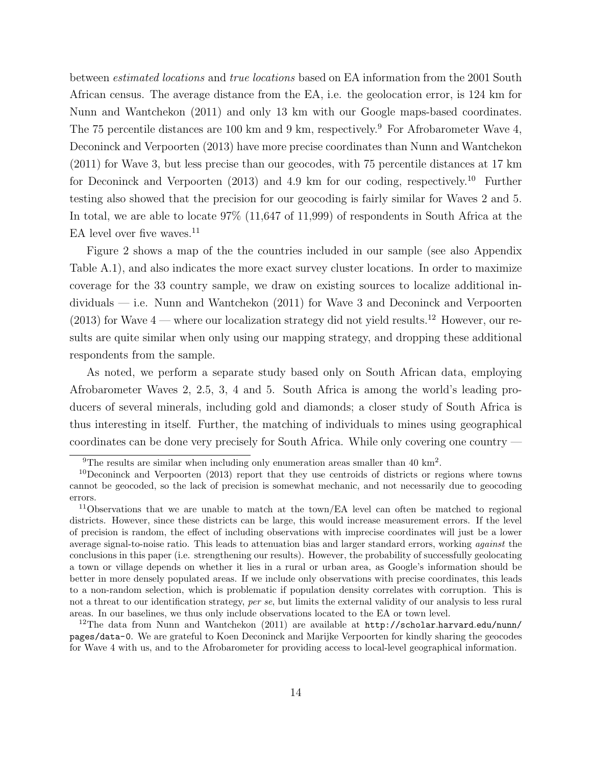between *estimated locations* and *true locations* based on EA information from the 2001 South African census. The average distance from the EA, i.e. the geolocation error, is 124 km for Nunn and Wantchekon (2011) and only 13 km with our Google maps-based coordinates. The 75 percentile distances are 100 km and 9 km, respectively.[9] For Afrobarometer Wave 4, Deconinck and Verpoorten (2013) have more precise coordinates than Nunn and Wantchekon (2011) for Wave 3, but less precise than our geocodes, with 75 percentile distances at 17 km for Deconinck and Verpoorten (2013) and 4.9 km for our coding, respectively.[10] Further testing also showed that the precision for our geocoding is fairly similar for Waves 2 and 5. In total, we are able to locate 97% (11,647 of 11,999) of respondents in South Africa at the EA level over five waves.[11]

Figure 2 shows a map of the the countries included in our sample (see also Appendix Table A.1), and also indicates the more exact survey cluster locations. In order to maximize coverage for the 33 country sample, we draw on existing sources to localize additional individuals — i.e. Nunn and Wantchekon (2011) for Wave 3 and Deconinck and Verpoorten (2013) for Wave 4 — where our localization strategy did not yield results.[12] However, our results are quite similar when only using our mapping strategy, and dropping these additional respondents from the sample.

As noted, we perform a separate study based only on South African data, employing Afrobarometer Waves 2, 2.5, 3, 4 and 5. South Africa is among the world's leading producers of several minerals, including gold and diamonds; a closer study of South Africa is thus interesting in itself. Further, the matching of individuals to mines using geographical coordinates can be done very precisely for South Africa. While only covering one country —

[9]The results are similar when including only enumeration areas smaller than 40 km$^2$.

[10]Deconinck and Verpoorten (2013) report that they use centroids of districts or regions where towns cannot be geocoded, so the lack of precision is somewhat mechanic, and not necessarily due to geocoding errors.

[11]Observations that we are unable to match at the town/EA level can often be matched to regional districts. However, since these districts can be large, this would increase measurement errors. If the level of precision is random, the effect of including observations with imprecise coordinates will just be a lower average signal-to-noise ratio. This leads to attenuation bias and larger standard errors, working *against* the conclusions in this paper (i.e. strengthening our results). However, the probability of successfully geolocating a town or village depends on whether it lies in a rural or urban area, as Google's information should be better in more densely populated areas. If we include only observations with precise coordinates, this leads to a non-random selection, which is problematic if population density correlates with corruption. This is not a threat to our identification strategy, *per se*, but limits the external validity of our analysis to less rural areas. In our baselines, we thus only include observations located to the EA or town level.

[12]The data from Nunn and Wantchekon (2011) are available at `http://scholar.harvard.edu/nunn/pages/data-0`. We are grateful to Koen Deconinck and Marijke Verpoorten for kindly sharing the geocodes for Wave 4 with us, and to the Afrobarometer for providing access to local-level geographical information.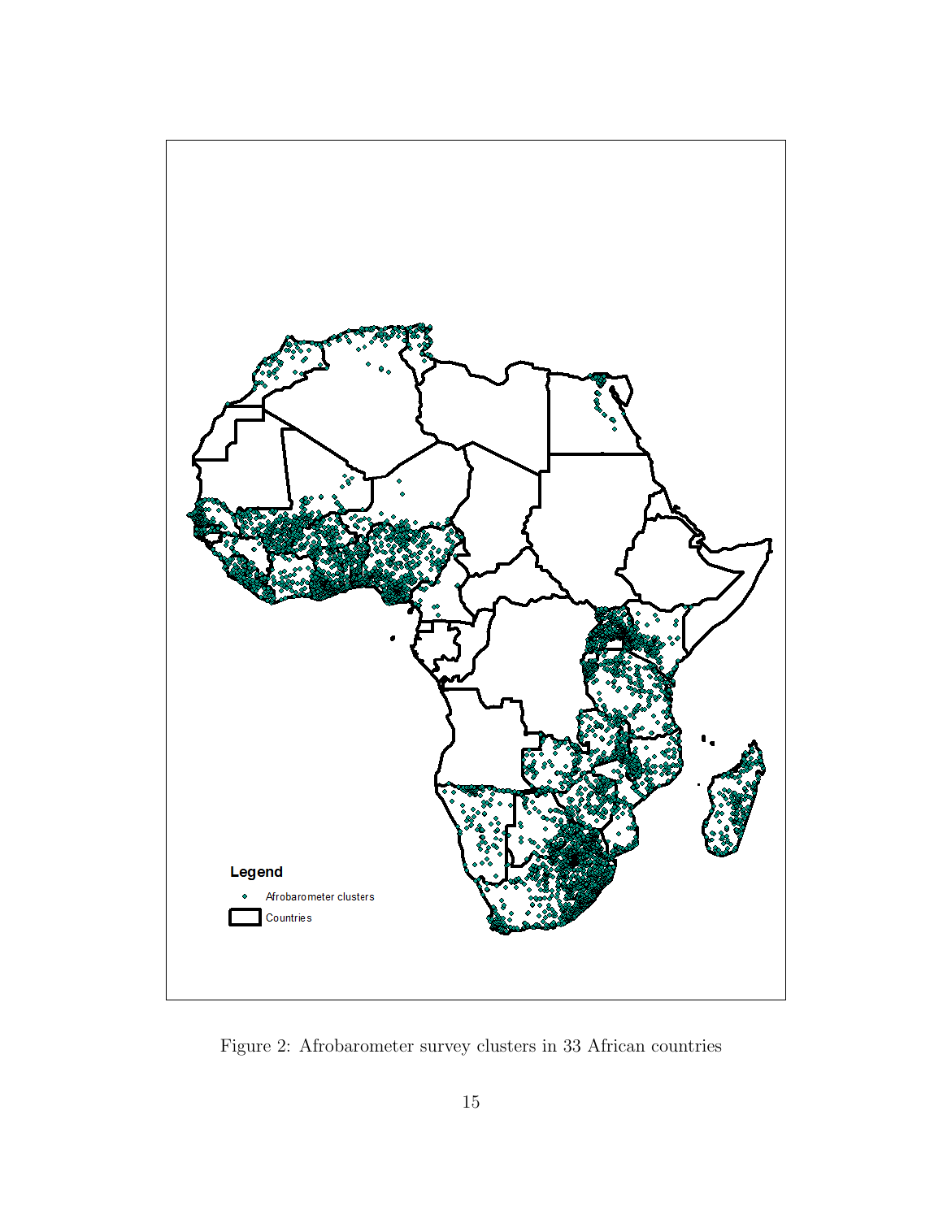Figure 2: Afrobarometer survey clusters in 33 African countries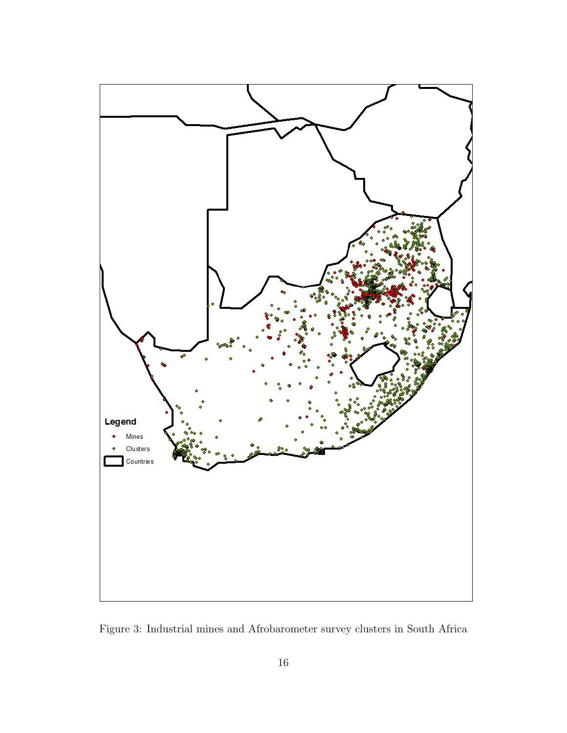Figure 3: Industrial mines and Afrobarometer survey clusters in South Africa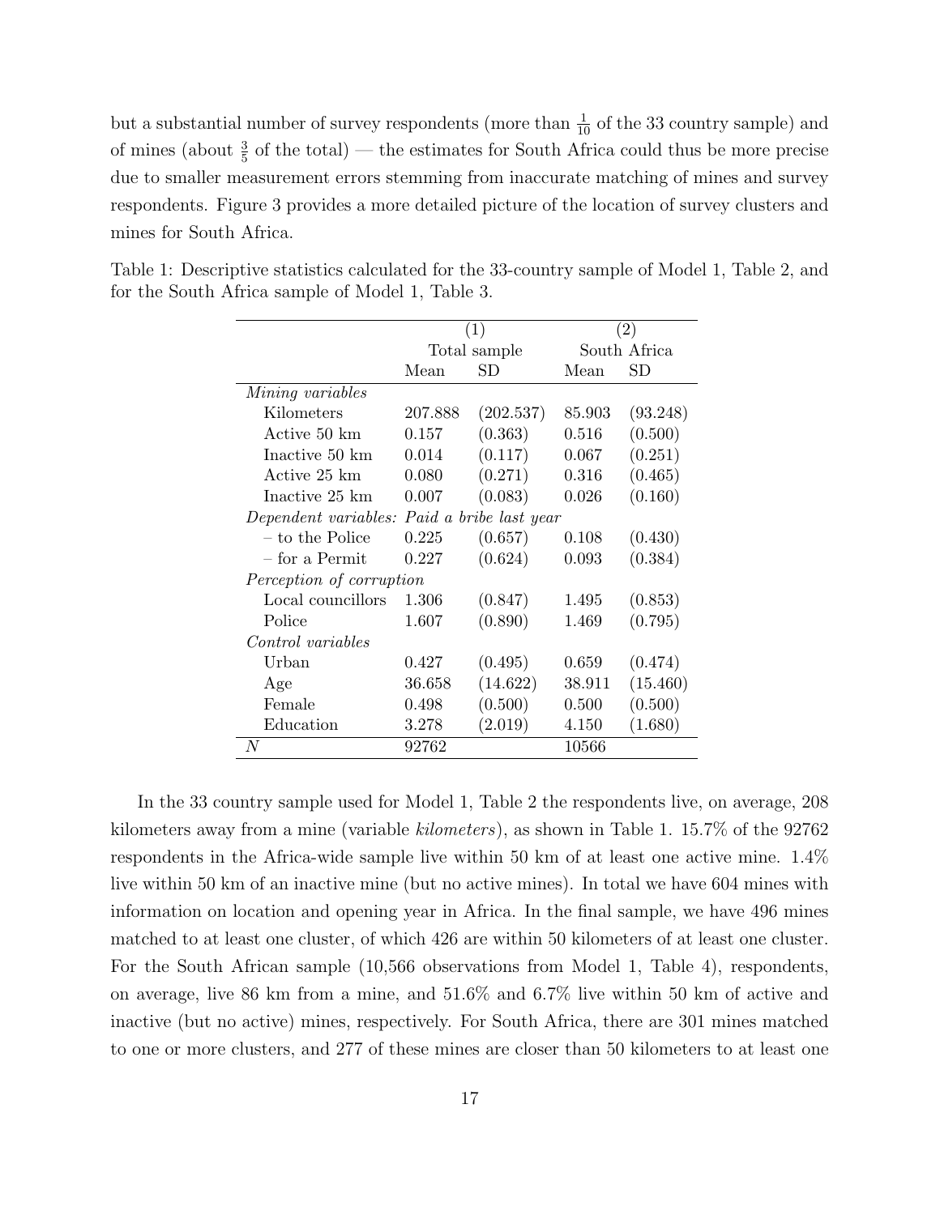but a substantial number of survey respondents (more than $\frac{1}{10}$ of the 33 country sample) and of mines (about $\frac{3}{5}$ of the total) — the estimates for South Africa could thus be more precise due to smaller measurement errors stemming from inaccurate matching of mines and survey respondents. Figure 3 provides a more detailed picture of the location of survey clusters and mines for South Africa.

Table 1: Descriptive statistics calculated for the 33-country sample of Model 1, Table 2, and for the South Africa sample of Model 1, Table 3.

| | (1) | | (2) | |
|---|---|---|---|---|
| | Total sample | | South Africa | |
| | Mean | SD | Mean | SD |
| *Mining variables* | | | | |
| Kilometers | 207.888 | (202.537) | 85.903 | (93.248) |
| Active 50 km | 0.157 | (0.363) | 0.516 | (0.500) |
| Inactive 50 km | 0.014 | (0.117) | 0.067 | (0.251) |
| Active 25 km | 0.080 | (0.271) | 0.316 | (0.465) |
| Inactive 25 km | 0.007 | (0.083) | 0.026 | (0.160) |
| *Dependent variables: Paid a bribe last year* | | | | |
| – to the Police | 0.225 | (0.657) | 0.108 | (0.430) |
| – for a Permit | 0.227 | (0.624) | 0.093 | (0.384) |
| *Perception of corruption* | | | | |
| Local councillors | 1.306 | (0.847) | 1.495 | (0.853) |
| Police | 1.607 | (0.890) | 1.469 | (0.795) |
| *Control variables* | | | | |
| Urban | 0.427 | (0.495) | 0.659 | (0.474) |
| Age | 36.658 | (14.622) | 38.911 | (15.460) |
| Female | 0.498 | (0.500) | 0.500 | (0.500) |
| Education | 3.278 | (2.019) | 4.150 | (1.680) |
| $N$ | 92762 | | 10566 | |

In the 33 country sample used for Model 1, Table 2 the respondents live, on average, 208 kilometers away from a mine (variable *kilometers*), as shown in Table 1. 15.7% of the 92762 respondents in the Africa-wide sample live within 50 km of at least one active mine. 1.4% live within 50 km of an inactive mine (but no active mines). In total we have 604 mines with information on location and opening year in Africa. In the final sample, we have 496 mines matched to at least one cluster, of which 426 are within 50 kilometers of at least one cluster. For the South African sample (10,566 observations from Model 1, Table 4), respondents, on average, live 86 km from a mine, and 51.6% and 6.7% live within 50 km of active and inactive (but no active) mines, respectively. For South Africa, there are 301 mines matched to one or more clusters, and 277 of these mines are closer than 50 kilometers to at least one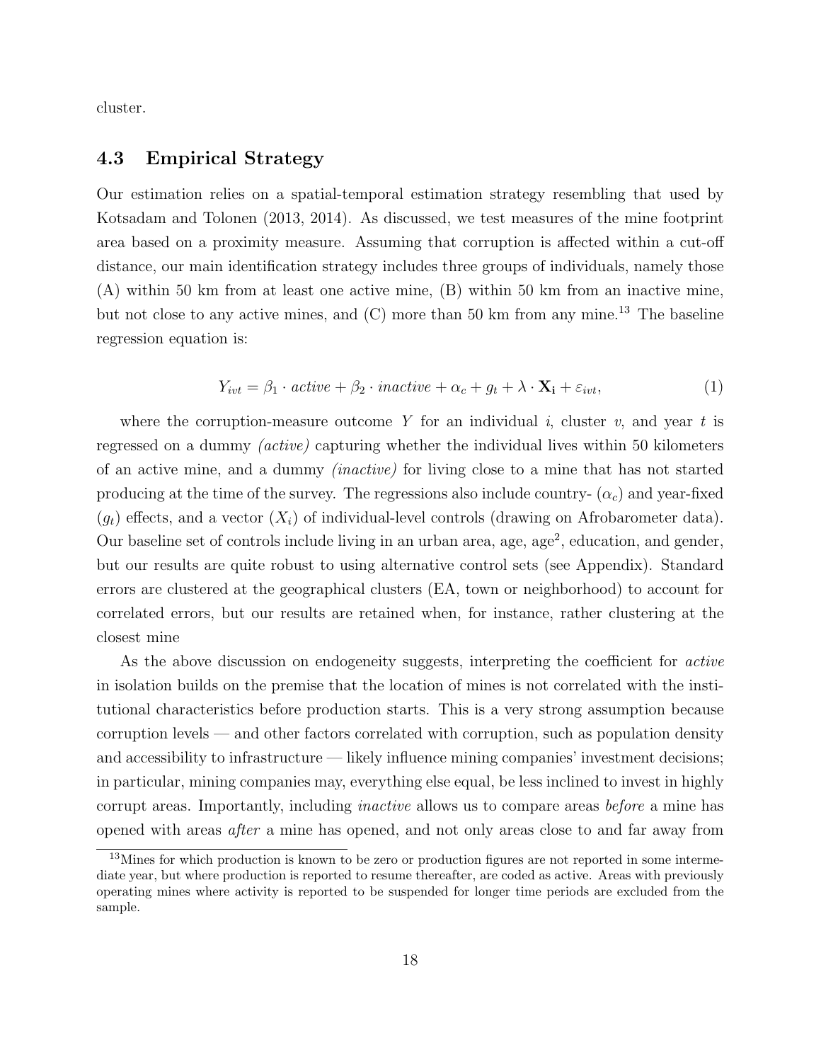cluster.

### 4.3 Empirical Strategy

Our estimation relies on a spatial-temporal estimation strategy resembling that used by Kotsadam and Tolonen (2013, 2014). As discussed, we test measures of the mine footprint area based on a proximity measure. Assuming that corruption is affected within a cut-off distance, our main identification strategy includes three groups of individuals, namely those (A) within 50 km from at least one active mine, (B) within 50 km from an inactive mine, but not close to any active mines, and (C) more than 50 km from any mine.[13] The baseline regression equation is:

$$Y_{ivt} = \beta_1 \cdot \textit{active} + \beta_2 \cdot \textit{inactive} + \alpha_c + g_t + \lambda \cdot \mathbf{X_i} + \varepsilon_{ivt}, \tag{1}$$

where the corruption-measure outcome $Y$ for an individual $i$, cluster $v$, and year $t$ is regressed on a dummy *(active)* capturing whether the individual lives within 50 kilometers of an active mine, and a dummy *(inactive)* for living close to a mine that has not started producing at the time of the survey. The regressions also include country- ($\alpha_c$) and year-fixed ($g_t$) effects, and a vector ($X_i$) of individual-level controls (drawing on Afrobarometer data). Our baseline set of controls include living in an urban area, age, age$^2$, education, and gender, but our results are quite robust to using alternative control sets (see Appendix). Standard errors are clustered at the geographical clusters (EA, town or neighborhood) to account for correlated errors, but our results are retained when, for instance, rather clustering at the closest mine

As the above discussion on endogeneity suggests, interpreting the coefficient for *active* in isolation builds on the premise that the location of mines is not correlated with the institutional characteristics before production starts. This is a very strong assumption because corruption levels — and other factors correlated with corruption, such as population density and accessibility to infrastructure — likely influence mining companies' investment decisions; in particular, mining companies may, everything else equal, be less inclined to invest in highly corrupt areas. Importantly, including *inactive* allows us to compare areas *before* a mine has opened with areas *after* a mine has opened, and not only areas close to and far away from

[13] Mines for which production is known to be zero or production figures are not reported in some intermediate year, but where production is reported to resume thereafter, are coded as active. Areas with previously operating mines where activity is reported to be suspended for longer time periods are excluded from the sample.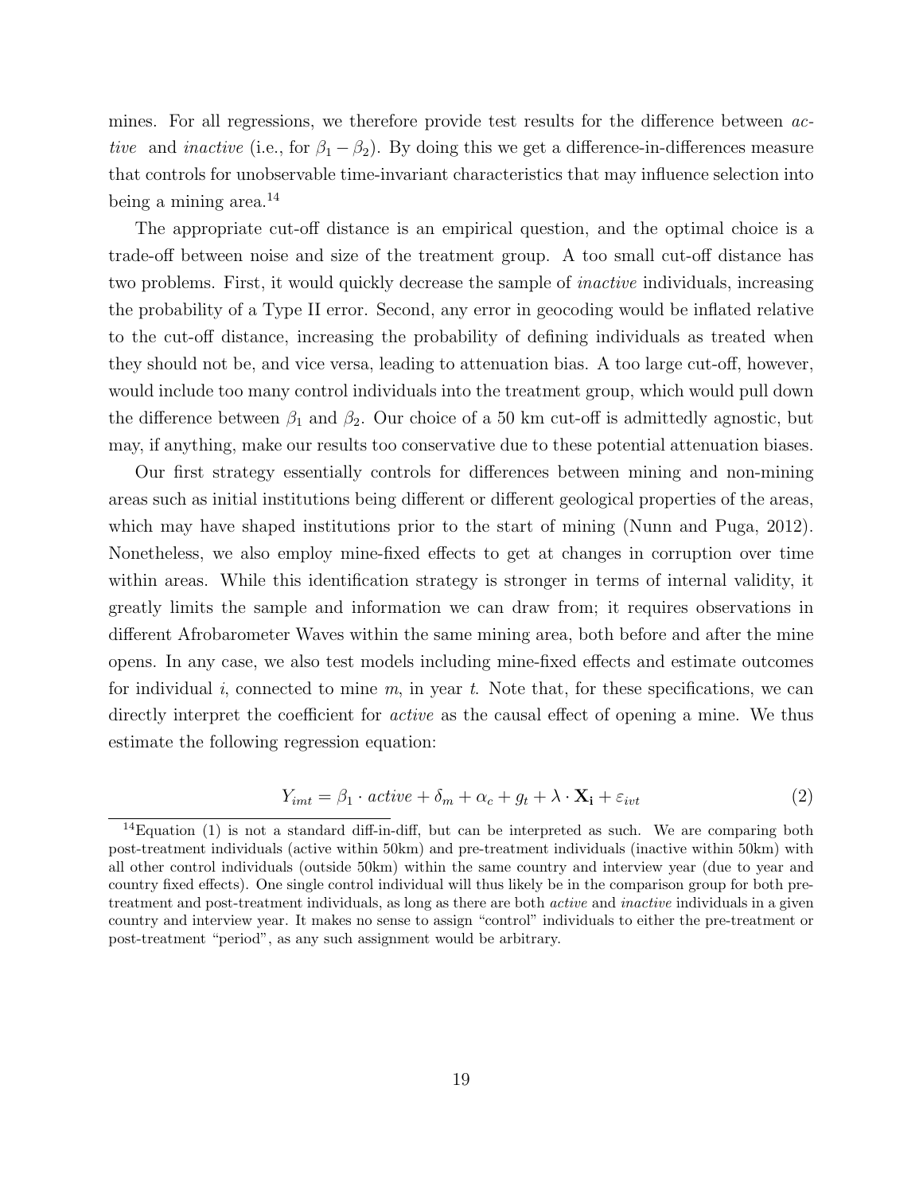mines. For all regressions, we therefore provide test results for the difference between *active* and *inactive* (i.e., for $\beta_1 - \beta_2$). By doing this we get a difference-in-differences measure that controls for unobservable time-invariant characteristics that may influence selection into being a mining area.[14]

The appropriate cut-off distance is an empirical question, and the optimal choice is a trade-off between noise and size of the treatment group. A too small cut-off distance has two problems. First, it would quickly decrease the sample of *inactive* individuals, increasing the probability of a Type II error. Second, any error in geocoding would be inflated relative to the cut-off distance, increasing the probability of defining individuals as treated when they should not be, and vice versa, leading to attenuation bias. A too large cut-off, however, would include too many control individuals into the treatment group, which would pull down the difference between $\beta_1$ and $\beta_2$. Our choice of a 50 km cut-off is admittedly agnostic, but may, if anything, make our results too conservative due to these potential attenuation biases.

Our first strategy essentially controls for differences between mining and non-mining areas such as initial institutions being different or different geological properties of the areas, which may have shaped institutions prior to the start of mining (Nunn and Puga, 2012). Nonetheless, we also employ mine-fixed effects to get at changes in corruption over time within areas. While this identification strategy is stronger in terms of internal validity, it greatly limits the sample and information we can draw from; it requires observations in different Afrobarometer Waves within the same mining area, both before and after the mine opens. In any case, we also test models including mine-fixed effects and estimate outcomes for individual $i$, connected to mine $m$, in year $t$. Note that, for these specifications, we can directly interpret the coefficient for *active* as the causal effect of opening a mine. We thus estimate the following regression equation:

$$Y_{imt} = \beta_1 \cdot active + \delta_m + \alpha_c + g_t + \lambda \cdot \mathbf{X_i} + \varepsilon_{ivt} \tag{2}$$

[14] Equation (1) is not a standard diff-in-diff, but can be interpreted as such. We are comparing both post-treatment individuals (active within 50km) and pre-treatment individuals (inactive within 50km) with all other control individuals (outside 50km) within the same country and interview year (due to year and country fixed effects). One single control individual will thus likely be in the comparison group for both pre-treatment and post-treatment individuals, as long as there are both *active* and *inactive* individuals in a given country and interview year. It makes no sense to assign "control" individuals to either the pre-treatment or post-treatment "period", as any such assignment would be arbitrary.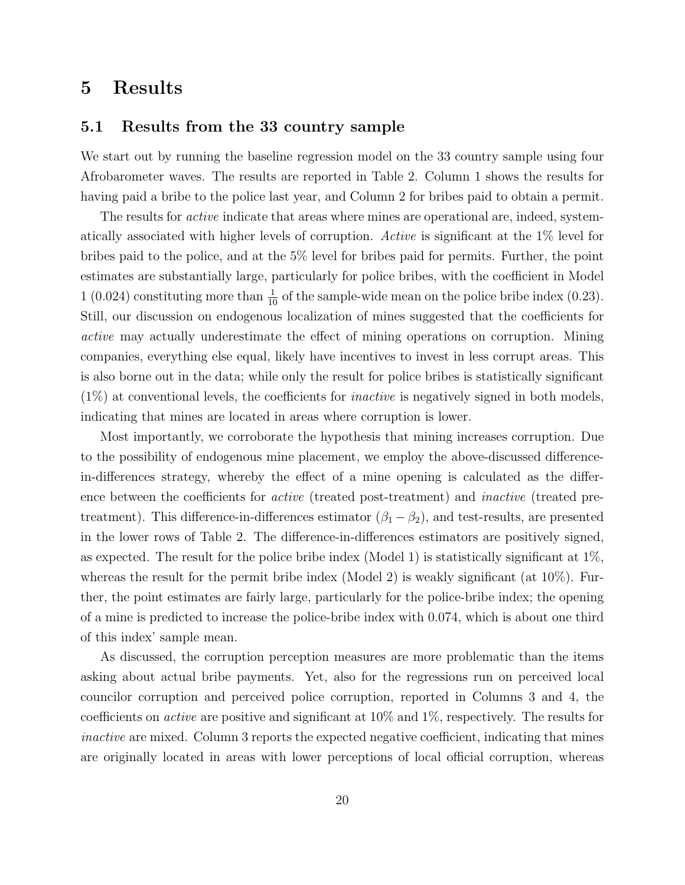# 5 Results

## 5.1 Results from the 33 country sample

We start out by running the baseline regression model on the 33 country sample using four Afrobarometer waves. The results are reported in Table 2. Column 1 shows the results for having paid a bribe to the police last year, and Column 2 for bribes paid to obtain a permit.

The results for *active* indicate that areas where mines are operational are, indeed, systematically associated with higher levels of corruption. *Active* is significant at the 1% level for bribes paid to the police, and at the 5% level for bribes paid for permits. Further, the point estimates are substantially large, particularly for police bribes, with the coefficient in Model 1 (0.024) constituting more than $\frac{1}{10}$ of the sample-wide mean on the police bribe index (0.23). Still, our discussion on endogenous localization of mines suggested that the coefficients for *active* may actually underestimate the effect of mining operations on corruption. Mining companies, everything else equal, likely have incentives to invest in less corrupt areas. This is also borne out in the data; while only the result for police bribes is statistically significant (1%) at conventional levels, the coefficients for *inactive* is negatively signed in both models, indicating that mines are located in areas where corruption is lower.

Most importantly, we corroborate the hypothesis that mining increases corruption. Due to the possibility of endogenous mine placement, we employ the above-discussed difference-in-differences strategy, whereby the effect of a mine opening is calculated as the difference between the coefficients for *active* (treated post-treatment) and *inactive* (treated pre-treatment). This difference-in-differences estimator ($\beta_1 - \beta_2$), and test-results, are presented in the lower rows of Table 2. The difference-in-differences estimators are positively signed, as expected. The result for the police bribe index (Model 1) is statistically significant at 1%, whereas the result for the permit bribe index (Model 2) is weakly significant (at 10%). Further, the point estimates are fairly large, particularly for the police-bribe index; the opening of a mine is predicted to increase the police-bribe index with 0.074, which is about one third of this index' sample mean.

As discussed, the corruption perception measures are more problematic than the items asking about actual bribe payments. Yet, also for the regressions run on perceived local councilor corruption and perceived police corruption, reported in Columns 3 and 4, the coefficients on *active* are positive and significant at 10% and 1%, respectively. The results for *inactive* are mixed. Column 3 reports the expected negative coefficient, indicating that mines are originally located in areas with lower perceptions of local official corruption, whereas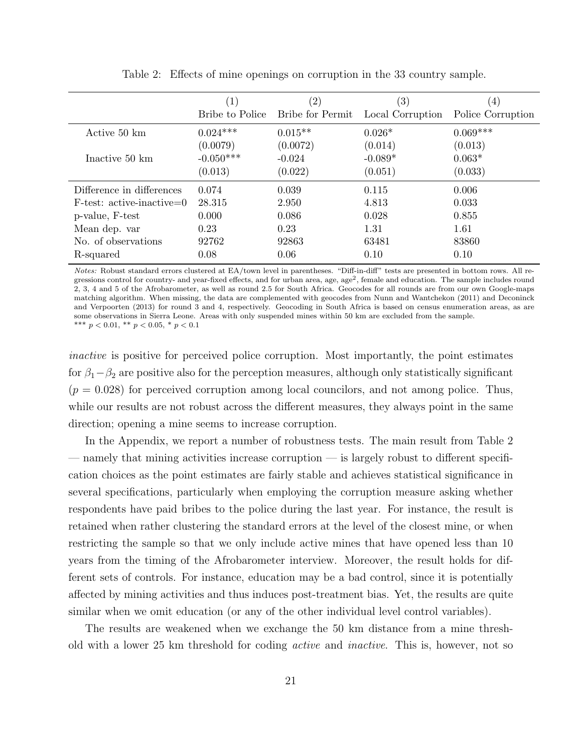Table 2: Effects of mine openings on corruption in the 33 country sample.

| | (1) | (2) | (3) | (4) |
|---|---|---|---|---|
| | Bribe to Police | Bribe for Permit | Local Corruption | Police Corruption |
| Active 50 km | 0.024*** | 0.015** | 0.026* | 0.069*** |
| | (0.0079) | (0.0072) | (0.014) | (0.013) |
| Inactive 50 km | -0.050*** | -0.024 | -0.089* | 0.063* |
| | (0.013) | (0.022) | (0.051) | (0.033) |
| Difference in differences | 0.074 | 0.039 | 0.115 | 0.006 |
| F-test: active-inactive=0 | 28.315 | 2.950 | 4.813 | 0.033 |
| p-value, F-test | 0.000 | 0.086 | 0.028 | 0.855 |
| Mean dep. var | 0.23 | 0.23 | 1.31 | 1.61 |
| No. of observations | 92762 | 92863 | 63481 | 83860 |
| R-squared | 0.08 | 0.06 | 0.10 | 0.10 |

*Notes:* Robust standard errors clustered at EA/town level in parentheses. "Diff-in-diff" tests are presented in bottom rows. All regressions control for country- and year-fixed effects, and for urban area, age, age$^2$, female and education. The sample includes round 2, 3, 4 and 5 of the Afrobarometer, as well as round 2.5 for South Africa. Geocodes for all rounds are from our own Google-maps matching algorithm. When missing, the data are complemented with geocodes from Nunn and Wantchekon (2011) and Deconinck and Verpoorten (2013) for round 3 and 4, respectively. Geocoding in South Africa is based on census enumeration areas, as are some observations in Sierra Leone. Areas with only suspended mines within 50 km are excluded from the sample.
*** $p < 0.01$, ** $p < 0.05$, * $p < 0.1$

*inactive* is positive for perceived police corruption. Most importantly, the point estimates for $\beta_1 - \beta_2$ are positive also for the perception measures, although only statistically significant ($p = 0.028$) for perceived corruption among local councilors, and not among police. Thus, while our results are not robust across the different measures, they always point in the same direction; opening a mine seems to increase corruption.

In the Appendix, we report a number of robustness tests. The main result from Table 2 — namely that mining activities increase corruption — is largely robust to different specification choices as the point estimates are fairly stable and achieves statistical significance in several specifications, particularly when employing the corruption measure asking whether respondents have paid bribes to the police during the last year. For instance, the result is retained when rather clustering the standard errors at the level of the closest mine, or when restricting the sample so that we only include active mines that have opened less than 10 years from the timing of the Afrobarometer interview. Moreover, the result holds for different sets of controls. For instance, education may be a bad control, since it is potentially affected by mining activities and thus induces post-treatment bias. Yet, the results are quite similar when we omit education (or any of the other individual level control variables).

The results are weakened when we exchange the 50 km distance from a mine threshold with a lower 25 km threshold for coding *active* and *inactive*. This is, however, not so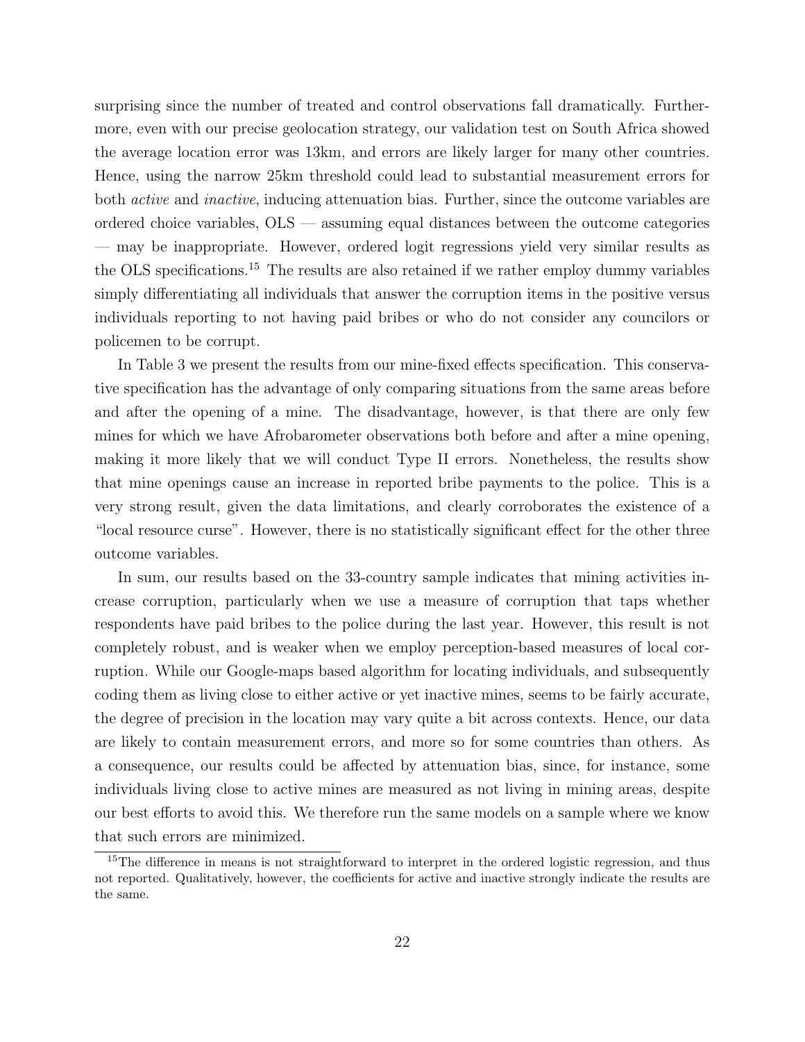surprising since the number of treated and control observations fall dramatically. Furthermore, even with our precise geolocation strategy, our validation test on South Africa showed the average location error was 13km, and errors are likely larger for many other countries. Hence, using the narrow 25km threshold could lead to substantial measurement errors for both *active* and *inactive*, inducing attenuation bias. Further, since the outcome variables are ordered choice variables, OLS — assuming equal distances between the outcome categories — may be inappropriate. However, ordered logit regressions yield very similar results as the OLS specifications.[15] The results are also retained if we rather employ dummy variables simply differentiating all individuals that answer the corruption items in the positive versus individuals reporting to not having paid bribes or who do not consider any councilors or policemen to be corrupt.

In Table 3 we present the results from our mine-fixed effects specification. This conservative specification has the advantage of only comparing situations from the same areas before and after the opening of a mine. The disadvantage, however, is that there are only few mines for which we have Afrobarometer observations both before and after a mine opening, making it more likely that we will conduct Type II errors. Nonetheless, the results show that mine openings cause an increase in reported bribe payments to the police. This is a very strong result, given the data limitations, and clearly corroborates the existence of a "local resource curse". However, there is no statistically significant effect for the other three outcome variables.

In sum, our results based on the 33-country sample indicates that mining activities increase corruption, particularly when we use a measure of corruption that taps whether respondents have paid bribes to the police during the last year. However, this result is not completely robust, and is weaker when we employ perception-based measures of local corruption. While our Google-maps based algorithm for locating individuals, and subsequently coding them as living close to either active or yet inactive mines, seems to be fairly accurate, the degree of precision in the location may vary quite a bit across contexts. Hence, our data are likely to contain measurement errors, and more so for some countries than others. As a consequence, our results could be affected by attenuation bias, since, for instance, some individuals living close to active mines are measured as not living in mining areas, despite our best efforts to avoid this. We therefore run the same models on a sample where we know that such errors are minimized.

[15] The difference in means is not straightforward to interpret in the ordered logistic regression, and thus not reported. Qualitatively, however, the coefficients for active and inactive strongly indicate the results are the same.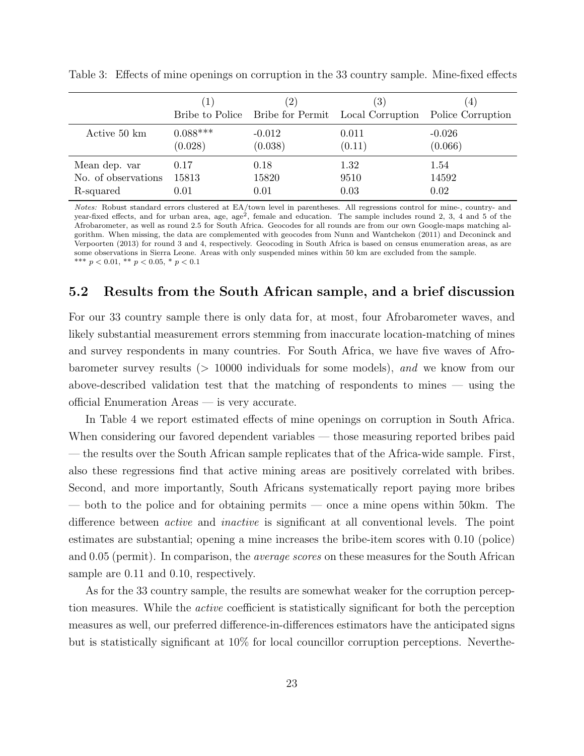Table 3: Effects of mine openings on corruption in the 33 country sample. Mine-fixed effects

| | (1) | (2) | (3) | (4) |
|---|---|---|---|---|
| | Bribe to Police | Bribe for Permit | Local Corruption | Police Corruption |
| Active 50 km | 0.088*** | -0.012 | 0.011 | -0.026 |
| | (0.028) | (0.038) | (0.11) | (0.066) |
| Mean dep. var | 0.17 | 0.18 | 1.32 | 1.54 |
| No. of observations | 15813 | 15820 | 9510 | 14592 |
| R-squared | 0.01 | 0.01 | 0.03 | 0.02 |

*Notes:* Robust standard errors clustered at EA/town level in parentheses. All regressions control for mine-, country- and year-fixed effects, and for urban area, age, age$^2$, female and education. The sample includes round 2, 3, 4 and 5 of the Afrobarometer, as well as round 2.5 for South Africa. Geocodes for all rounds are from our own Google-maps matching algorithm. When missing, the data are complemented with geocodes from Nunn and Wantchekon (2011) and Deconinck and Verpoorten (2013) for round 3 and 4, respectively. Geocoding in South Africa is based on census enumeration areas, as are some observations in Sierra Leone. Areas with only suspended mines within 50 km are excluded from the sample.
*** $p < 0.01$, ** $p < 0.05$, * $p < 0.1$

## 5.2 Results from the South African sample, and a brief discussion

For our 33 country sample there is only data for, at most, four Afrobarometer waves, and likely substantial measurement errors stemming from inaccurate location-matching of mines and survey respondents in many countries. For South Africa, we have five waves of Afrobarometer survey results (> 10000 individuals for some models), *and* we know from our above-described validation test that the matching of respondents to mines — using the official Enumeration Areas — is very accurate.

In Table 4 we report estimated effects of mine openings on corruption in South Africa. When considering our favored dependent variables — those measuring reported bribes paid — the results over the South African sample replicates that of the Africa-wide sample. First, also these regressions find that active mining areas are positively correlated with bribes. Second, and more importantly, South Africans systematically report paying more bribes — both to the police and for obtaining permits — once a mine opens within 50km. The difference between *active* and *inactive* is significant at all conventional levels. The point estimates are substantial; opening a mine increases the bribe-item scores with 0.10 (police) and 0.05 (permit). In comparison, the *average scores* on these measures for the South African sample are 0.11 and 0.10, respectively.

As for the 33 country sample, the results are somewhat weaker for the corruption perception measures. While the *active* coefficient is statistically significant for both the perception measures as well, our preferred difference-in-differences estimators have the anticipated signs but is statistically significant at 10% for local councillor corruption perceptions. Neverthe-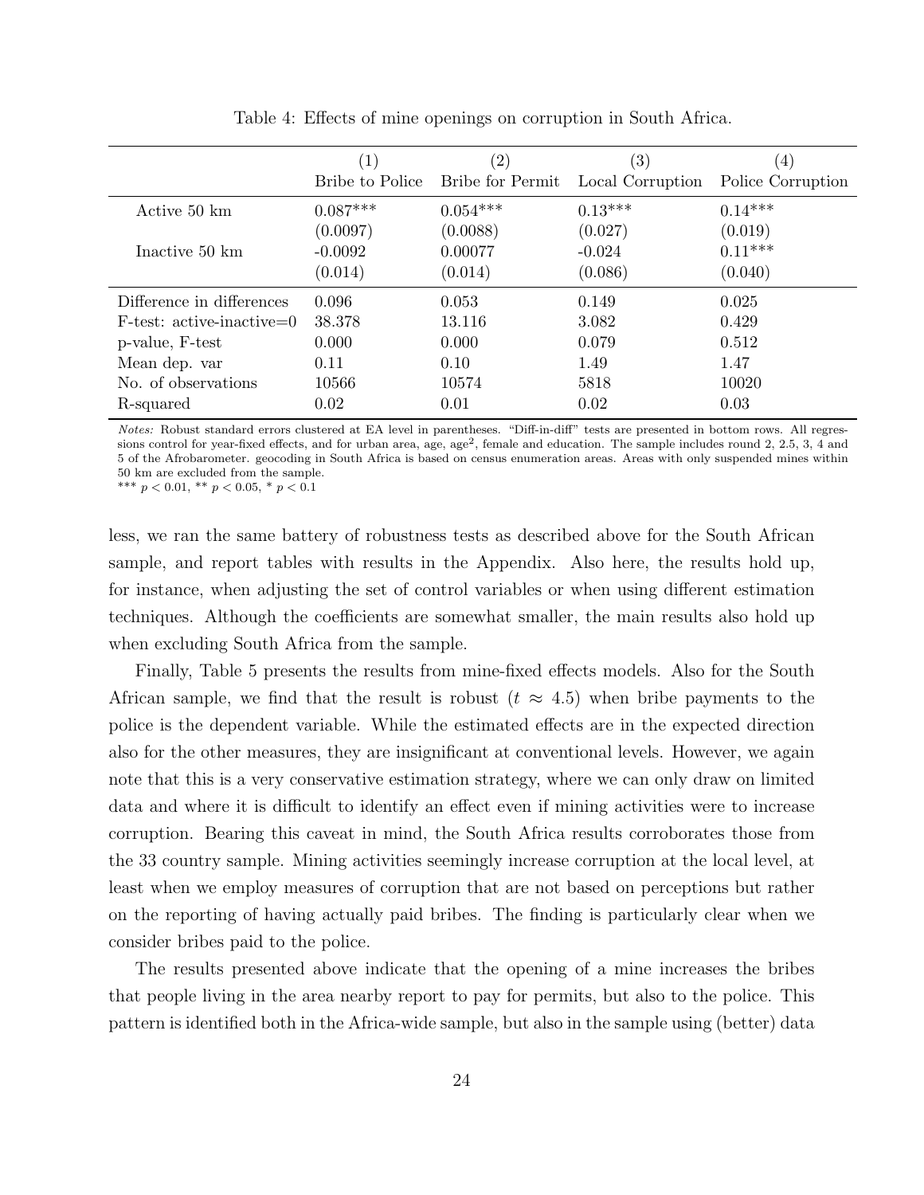Table 4: Effects of mine openings on corruption in South Africa.

| | (1) Bribe to Police | (2) Bribe for Permit | (3) Local Corruption | (4) Police Corruption |
|---|---|---|---|---|
| Active 50 km | 0.087*** | 0.054*** | 0.13*** | 0.14*** |
| | (0.0097) | (0.0088) | (0.027) | (0.019) |
| Inactive 50 km | -0.0092 | 0.00077 | -0.024 | 0.11*** |
| | (0.014) | (0.014) | (0.086) | (0.040) |
| Difference in differences | 0.096 | 0.053 | 0.149 | 0.025 |
| F-test: active-inactive=0 | 38.378 | 13.116 | 3.082 | 0.429 |
| p-value, F-test | 0.000 | 0.000 | 0.079 | 0.512 |
| Mean dep. var | 0.11 | 0.10 | 1.49 | 1.47 |
| No. of observations | 10566 | 10574 | 5818 | 10020 |
| R-squared | 0.02 | 0.01 | 0.02 | 0.03 |

*Notes:* Robust standard errors clustered at EA level in parentheses. "Diff-in-diff" tests are presented in bottom rows. All regressions control for year-fixed effects, and for urban area, age, age$^2$, female and education. The sample includes round 2, 2.5, 3, 4 and 5 of the Afrobarometer. geocoding in South Africa is based on census enumeration areas. Areas with only suspended mines within 50 km are excluded from the sample.
*** $p < 0.01$, ** $p < 0.05$, * $p < 0.1$

less, we ran the same battery of robustness tests as described above for the South African sample, and report tables with results in the Appendix. Also here, the results hold up, for instance, when adjusting the set of control variables or when using different estimation techniques. Although the coefficients are somewhat smaller, the main results also hold up when excluding South Africa from the sample.

Finally, Table 5 presents the results from mine-fixed effects models. Also for the South African sample, we find that the result is robust ($t \approx 4.5$) when bribe payments to the police is the dependent variable. While the estimated effects are in the expected direction also for the other measures, they are insignificant at conventional levels. However, we again note that this is a very conservative estimation strategy, where we can only draw on limited data and where it is difficult to identify an effect even if mining activities were to increase corruption. Bearing this caveat in mind, the South Africa results corroborates those from the 33 country sample. Mining activities seemingly increase corruption at the local level, at least when we employ measures of corruption that are not based on perceptions but rather on the reporting of having actually paid bribes. The finding is particularly clear when we consider bribes paid to the police.

The results presented above indicate that the opening of a mine increases the bribes that people living in the area nearby report to pay for permits, but also to the police. This pattern is identified both in the Africa-wide sample, but also in the sample using (better) data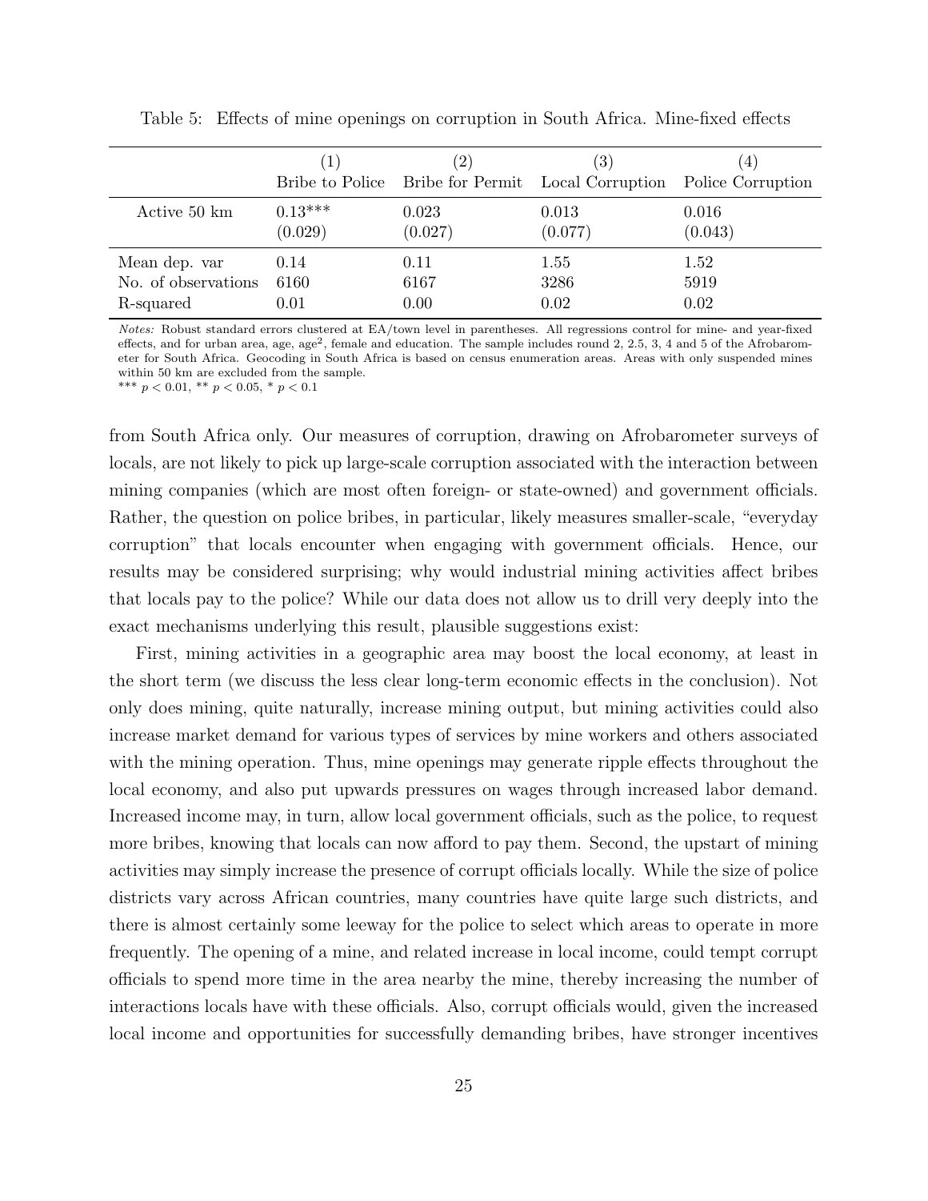Table 5: Effects of mine openings on corruption in South Africa. Mine-fixed effects

| | (1) Bribe to Police | (2) Bribe for Permit | (3) Local Corruption | (4) Police Corruption |
|---|---|---|---|---|
| Active 50 km | 0.13*** | 0.023 | 0.013 | 0.016 |
| | (0.029) | (0.027) | (0.077) | (0.043) |
| Mean dep. var | 0.14 | 0.11 | 1.55 | 1.52 |
| No. of observations | 6160 | 6167 | 3286 | 5919 |
| R-squared | 0.01 | 0.00 | 0.02 | 0.02 |

*Notes:* Robust standard errors clustered at EA/town level in parentheses. All regressions control for mine- and year-fixed effects, and for urban area, age, age$^2$, female and education. The sample includes round 2, 2.5, 3, 4 and 5 of the Afrobarometer for South Africa. Geocoding in South Africa is based on census enumeration areas. Areas with only suspended mines within 50 km are excluded from the sample.
*** $p < 0.01$, ** $p < 0.05$, * $p < 0.1$

from South Africa only. Our measures of corruption, drawing on Afrobarometer surveys of locals, are not likely to pick up large-scale corruption associated with the interaction between mining companies (which are most often foreign- or state-owned) and government officials. Rather, the question on police bribes, in particular, likely measures smaller-scale, "everyday corruption" that locals encounter when engaging with government officials. Hence, our results may be considered surprising; why would industrial mining activities affect bribes that locals pay to the police? While our data does not allow us to drill very deeply into the exact mechanisms underlying this result, plausible suggestions exist:

First, mining activities in a geographic area may boost the local economy, at least in the short term (we discuss the less clear long-term economic effects in the conclusion). Not only does mining, quite naturally, increase mining output, but mining activities could also increase market demand for various types of services by mine workers and others associated with the mining operation. Thus, mine openings may generate ripple effects throughout the local economy, and also put upwards pressures on wages through increased labor demand. Increased income may, in turn, allow local government officials, such as the police, to request more bribes, knowing that locals can now afford to pay them. Second, the upstart of mining activities may simply increase the presence of corrupt officials locally. While the size of police districts vary across African countries, many countries have quite large such districts, and there is almost certainly some leeway for the police to select which areas to operate in more frequently. The opening of a mine, and related increase in local income, could tempt corrupt officials to spend more time in the area nearby the mine, thereby increasing the number of interactions locals have with these officials. Also, corrupt officials would, given the increased local income and opportunities for successfully demanding bribes, have stronger incentives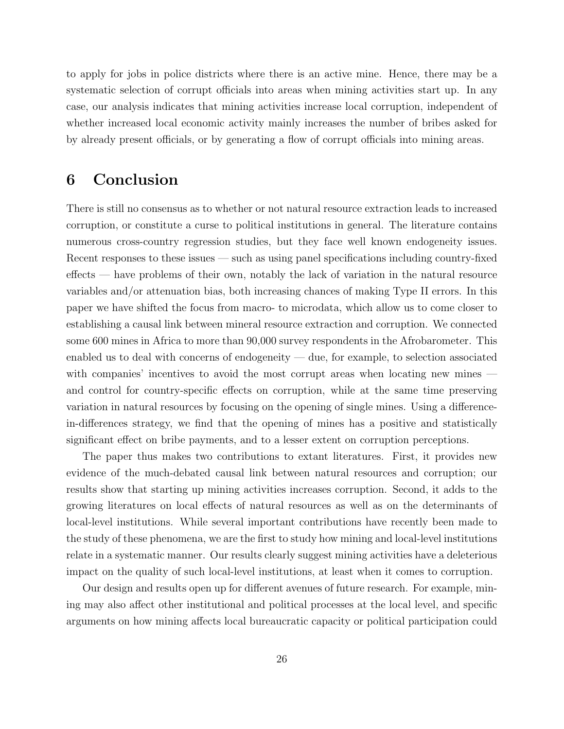to apply for jobs in police districts where there is an active mine. Hence, there may be a systematic selection of corrupt officials into areas when mining activities start up. In any case, our analysis indicates that mining activities increase local corruption, independent of whether increased local economic activity mainly increases the number of bribes asked for by already present officials, or by generating a flow of corrupt officials into mining areas.

## 6 Conclusion

There is still no consensus as to whether or not natural resource extraction leads to increased corruption, or constitute a curse to political institutions in general. The literature contains numerous cross-country regression studies, but they face well known endogeneity issues. Recent responses to these issues — such as using panel specifications including country-fixed effects — have problems of their own, notably the lack of variation in the natural resource variables and/or attenuation bias, both increasing chances of making Type II errors. In this paper we have shifted the focus from macro- to microdata, which allow us to come closer to establishing a causal link between mineral resource extraction and corruption. We connected some 600 mines in Africa to more than 90,000 survey respondents in the Afrobarometer. This enabled us to deal with concerns of endogeneity — due, for example, to selection associated with companies' incentives to avoid the most corrupt areas when locating new mines — and control for country-specific effects on corruption, while at the same time preserving variation in natural resources by focusing on the opening of single mines. Using a difference-in-differences strategy, we find that the opening of mines has a positive and statistically significant effect on bribe payments, and to a lesser extent on corruption perceptions.

The paper thus makes two contributions to extant literatures. First, it provides new evidence of the much-debated causal link between natural resources and corruption; our results show that starting up mining activities increases corruption. Second, it adds to the growing literatures on local effects of natural resources as well as on the determinants of local-level institutions. While several important contributions have recently been made to the study of these phenomena, we are the first to study how mining and local-level institutions relate in a systematic manner. Our results clearly suggest mining activities have a deleterious impact on the quality of such local-level institutions, at least when it comes to corruption.

Our design and results open up for different avenues of future research. For example, mining may also affect other institutional and political processes at the local level, and specific arguments on how mining affects local bureaucratic capacity or political participation could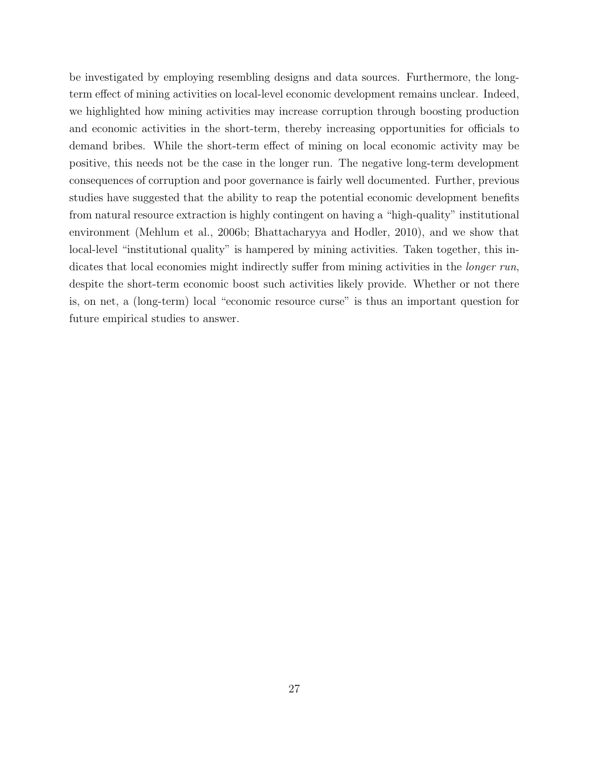be investigated by employing resembling designs and data sources. Furthermore, the long-term effect of mining activities on local-level economic development remains unclear. Indeed, we highlighted how mining activities may increase corruption through boosting production and economic activities in the short-term, thereby increasing opportunities for officials to demand bribes. While the short-term effect of mining on local economic activity may be positive, this needs not be the case in the longer run. The negative long-term development consequences of corruption and poor governance is fairly well documented. Further, previous studies have suggested that the ability to reap the potential economic development benefits from natural resource extraction is highly contingent on having a "high-quality" institutional environment (Mehlum et al., 2006b; Bhattacharyya and Hodler, 2010), and we show that local-level "institutional quality" is hampered by mining activities. Taken together, this indicates that local economies might indirectly suffer from mining activities in the *longer run*, despite the short-term economic boost such activities likely provide. Whether or not there is, on net, a (long-term) local "economic resource curse" is thus an important question for future empirical studies to answer.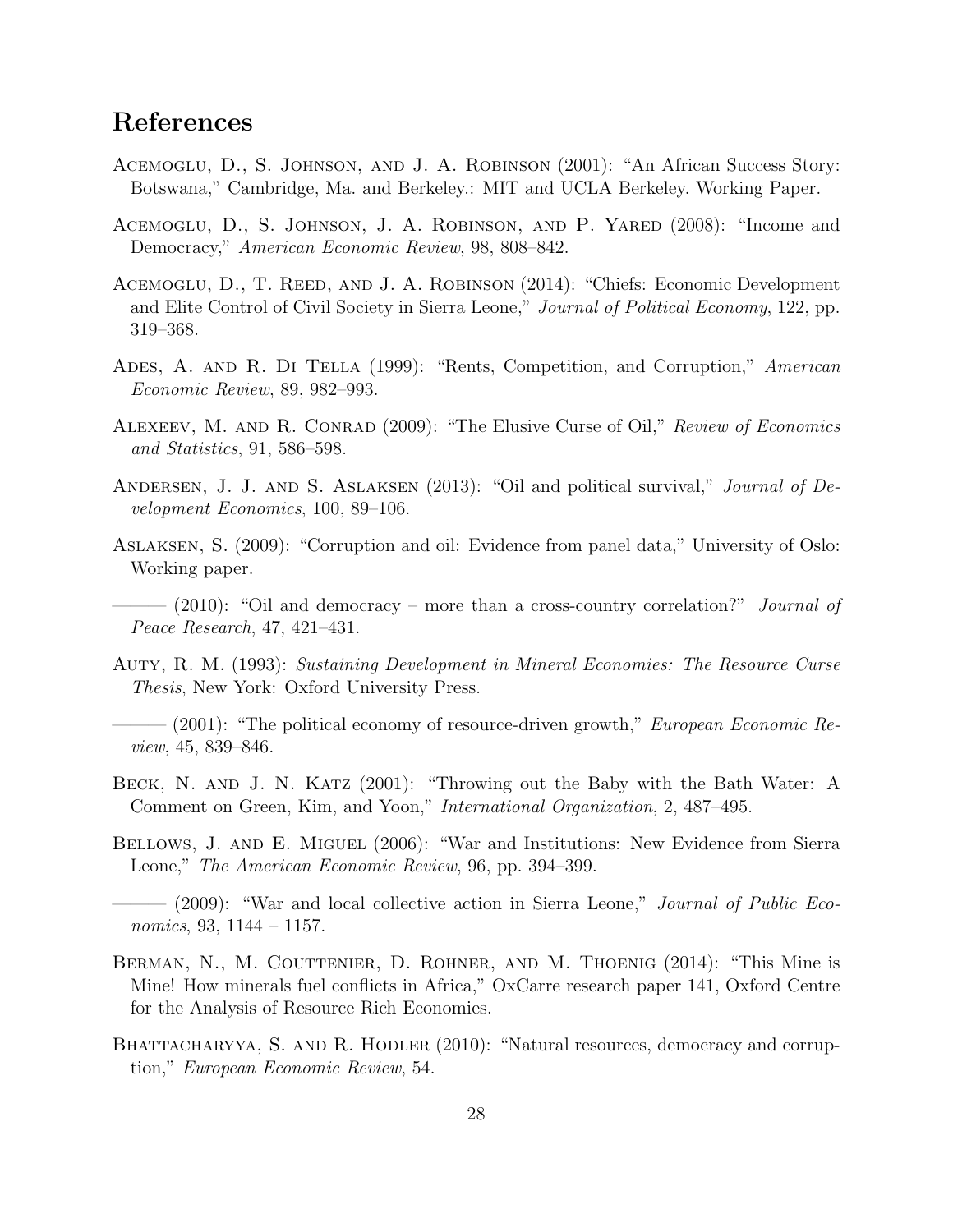## References

Acemoglu, D., S. Johnson, and J. A. Robinson (2001): "An African Success Story: Botswana," Cambridge, Ma. and Berkeley.: MIT and UCLA Berkeley. Working Paper.

Acemoglu, D., S. Johnson, J. A. Robinson, and P. Yared (2008): "Income and Democracy," *American Economic Review*, 98, 808–842.

Acemoglu, D., T. Reed, and J. A. Robinson (2014): "Chiefs: Economic Development and Elite Control of Civil Society in Sierra Leone," *Journal of Political Economy*, 122, pp. 319–368.

Ades, A. and R. Di Tella (1999): "Rents, Competition, and Corruption," *American Economic Review*, 89, 982–993.

Alexeev, M. and R. Conrad (2009): "The Elusive Curse of Oil," *Review of Economics and Statistics*, 91, 586–598.

Andersen, J. J. and S. Aslaksen (2013): "Oil and political survival," *Journal of Development Economics*, 100, 89–106.

Aslaksen, S. (2009): "Corruption and oil: Evidence from panel data," University of Oslo: Working paper.

——— (2010): "Oil and democracy – more than a cross-country correlation?" *Journal of Peace Research*, 47, 421–431.

Auty, R. M. (1993): *Sustaining Development in Mineral Economies: The Resource Curse Thesis*, New York: Oxford University Press.

——— (2001): "The political economy of resource-driven growth," *European Economic Review*, 45, 839–846.

Beck, N. and J. N. Katz (2001): "Throwing out the Baby with the Bath Water: A Comment on Green, Kim, and Yoon," *International Organization*, 2, 487–495.

Bellows, J. and E. Miguel (2006): "War and Institutions: New Evidence from Sierra Leone," *The American Economic Review*, 96, pp. 394–399.

——— (2009): "War and local collective action in Sierra Leone," *Journal of Public Economics*, 93, 1144 – 1157.

Berman, N., M. Couttenier, D. Rohner, and M. Thoenig (2014): "This Mine is Mine! How minerals fuel conflicts in Africa," OxCarre research paper 141, Oxford Centre for the Analysis of Resource Rich Economies.

Bhattacharyya, S. and R. Hodler (2010): "Natural resources, democracy and corruption," *European Economic Review*, 54.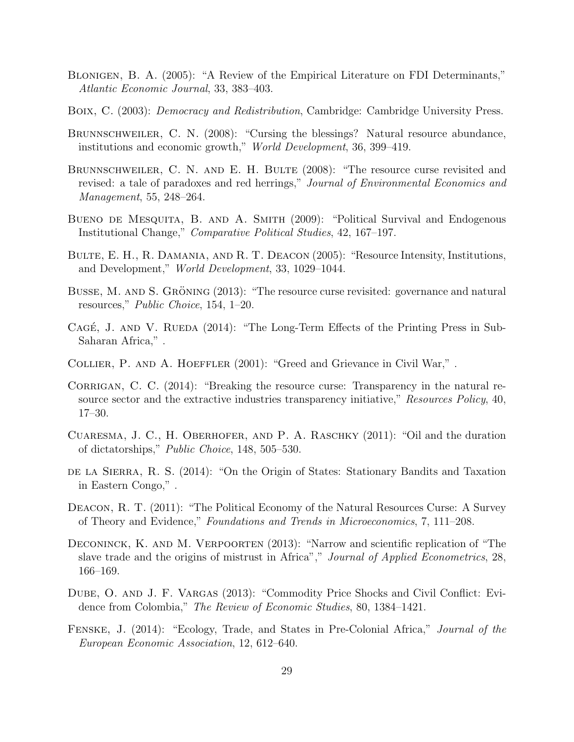Blonigen, B. A. (2005): "A Review of the Empirical Literature on FDI Determinants," *Atlantic Economic Journal*, 33, 383–403.

Boix, C. (2003): *Democracy and Redistribution*, Cambridge: Cambridge University Press.

Brunnschweiler, C. N. (2008): "Cursing the blessings? Natural resource abundance, institutions and economic growth," *World Development*, 36, 399–419.

Brunnschweiler, C. N. and E. H. Bulte (2008): "The resource curse revisited and revised: a tale of paradoxes and red herrings," *Journal of Environmental Economics and Management*, 55, 248–264.

Bueno de Mesquita, B. and A. Smith (2009): "Political Survival and Endogenous Institutional Change," *Comparative Political Studies*, 42, 167–197.

Bulte, E. H., R. Damania, and R. T. Deacon (2005): "Resource Intensity, Institutions, and Development," *World Development*, 33, 1029–1044.

Busse, M. and S. Gröning (2013): "The resource curse revisited: governance and natural resources," *Public Choice*, 154, 1–20.

Cagé, J. and V. Rueda (2014): "The Long-Term Effects of the Printing Press in Sub-Saharan Africa," .

Collier, P. and A. Hoeffler (2001): "Greed and Grievance in Civil War," .

Corrigan, C. C. (2014): "Breaking the resource curse: Transparency in the natural resource sector and the extractive industries transparency initiative," *Resources Policy*, 40, 17–30.

Cuaresma, J. C., H. Oberhofer, and P. A. Raschky (2011): "Oil and the duration of dictatorships," *Public Choice*, 148, 505–530.

de la Sierra, R. S. (2014): "On the Origin of States: Stationary Bandits and Taxation in Eastern Congo," .

Deacon, R. T. (2011): "The Political Economy of the Natural Resources Curse: A Survey of Theory and Evidence," *Foundations and Trends in Microeconomics*, 7, 111–208.

Deconinck, K. and M. Verpoorten (2013): "Narrow and scientific replication of "The slave trade and the origins of mistrust in Africa"," *Journal of Applied Econometrics*, 28, 166–169.

Dube, O. and J. F. Vargas (2013): "Commodity Price Shocks and Civil Conflict: Evidence from Colombia," *The Review of Economic Studies*, 80, 1384–1421.

Fenske, J. (2014): "Ecology, Trade, and States in Pre-Colonial Africa," *Journal of the European Economic Association*, 12, 612–640.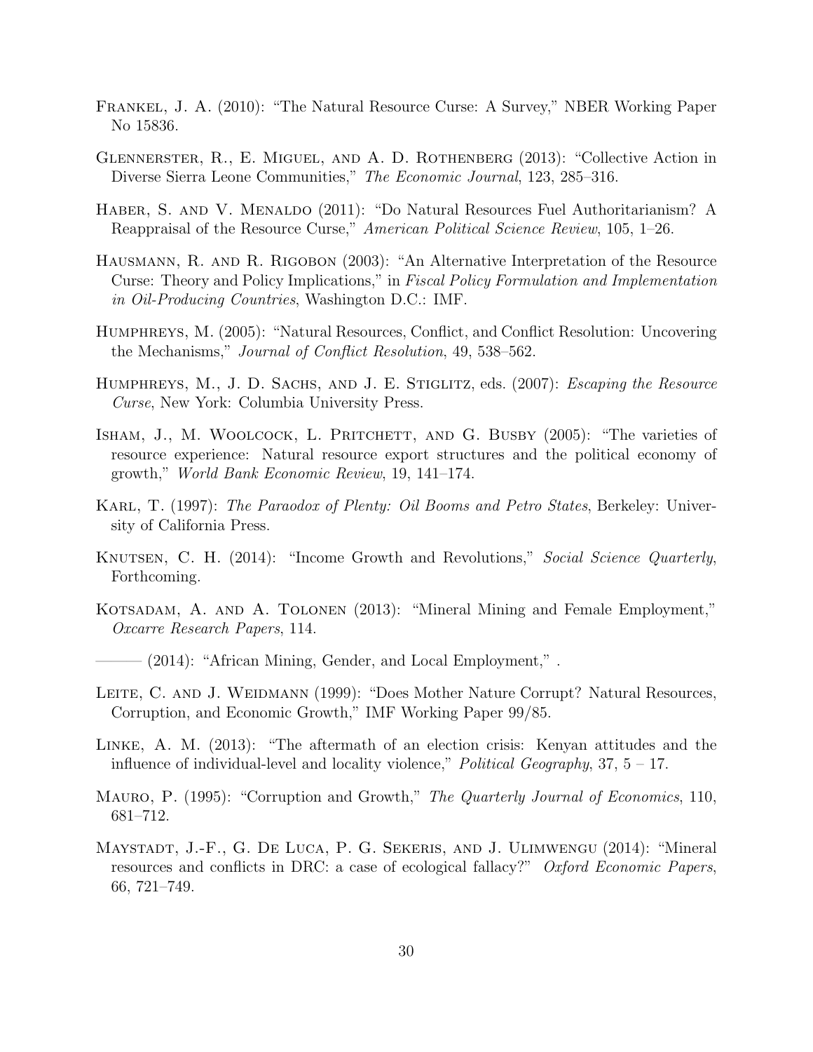Frankel, J. A. (2010): "The Natural Resource Curse: A Survey," NBER Working Paper No 15836.

Glennerster, R., E. Miguel, and A. D. Rothenberg (2013): "Collective Action in Diverse Sierra Leone Communities," *The Economic Journal*, 123, 285–316.

Haber, S. and V. Menaldo (2011): "Do Natural Resources Fuel Authoritarianism? A Reappraisal of the Resource Curse," *American Political Science Review*, 105, 1–26.

Hausmann, R. and R. Rigobon (2003): "An Alternative Interpretation of the Resource Curse: Theory and Policy Implications," in *Fiscal Policy Formulation and Implementation in Oil-Producing Countries*, Washington D.C.: IMF.

Humphreys, M. (2005): "Natural Resources, Conflict, and Conflict Resolution: Uncovering the Mechanisms," *Journal of Conflict Resolution*, 49, 538–562.

Humphreys, M., J. D. Sachs, and J. E. Stiglitz, eds. (2007): *Escaping the Resource Curse*, New York: Columbia University Press.

Isham, J., M. Woolcock, L. Pritchett, and G. Busby (2005): "The varieties of resource experience: Natural resource export structures and the political economy of growth," *World Bank Economic Review*, 19, 141–174.

Karl, T. (1997): *The Paraodox of Plenty: Oil Booms and Petro States*, Berkeley: University of California Press.

Knutsen, C. H. (2014): "Income Growth and Revolutions," *Social Science Quarterly*, Forthcoming.

Kotsadam, A. and A. Tolonen (2013): "Mineral Mining and Female Employment," *Oxcarre Research Papers*, 114.

——— (2014): "African Mining, Gender, and Local Employment," .

Leite, C. and J. Weidmann (1999): "Does Mother Nature Corrupt? Natural Resources, Corruption, and Economic Growth," IMF Working Paper 99/85.

Linke, A. M. (2013): "The aftermath of an election crisis: Kenyan attitudes and the influence of individual-level and locality violence," *Political Geography*, 37, 5 – 17.

Mauro, P. (1995): "Corruption and Growth," *The Quarterly Journal of Economics*, 110, 681–712.

Maystadt, J.-F., G. De Luca, P. G. Sekeris, and J. Ulimwengu (2014): "Mineral resources and conflicts in DRC: a case of ecological fallacy?" *Oxford Economic Papers*, 66, 721–749.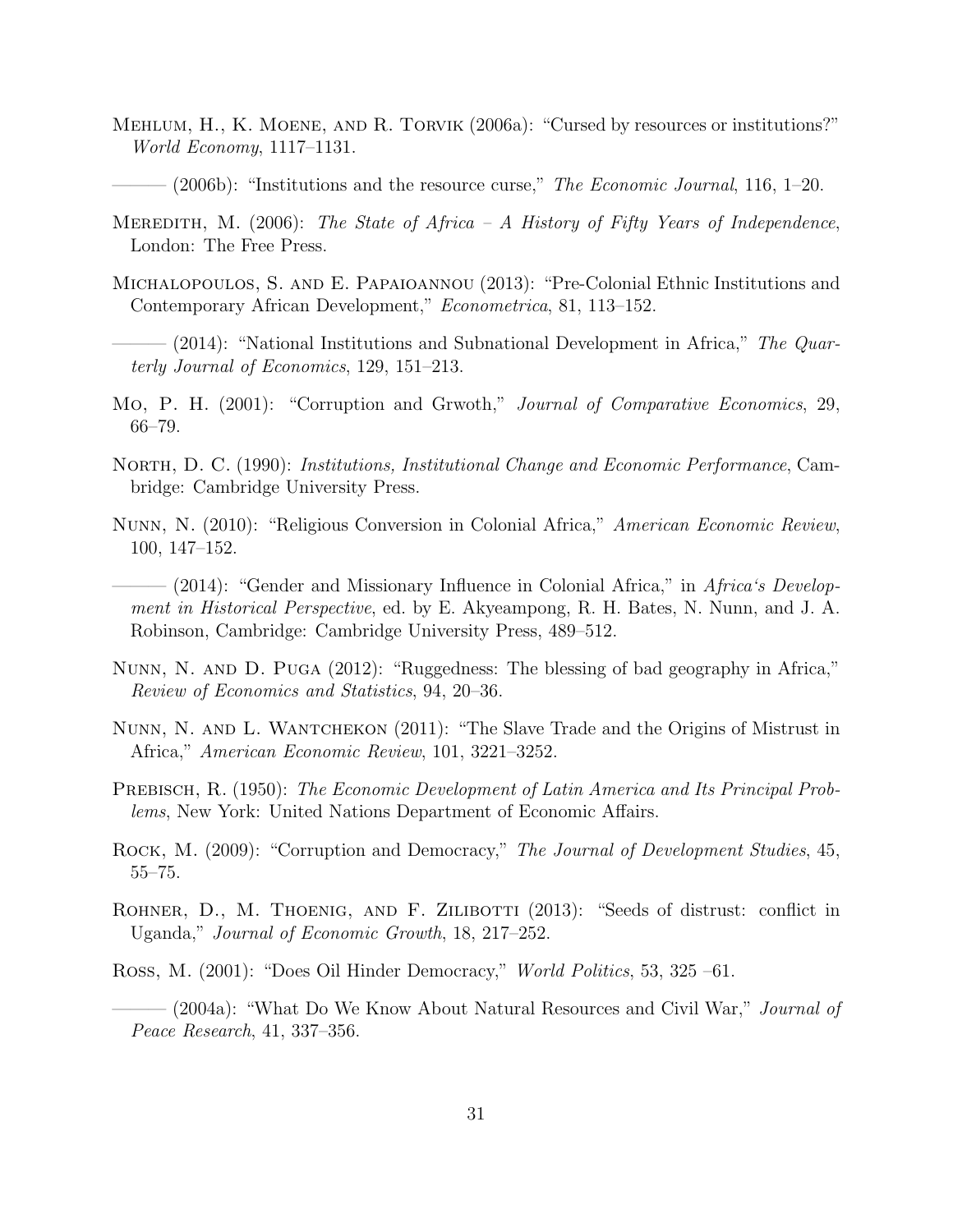Mehlum, H., K. Moene, and R. Torvik (2006a): "Cursed by resources or institutions?" *World Economy*, 1117–1131.

——— (2006b): "Institutions and the resource curse," *The Economic Journal*, 116, 1–20.

Meredith, M. (2006): *The State of Africa – A History of Fifty Years of Independence*, London: The Free Press.

Michalopoulos, S. and E. Papaioannou (2013): "Pre-Colonial Ethnic Institutions and Contemporary African Development," *Econometrica*, 81, 113–152.

——— (2014): "National Institutions and Subnational Development in Africa," *The Quarterly Journal of Economics*, 129, 151–213.

Mo, P. H. (2001): "Corruption and Grwoth," *Journal of Comparative Economics*, 29, 66–79.

North, D. C. (1990): *Institutions, Institutional Change and Economic Performance*, Cambridge: Cambridge University Press.

Nunn, N. (2010): "Religious Conversion in Colonial Africa," *American Economic Review*, 100, 147–152.

——— (2014): "Gender and Missionary Influence in Colonial Africa," in *Africa's Development in Historical Perspective*, ed. by E. Akyeampong, R. H. Bates, N. Nunn, and J. A. Robinson, Cambridge: Cambridge University Press, 489–512.

Nunn, N. and D. Puga (2012): "Ruggedness: The blessing of bad geography in Africa," *Review of Economics and Statistics*, 94, 20–36.

Nunn, N. and L. Wantchekon (2011): "The Slave Trade and the Origins of Mistrust in Africa," *American Economic Review*, 101, 3221–3252.

Prebisch, R. (1950): *The Economic Development of Latin America and Its Principal Problems*, New York: United Nations Department of Economic Affairs.

Rock, M. (2009): "Corruption and Democracy," *The Journal of Development Studies*, 45, 55–75.

Rohner, D., M. Thoenig, and F. Zilibotti (2013): "Seeds of distrust: conflict in Uganda," *Journal of Economic Growth*, 18, 217–252.

Ross, M. (2001): "Does Oil Hinder Democracy," *World Politics*, 53, 325 –61.

——— (2004a): "What Do We Know About Natural Resources and Civil War," *Journal of Peace Research*, 41, 337–356.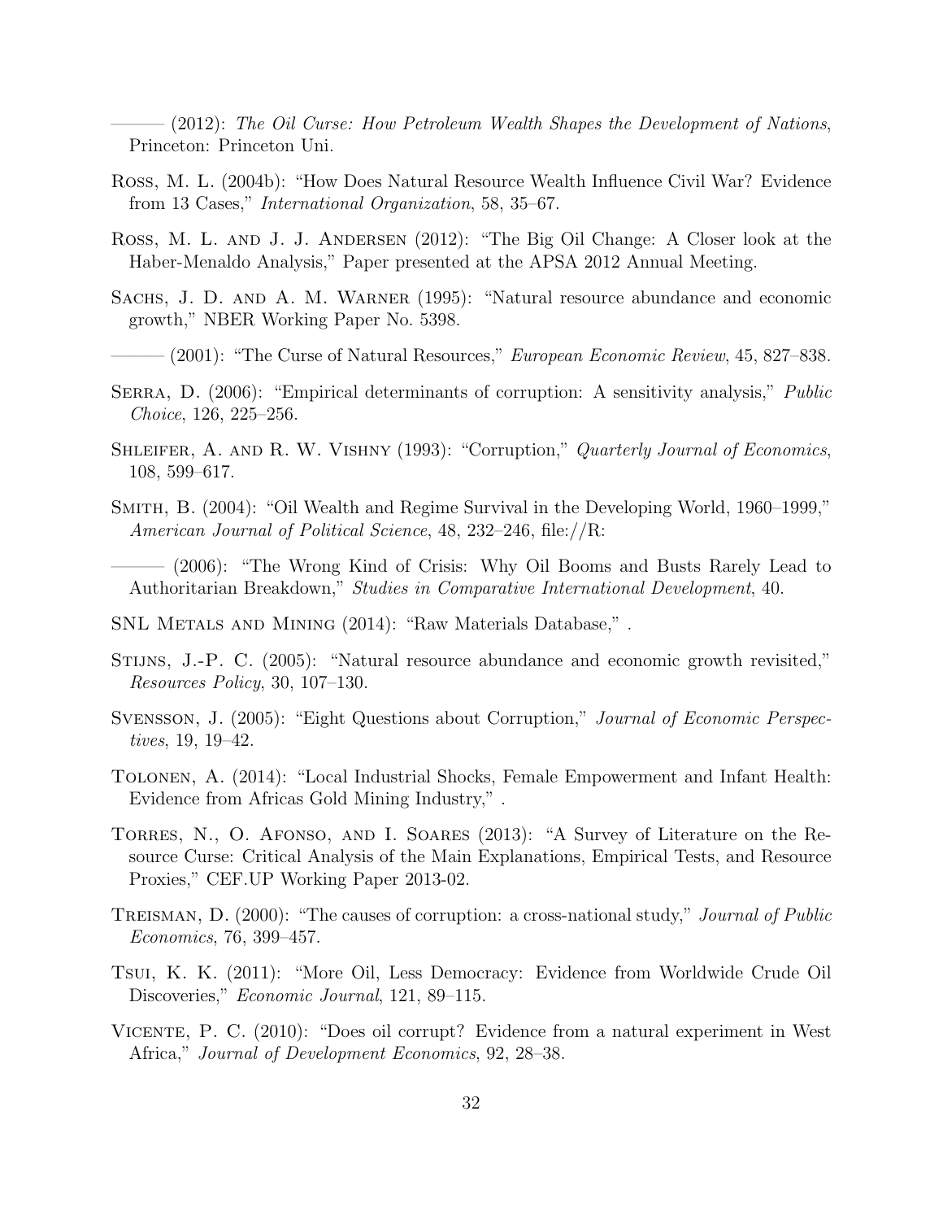——— (2012): *The Oil Curse: How Petroleum Wealth Shapes the Development of Nations*, Princeton: Princeton Uni.

Ross, M. L. (2004b): "How Does Natural Resource Wealth Influence Civil War? Evidence from 13 Cases," *International Organization*, 58, 35–67.

Ross, M. L. and J. J. Andersen (2012): "The Big Oil Change: A Closer look at the Haber-Menaldo Analysis," Paper presented at the APSA 2012 Annual Meeting.

Sachs, J. D. and A. M. Warner (1995): "Natural resource abundance and economic growth," NBER Working Paper No. 5398.

——— (2001): "The Curse of Natural Resources," *European Economic Review*, 45, 827–838.

Serra, D. (2006): "Empirical determinants of corruption: A sensitivity analysis," *Public Choice*, 126, 225–256.

Shleifer, A. and R. W. Vishny (1993): "Corruption," *Quarterly Journal of Economics*, 108, 599–617.

Smith, B. (2004): "Oil Wealth and Regime Survival in the Developing World, 1960–1999," *American Journal of Political Science*, 48, 232–246, file://R:

——— (2006): "The Wrong Kind of Crisis: Why Oil Booms and Busts Rarely Lead to Authoritarian Breakdown," *Studies in Comparative International Development*, 40.

SNL Metals and Mining (2014): "Raw Materials Database," .

Stijns, J.-P. C. (2005): "Natural resource abundance and economic growth revisited," *Resources Policy*, 30, 107–130.

Svensson, J. (2005): "Eight Questions about Corruption," *Journal of Economic Perspectives*, 19, 19–42.

Tolonen, A. (2014): "Local Industrial Shocks, Female Empowerment and Infant Health: Evidence from Africas Gold Mining Industry," .

Torres, N., O. Afonso, and I. Soares (2013): "A Survey of Literature on the Resource Curse: Critical Analysis of the Main Explanations, Empirical Tests, and Resource Proxies," CEF.UP Working Paper 2013-02.

Treisman, D. (2000): "The causes of corruption: a cross-national study," *Journal of Public Economics*, 76, 399–457.

Tsui, K. K. (2011): "More Oil, Less Democracy: Evidence from Worldwide Crude Oil Discoveries," *Economic Journal*, 121, 89–115.

Vicente, P. C. (2010): "Does oil corrupt? Evidence from a natural experiment in West Africa," *Journal of Development Economics*, 92, 28–38.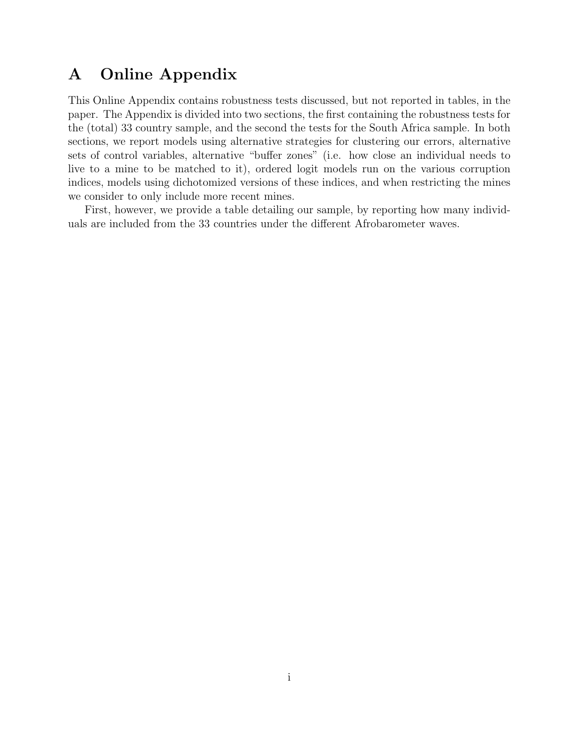# A Online Appendix

This Online Appendix contains robustness tests discussed, but not reported in tables, in the paper. The Appendix is divided into two sections, the first containing the robustness tests for the (total) 33 country sample, and the second the tests for the South Africa sample. In both sections, we report models using alternative strategies for clustering our errors, alternative sets of control variables, alternative "buffer zones" (i.e. how close an individual needs to live to a mine to be matched to it), ordered logit models run on the various corruption indices, models using dichotomized versions of these indices, and when restricting the mines we consider to only include more recent mines.

First, however, we provide a table detailing our sample, by reporting how many individuals are included from the 33 countries under the different Afrobarometer waves.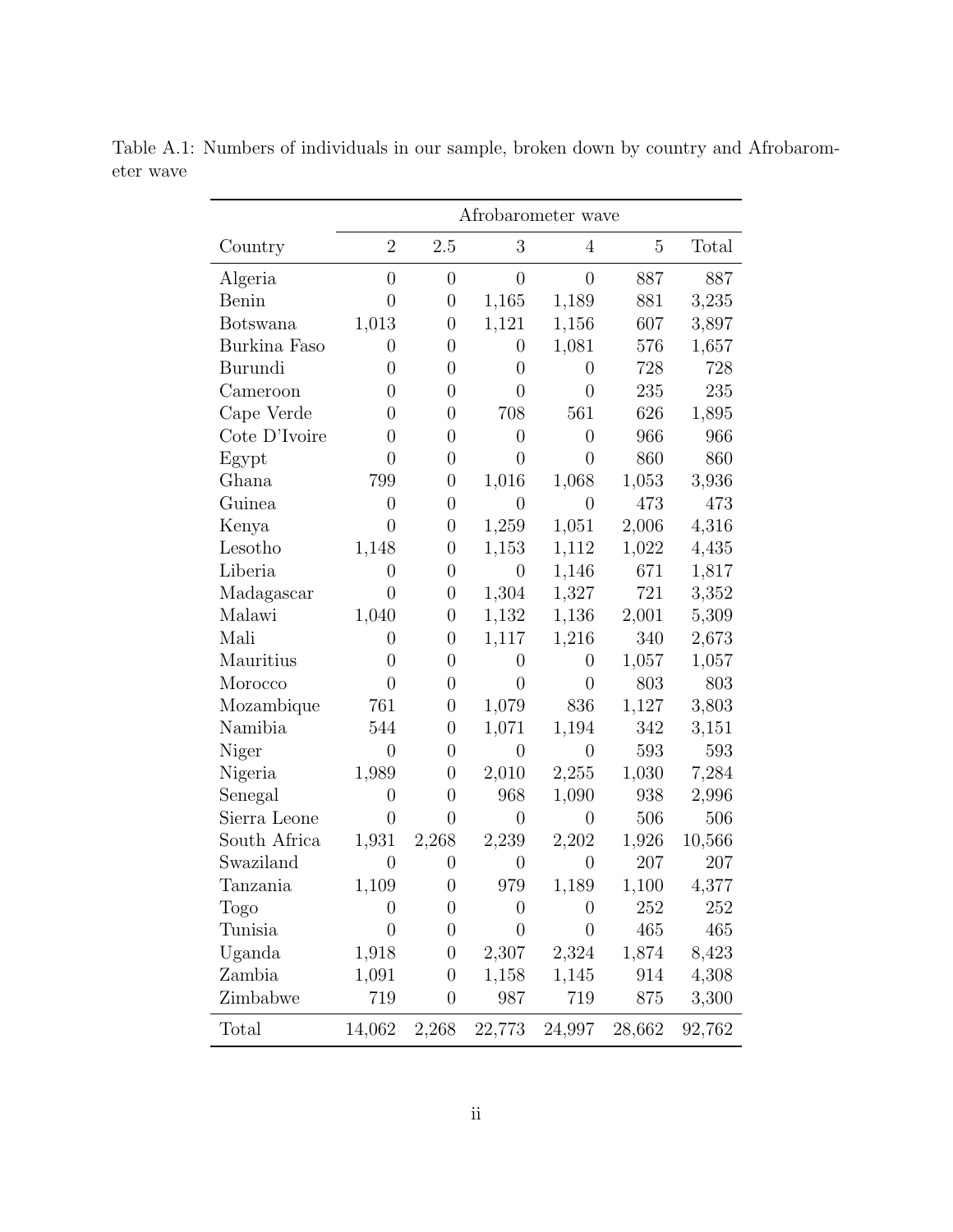Table A.1: Numbers of individuals in our sample, broken down by country and Afrobarometer wave

| | Afrobarometer wave | | | | | |
|---|---|---|---|---|---|---|
| Country | 2 | 2.5 | 3 | 4 | 5 | Total |
| Algeria | 0 | 0 | 0 | 0 | 887 | 887 |
| Benin | 0 | 0 | 1,165 | 1,189 | 881 | 3,235 |
| Botswana | 1,013 | 0 | 1,121 | 1,156 | 607 | 3,897 |
| Burkina Faso | 0 | 0 | 0 | 1,081 | 576 | 1,657 |
| Burundi | 0 | 0 | 0 | 0 | 728 | 728 |
| Cameroon | 0 | 0 | 0 | 0 | 235 | 235 |
| Cape Verde | 0 | 0 | 708 | 561 | 626 | 1,895 |
| Cote D'Ivoire | 0 | 0 | 0 | 0 | 966 | 966 |
| Egypt | 0 | 0 | 0 | 0 | 860 | 860 |
| Ghana | 799 | 0 | 1,016 | 1,068 | 1,053 | 3,936 |
| Guinea | 0 | 0 | 0 | 0 | 473 | 473 |
| Kenya | 0 | 0 | 1,259 | 1,051 | 2,006 | 4,316 |
| Lesotho | 1,148 | 0 | 1,153 | 1,112 | 1,022 | 4,435 |
| Liberia | 0 | 0 | 0 | 1,146 | 671 | 1,817 |
| Madagascar | 0 | 0 | 1,304 | 1,327 | 721 | 3,352 |
| Malawi | 1,040 | 0 | 1,132 | 1,136 | 2,001 | 5,309 |
| Mali | 0 | 0 | 1,117 | 1,216 | 340 | 2,673 |
| Mauritius | 0 | 0 | 0 | 0 | 1,057 | 1,057 |
| Morocco | 0 | 0 | 0 | 0 | 803 | 803 |
| Mozambique | 761 | 0 | 1,079 | 836 | 1,127 | 3,803 |
| Namibia | 544 | 0 | 1,071 | 1,194 | 342 | 3,151 |
| Niger | 0 | 0 | 0 | 0 | 593 | 593 |
| Nigeria | 1,989 | 0 | 2,010 | 2,255 | 1,030 | 7,284 |
| Senegal | 0 | 0 | 968 | 1,090 | 938 | 2,996 |
| Sierra Leone | 0 | 0 | 0 | 0 | 506 | 506 |
| South Africa | 1,931 | 2,268 | 2,239 | 2,202 | 1,926 | 10,566 |
| Swaziland | 0 | 0 | 0 | 0 | 207 | 207 |
| Tanzania | 1,109 | 0 | 979 | 1,189 | 1,100 | 4,377 |
| Togo | 0 | 0 | 0 | 0 | 252 | 252 |
| Tunisia | 0 | 0 | 0 | 0 | 465 | 465 |
| Uganda | 1,918 | 0 | 2,307 | 2,324 | 1,874 | 8,423 |
| Zambia | 1,091 | 0 | 1,158 | 1,145 | 914 | 4,308 |
| Zimbabwe | 719 | 0 | 987 | 719 | 875 | 3,300 |
| Total | 14,062 | 2,268 | 22,773 | 24,997 | 28,662 | 92,762 |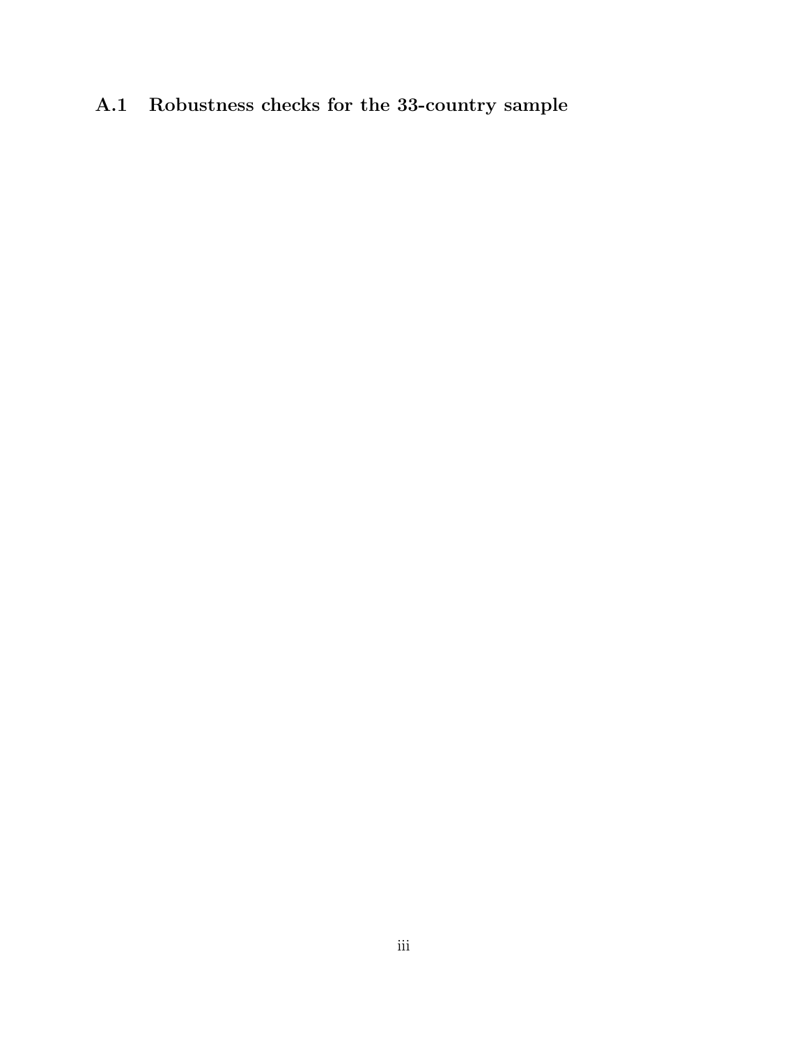## A.1 Robustness checks for the 33-country sample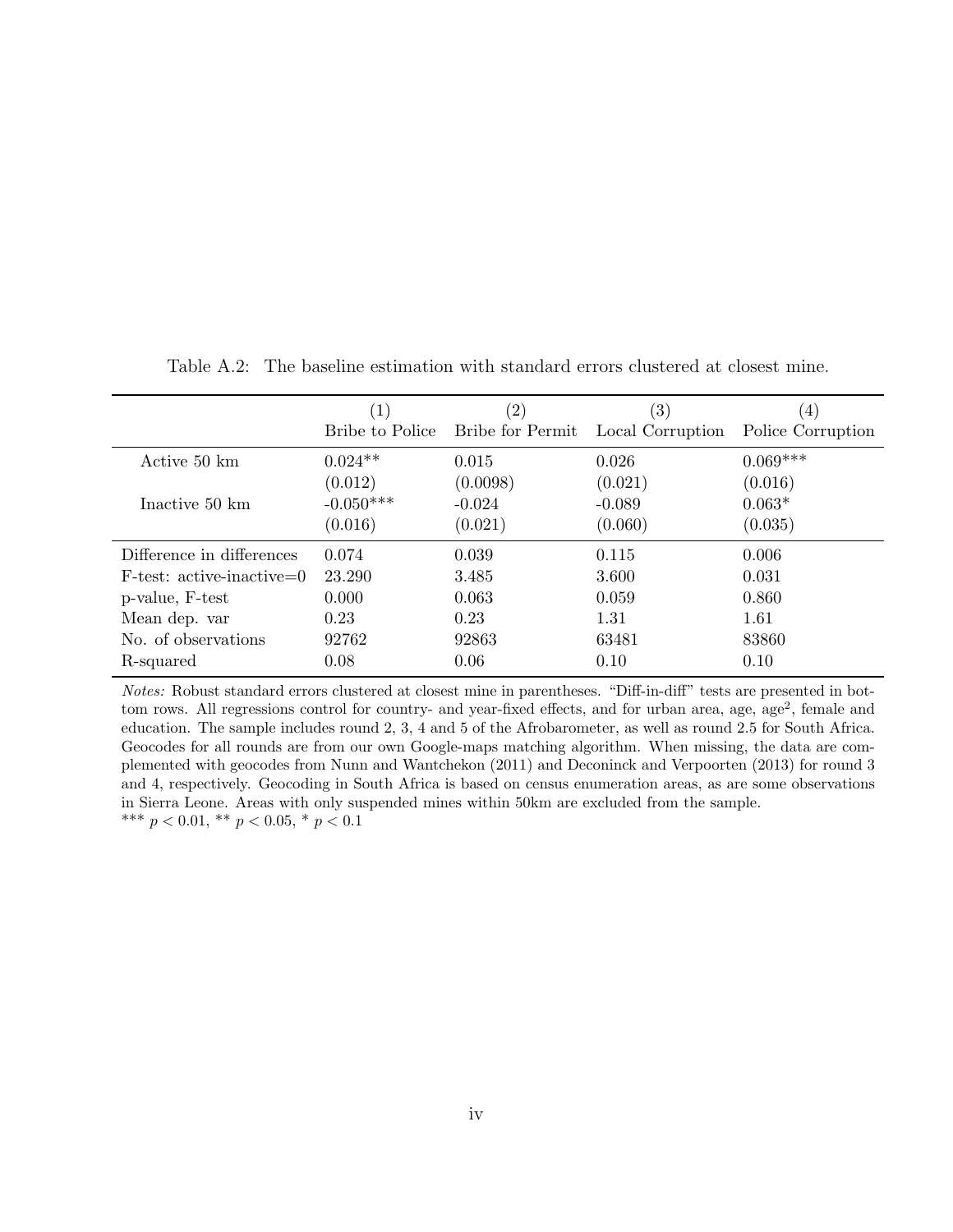Table A.2: The baseline estimation with standard errors clustered at closest mine.

| | (1) Bribe to Police | (2) Bribe for Permit | (3) Local Corruption | (4) Police Corruption |
|---|---|---|---|---|
| Active 50 km | 0.024** | 0.015 | 0.026 | 0.069*** |
| | (0.012) | (0.0098) | (0.021) | (0.016) |
| Inactive 50 km | -0.050*** | -0.024 | -0.089 | 0.063* |
| | (0.016) | (0.021) | (0.060) | (0.035) |
| Difference in differences | 0.074 | 0.039 | 0.115 | 0.006 |
| F-test: active-inactive=0 | 23.290 | 3.485 | 3.600 | 0.031 |
| p-value, F-test | 0.000 | 0.063 | 0.059 | 0.860 |
| Mean dep. var | 0.23 | 0.23 | 1.31 | 1.61 |
| No. of observations | 92762 | 92863 | 63481 | 83860 |
| R-squared | 0.08 | 0.06 | 0.10 | 0.10 |

*Notes:* Robust standard errors clustered at closest mine in parentheses. "Diff-in-diff" tests are presented in bottom rows. All regressions control for country- and year-fixed effects, and for urban area, age, age$^2$, female and education. The sample includes round 2, 3, 4 and 5 of the Afrobarometer, as well as round 2.5 for South Africa. Geocodes for all rounds are from our own Google-maps matching algorithm. When missing, the data are complemented with geocodes from Nunn and Wantchekon (2011) and Deconinck and Verpoorten (2013) for round 3 and 4, respectively. Geocoding in South Africa is based on census enumeration areas, as are some observations in Sierra Leone. Areas with only suspended mines within 50km are excluded from the sample.
*** $p < 0.01$, ** $p < 0.05$, * $p < 0.1$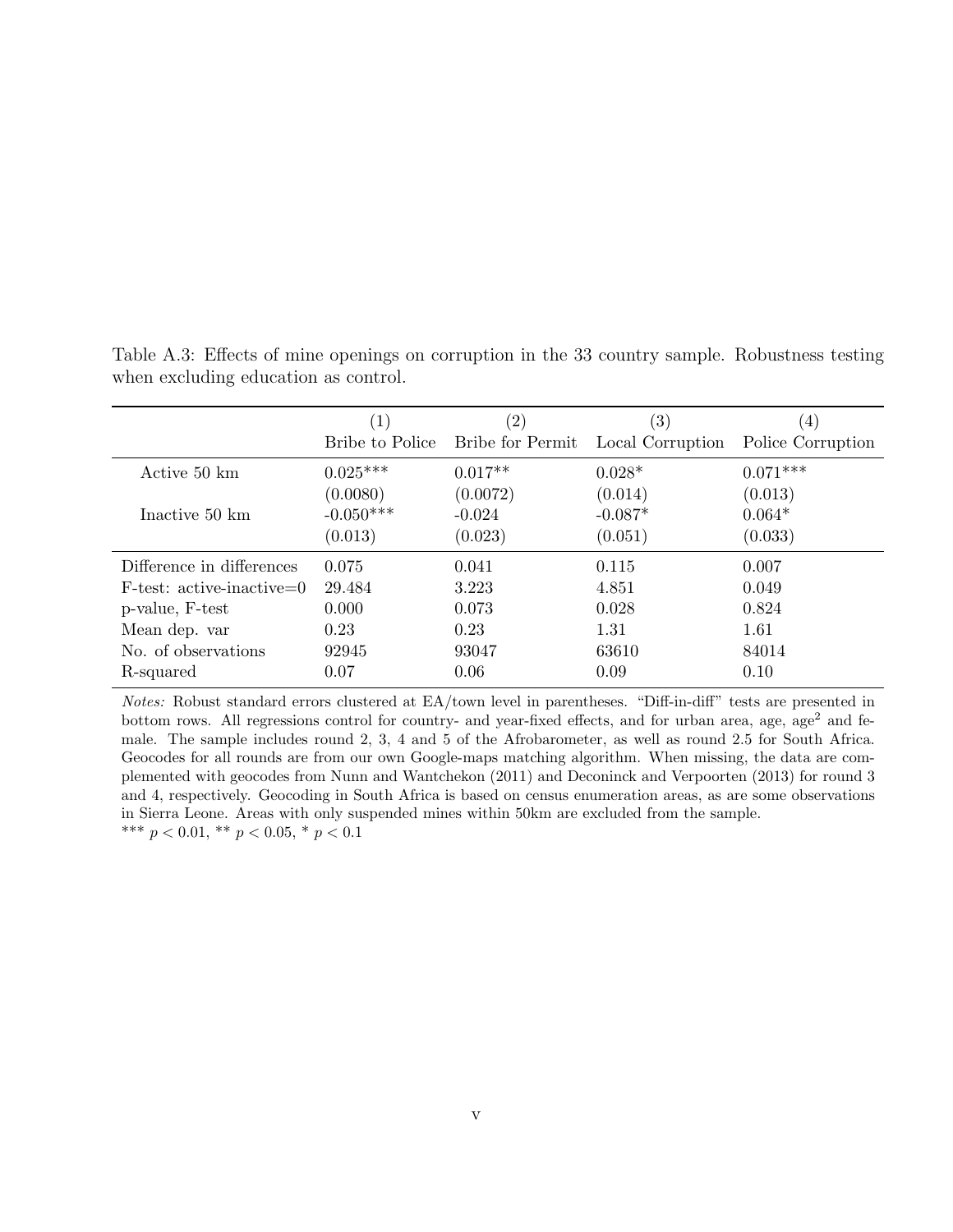Table A.3: Effects of mine openings on corruption in the 33 country sample. Robustness testing when excluding education as control.

| | (1) | (2) | (3) | (4) |
|---|---|---|---|---|
| | Bribe to Police | Bribe for Permit | Local Corruption | Police Corruption |
| Active 50 km | 0.025*** | 0.017** | 0.028* | 0.071*** |
| | (0.0080) | (0.0072) | (0.014) | (0.013) |
| Inactive 50 km | -0.050*** | -0.024 | -0.087* | 0.064* |
| | (0.013) | (0.023) | (0.051) | (0.033) |
| Difference in differences | 0.075 | 0.041 | 0.115 | 0.007 |
| F-test: active-inactive=0 | 29.484 | 3.223 | 4.851 | 0.049 |
| p-value, F-test | 0.000 | 0.073 | 0.028 | 0.824 |
| Mean dep. var | 0.23 | 0.23 | 1.31 | 1.61 |
| No. of observations | 92945 | 93047 | 63610 | 84014 |
| R-squared | 0.07 | 0.06 | 0.09 | 0.10 |

*Notes:* Robust standard errors clustered at EA/town level in parentheses. "Diff-in-diff" tests are presented in bottom rows. All regressions control for country- and year-fixed effects, and for urban area, age, age$^2$ and female. The sample includes round 2, 3, 4 and 5 of the Afrobarometer, as well as round 2.5 for South Africa. Geocodes for all rounds are from our own Google-maps matching algorithm. When missing, the data are complemented with geocodes from Nunn and Wantchekon (2011) and Deconinck and Verpoorten (2013) for round 3 and 4, respectively. Geocoding in South Africa is based on census enumeration areas, as are some observations in Sierra Leone. Areas with only suspended mines within 50km are excluded from the sample.
*** $p < 0.01$, ** $p < 0.05$, * $p < 0.1$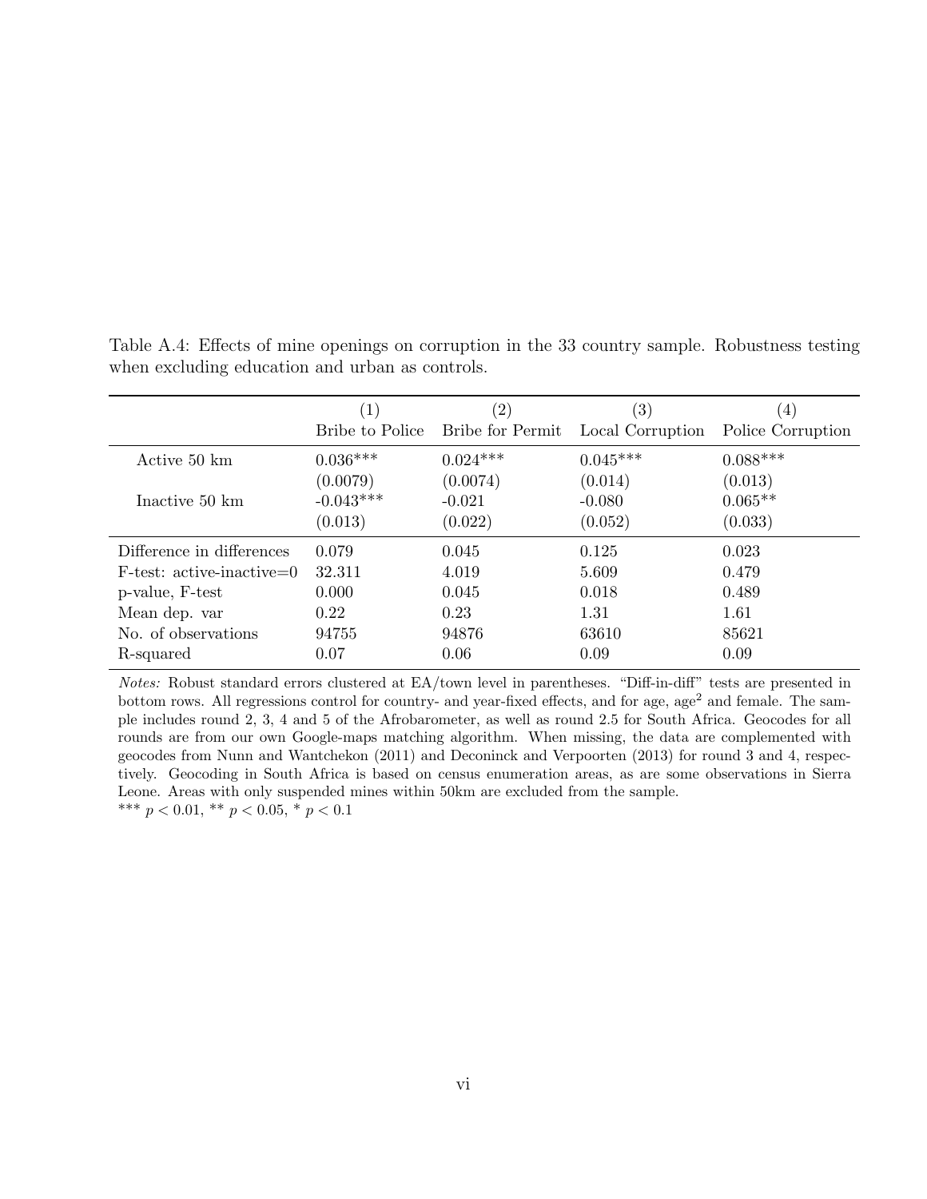Table A.4: Effects of mine openings on corruption in the 33 country sample. Robustness testing when excluding education and urban as controls.

| | (1) | (2) | (3) | (4) |
|---|---|---|---|---|
| | Bribe to Police | Bribe for Permit | Local Corruption | Police Corruption |
| Active 50 km | 0.036*** | 0.024*** | 0.045*** | 0.088*** |
| | (0.0079) | (0.0074) | (0.014) | (0.013) |
| Inactive 50 km | -0.043*** | -0.021 | -0.080 | 0.065** |
| | (0.013) | (0.022) | (0.052) | (0.033) |
| Difference in differences | 0.079 | 0.045 | 0.125 | 0.023 |
| F-test: active-inactive=0 | 32.311 | 4.019 | 5.609 | 0.479 |
| p-value, F-test | 0.000 | 0.045 | 0.018 | 0.489 |
| Mean dep. var | 0.22 | 0.23 | 1.31 | 1.61 |
| No. of observations | 94755 | 94876 | 63610 | 85621 |
| R-squared | 0.07 | 0.06 | 0.09 | 0.09 |

*Notes:* Robust standard errors clustered at EA/town level in parentheses. "Diff-in-diff" tests are presented in bottom rows. All regressions control for country- and year-fixed effects, and for age, age$^2$ and female. The sample includes round 2, 3, 4 and 5 of the Afrobarometer, as well as round 2.5 for South Africa. Geocodes for all rounds are from our own Google-maps matching algorithm. When missing, the data are complemented with geocodes from Nunn and Wantchekon (2011) and Deconinck and Verpoorten (2013) for round 3 and 4, respectively. Geocoding in South Africa is based on census enumeration areas, as are some observations in Sierra Leone. Areas with only suspended mines within 50km are excluded from the sample.

*** $p < 0.01$, ** $p < 0.05$, * $p < 0.1$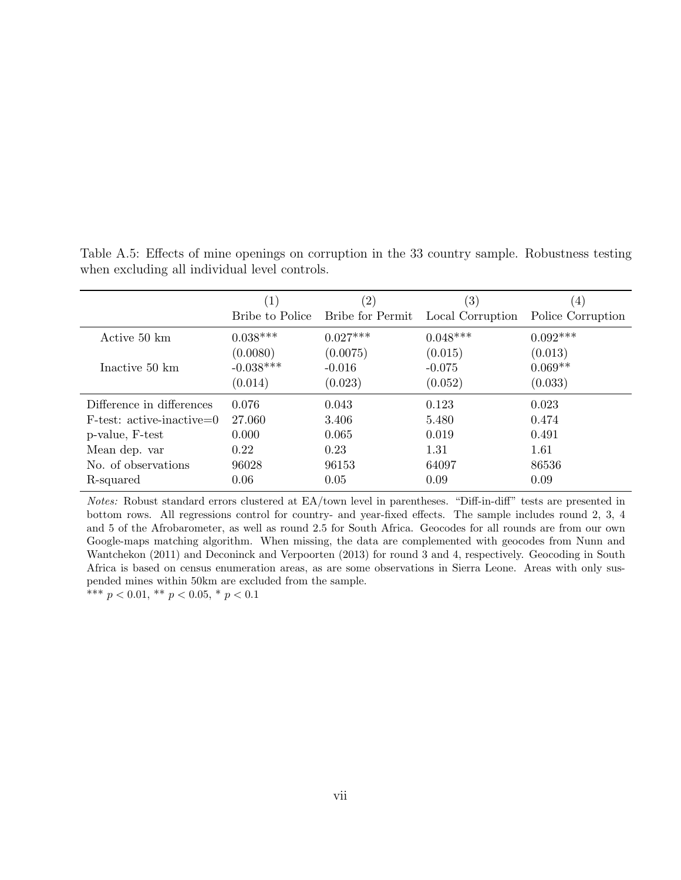Table A.5: Effects of mine openings on corruption in the 33 country sample. Robustness testing when excluding all individual level controls.

| | (1) | (2) | (3) | (4) |
|---|---|---|---|---|
| | Bribe to Police | Bribe for Permit | Local Corruption | Police Corruption |
| Active 50 km | 0.038*** | 0.027*** | 0.048*** | 0.092*** |
| | (0.0080) | (0.0075) | (0.015) | (0.013) |
| Inactive 50 km | -0.038*** | -0.016 | -0.075 | 0.069** |
| | (0.014) | (0.023) | (0.052) | (0.033) |
| Difference in differences | 0.076 | 0.043 | 0.123 | 0.023 |
| F-test: active-inactive=0 | 27.060 | 3.406 | 5.480 | 0.474 |
| p-value, F-test | 0.000 | 0.065 | 0.019 | 0.491 |
| Mean dep. var | 0.22 | 0.23 | 1.31 | 1.61 |
| No. of observations | 96028 | 96153 | 64097 | 86536 |
| R-squared | 0.06 | 0.05 | 0.09 | 0.09 |

*Notes:* Robust standard errors clustered at EA/town level in parentheses. "Diff-in-diff" tests are presented in bottom rows. All regressions control for country- and year-fixed effects. The sample includes round 2, 3, 4 and 5 of the Afrobarometer, as well as round 2.5 for South Africa. Geocodes for all rounds are from our own Google-maps matching algorithm. When missing, the data are complemented with geocodes from Nunn and Wantchekon (2011) and Deconinck and Verpoorten (2013) for round 3 and 4, respectively. Geocoding in South Africa is based on census enumeration areas, as are some observations in Sierra Leone. Areas with only suspended mines within 50km are excluded from the sample.

*** $p < 0.01$, ** $p < 0.05$, * $p < 0.1$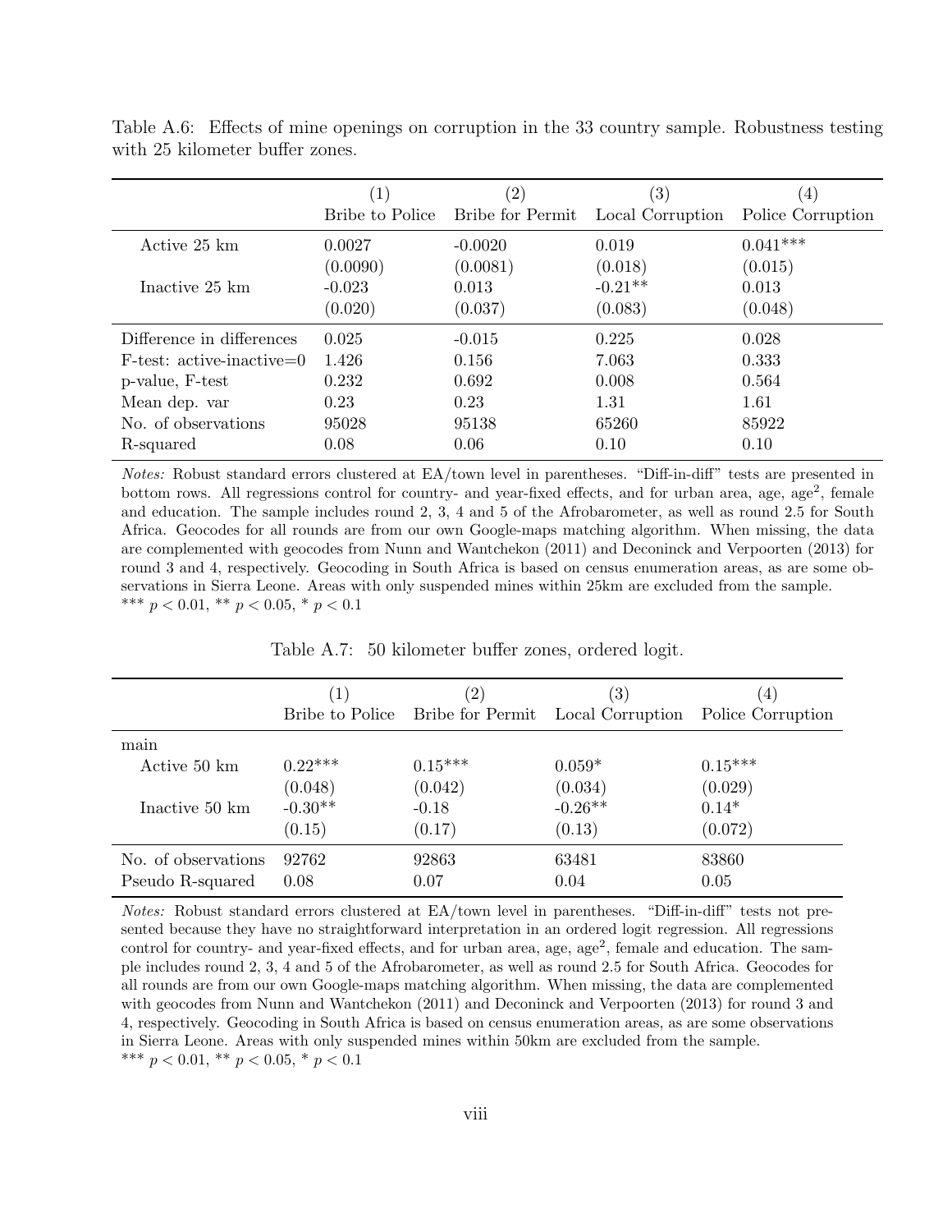Table A.6: Effects of mine openings on corruption in the 33 country sample. Robustness testing with 25 kilometer buffer zones.

| | (1) Bribe to Police | (2) Bribe for Permit | (3) Local Corruption | (4) Police Corruption |
|---|---|---|---|---|
| Active 25 km | 0.0027 | -0.0020 | 0.019 | 0.041*** |
| | (0.0090) | (0.0081) | (0.018) | (0.015) |
| Inactive 25 km | -0.023 | 0.013 | -0.21** | 0.013 |
| | (0.020) | (0.037) | (0.083) | (0.048) |
| Difference in differences | 0.025 | -0.015 | 0.225 | 0.028 |
| F-test: active-inactive=0 | 1.426 | 0.156 | 7.063 | 0.333 |
| p-value, F-test | 0.232 | 0.692 | 0.008 | 0.564 |
| Mean dep. var | 0.23 | 0.23 | 1.31 | 1.61 |
| No. of observations | 95028 | 95138 | 65260 | 85922 |
| R-squared | 0.08 | 0.06 | 0.10 | 0.10 |

*Notes:* Robust standard errors clustered at EA/town level in parentheses. "Diff-in-diff" tests are presented in bottom rows. All regressions control for country- and year-fixed effects, and for urban area, age, age$^2$, female and education. The sample includes round 2, 3, 4 and 5 of the Afrobarometer, as well as round 2.5 for South Africa. Geocodes for all rounds are from our own Google-maps matching algorithm. When missing, the data are complemented with geocodes from Nunn and Wantchekon (2011) and Deconinck and Verpoorten (2013) for round 3 and 4, respectively. Geocoding in South Africa is based on census enumeration areas, as are some observations in Sierra Leone. Areas with only suspended mines within 25km are excluded from the sample.
*** $p < 0.01$, ** $p < 0.05$, * $p < 0.1$

Table A.7: 50 kilometer buffer zones, ordered logit.

| | (1) Bribe to Police | (2) Bribe for Permit | (3) Local Corruption | (4) Police Corruption |
|---|---|---|---|---|
| main | | | | |
| Active 50 km | 0.22*** | 0.15*** | 0.059* | 0.15*** |
| | (0.048) | (0.042) | (0.034) | (0.029) |
| Inactive 50 km | -0.30** | -0.18 | -0.26** | 0.14* |
| | (0.15) | (0.17) | (0.13) | (0.072) |
| No. of observations | 92762 | 92863 | 63481 | 83860 |
| Pseudo R-squared | 0.08 | 0.07 | 0.04 | 0.05 |

*Notes:* Robust standard errors clustered at EA/town level in parentheses. "Diff-in-diff" tests not presented because they have no straightforward interpretation in an ordered logit regression. All regressions control for country- and year-fixed effects, and for urban area, age, age$^2$, female and education. The sample includes round 2, 3, 4 and 5 of the Afrobarometer, as well as round 2.5 for South Africa. Geocodes for all rounds are from our own Google-maps matching algorithm. When missing, the data are complemented with geocodes from Nunn and Wantchekon (2011) and Deconinck and Verpoorten (2013) for round 3 and 4, respectively. Geocoding in South Africa is based on census enumeration areas, as are some observations in Sierra Leone. Areas with only suspended mines within 50km are excluded from the sample.
*** $p < 0.01$, ** $p < 0.05$, * $p < 0.1$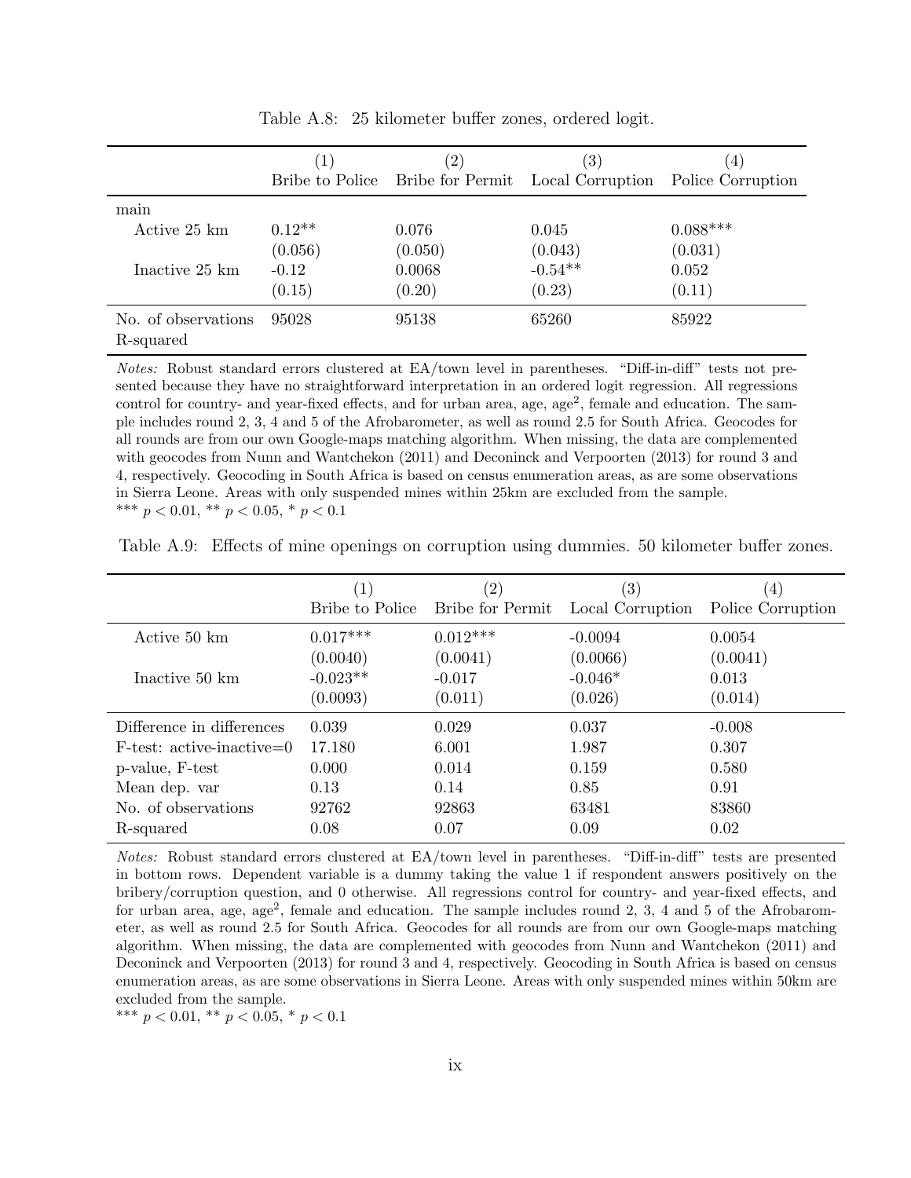Table A.8: 25 kilometer buffer zones, ordered logit.

| | (1) Bribe to Police | (2) Bribe for Permit | (3) Local Corruption | (4) Police Corruption |
|---|---|---|---|---|
| main | | | | |
| Active 25 km | 0.12** | 0.076 | 0.045 | 0.088*** |
| | (0.056) | (0.050) | (0.043) | (0.031) |
| Inactive 25 km | -0.12 | 0.0068 | -0.54** | 0.052 |
| | (0.15) | (0.20) | (0.23) | (0.11) |
| No. of observations | 95028 | 95138 | 65260 | 85922 |
| R-squared | | | | |

*Notes:* Robust standard errors clustered at EA/town level in parentheses. "Diff-in-diff" tests not presented because they have no straightforward interpretation in an ordered logit regression. All regressions control for country- and year-fixed effects, and for urban area, age, age$^2$, female and education. The sample includes round 2, 3, 4 and 5 of the Afrobarometer, as well as round 2.5 for South Africa. Geocodes for all rounds are from our own Google-maps matching algorithm. When missing, the data are complemented with geocodes from Nunn and Wantchekon (2011) and Deconinck and Verpoorten (2013) for round 3 and 4, respectively. Geocoding in South Africa is based on census enumeration areas, as are some observations in Sierra Leone. Areas with only suspended mines within 25km are excluded from the sample.
*** $p < 0.01$, ** $p < 0.05$, * $p < 0.1$

Table A.9: Effects of mine openings on corruption using dummies. 50 kilometer buffer zones.

| | (1) Bribe to Police | (2) Bribe for Permit | (3) Local Corruption | (4) Police Corruption |
|---|---|---|---|---|
| Active 50 km | 0.017*** | 0.012*** | -0.0094 | 0.0054 |
| | (0.0040) | (0.0041) | (0.0066) | (0.0041) |
| Inactive 50 km | -0.023** | -0.017 | -0.046* | 0.013 |
| | (0.0093) | (0.011) | (0.026) | (0.014) |
| Difference in differences | 0.039 | 0.029 | 0.037 | -0.008 |
| F-test: active-inactive=0 | 17.180 | 6.001 | 1.987 | 0.307 |
| p-value, F-test | 0.000 | 0.014 | 0.159 | 0.580 |
| Mean dep. var | 0.13 | 0.14 | 0.85 | 0.91 |
| No. of observations | 92762 | 92863 | 63481 | 83860 |
| R-squared | 0.08 | 0.07 | 0.09 | 0.02 |

*Notes:* Robust standard errors clustered at EA/town level in parentheses. "Diff-in-diff" tests are presented in bottom rows. Dependent variable is a dummy taking the value 1 if respondent answers positively on the bribery/corruption question, and 0 otherwise. All regressions control for country- and year-fixed effects, and for urban area, age, age$^2$, female and education. The sample includes round 2, 3, 4 and 5 of the Afrobarometer, as well as round 2.5 for South Africa. Geocodes for all rounds are from our own Google-maps matching algorithm. When missing, the data are complemented with geocodes from Nunn and Wantchekon (2011) and Deconinck and Verpoorten (2013) for round 3 and 4, respectively. Geocoding in South Africa is based on census enumeration areas, as are some observations in Sierra Leone. Areas with only suspended mines within 50km are excluded from the sample.
*** $p < 0.01$, ** $p < 0.05$, * $p < 0.1$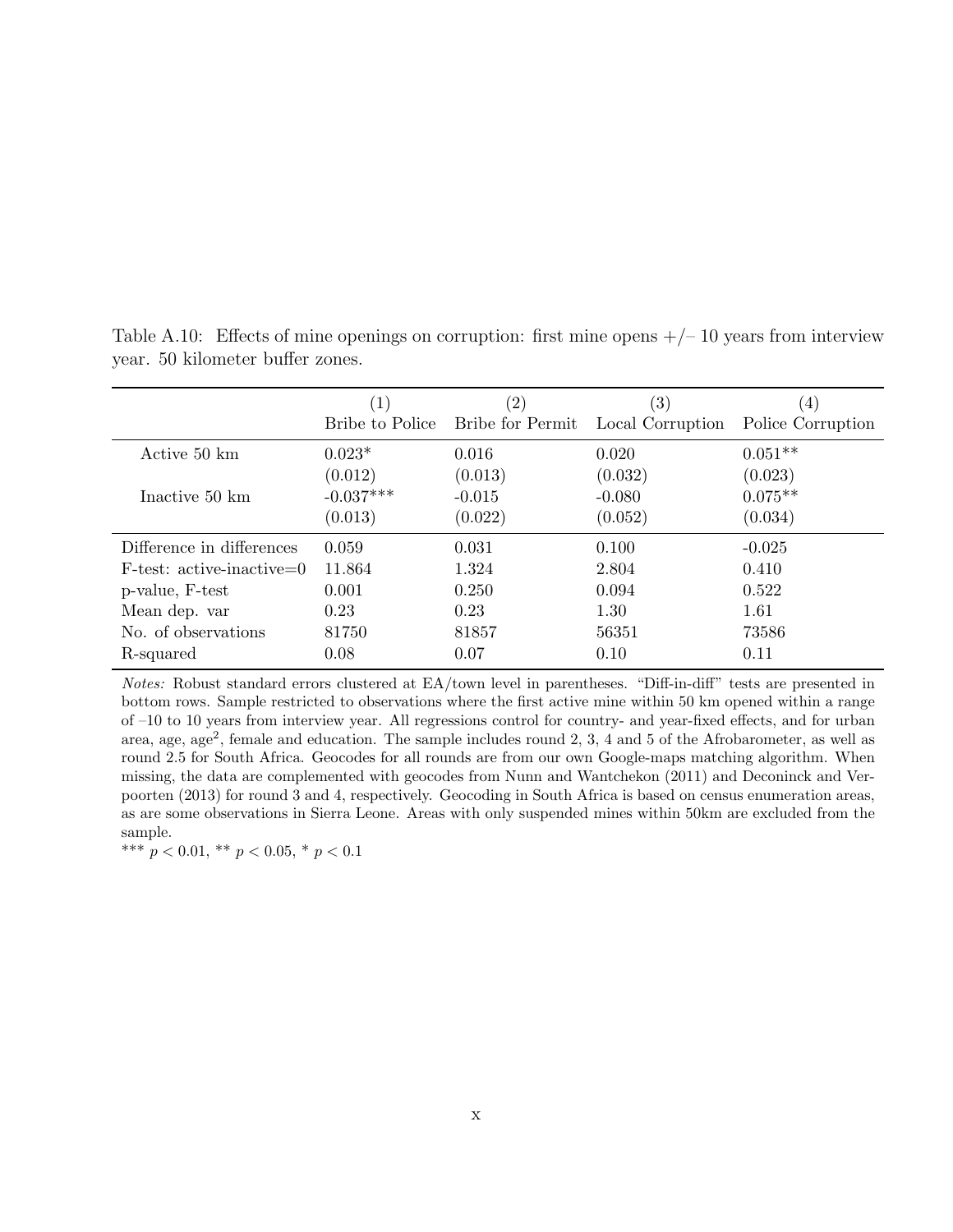Table A.10: Effects of mine openings on corruption: first mine opens +/– 10 years from interview year. 50 kilometer buffer zones.

| | (1) | (2) | (3) | (4) |
|---|---|---|---|---|
| | Bribe to Police | Bribe for Permit | Local Corruption | Police Corruption |
| Active 50 km | 0.023* | 0.016 | 0.020 | 0.051** |
| | (0.012) | (0.013) | (0.032) | (0.023) |
| Inactive 50 km | -0.037*** | -0.015 | -0.080 | 0.075** |
| | (0.013) | (0.022) | (0.052) | (0.034) |
| Difference in differences | 0.059 | 0.031 | 0.100 | -0.025 |
| F-test: active-inactive=0 | 11.864 | 1.324 | 2.804 | 0.410 |
| p-value, F-test | 0.001 | 0.250 | 0.094 | 0.522 |
| Mean dep. var | 0.23 | 0.23 | 1.30 | 1.61 |
| No. of observations | 81750 | 81857 | 56351 | 73586 |
| R-squared | 0.08 | 0.07 | 0.10 | 0.11 |

*Notes:* Robust standard errors clustered at EA/town level in parentheses. "Diff-in-diff" tests are presented in bottom rows. Sample restricted to observations where the first active mine within 50 km opened within a range of –10 to 10 years from interview year. All regressions control for country- and year-fixed effects, and for urban area, age, age$^2$, female and education. The sample includes round 2, 3, 4 and 5 of the Afrobarometer, as well as round 2.5 for South Africa. Geocodes for all rounds are from our own Google-maps matching algorithm. When missing, the data are complemented with geocodes from Nunn and Wantchekon (2011) and Deconinck and Verpoorten (2013) for round 3 and 4, respectively. Geocoding in South Africa is based on census enumeration areas, as are some observations in Sierra Leone. Areas with only suspended mines within 50km are excluded from the sample.

*** $p < 0.01$, ** $p < 0.05$, * $p < 0.1$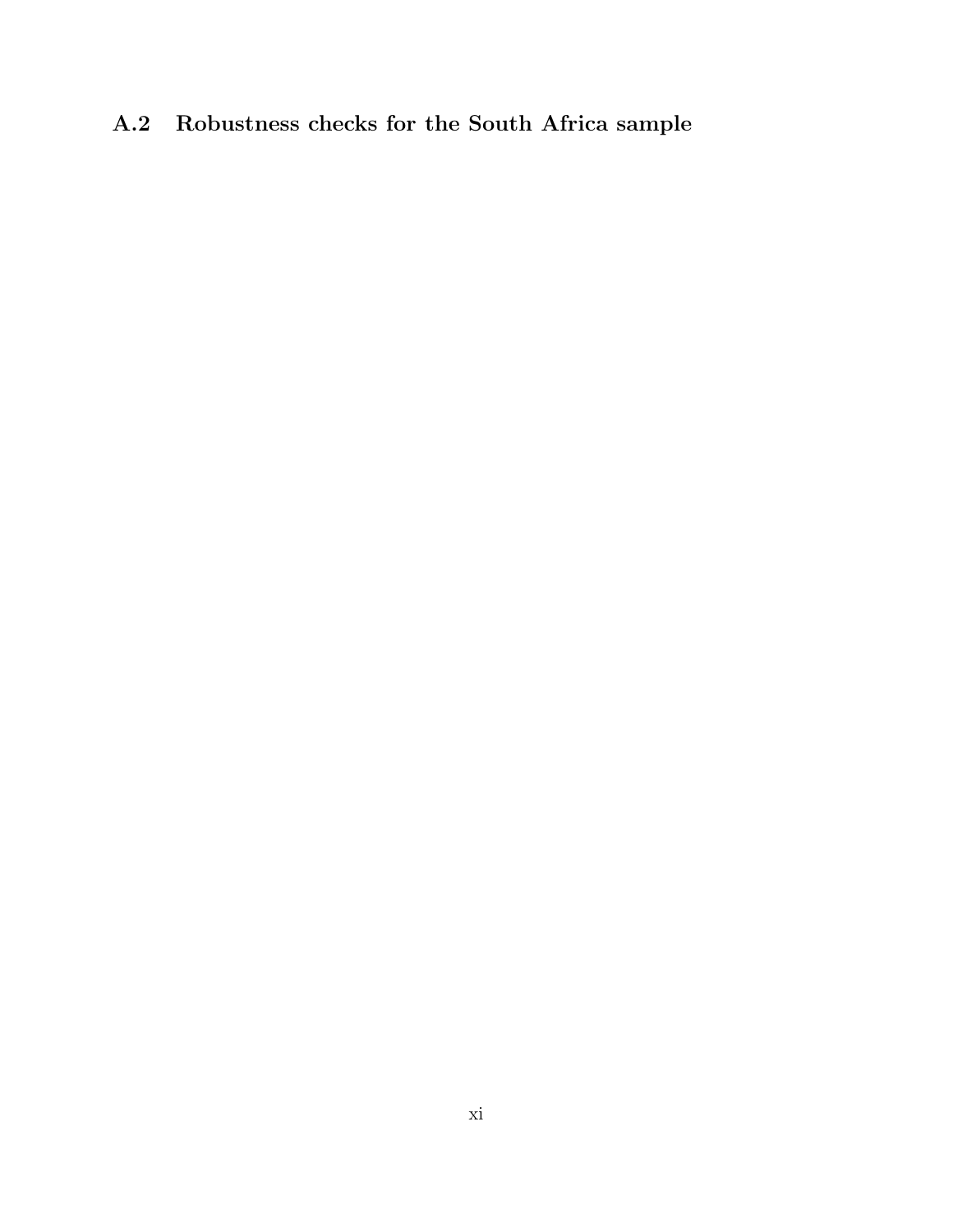### A.2 Robustness checks for the South Africa sample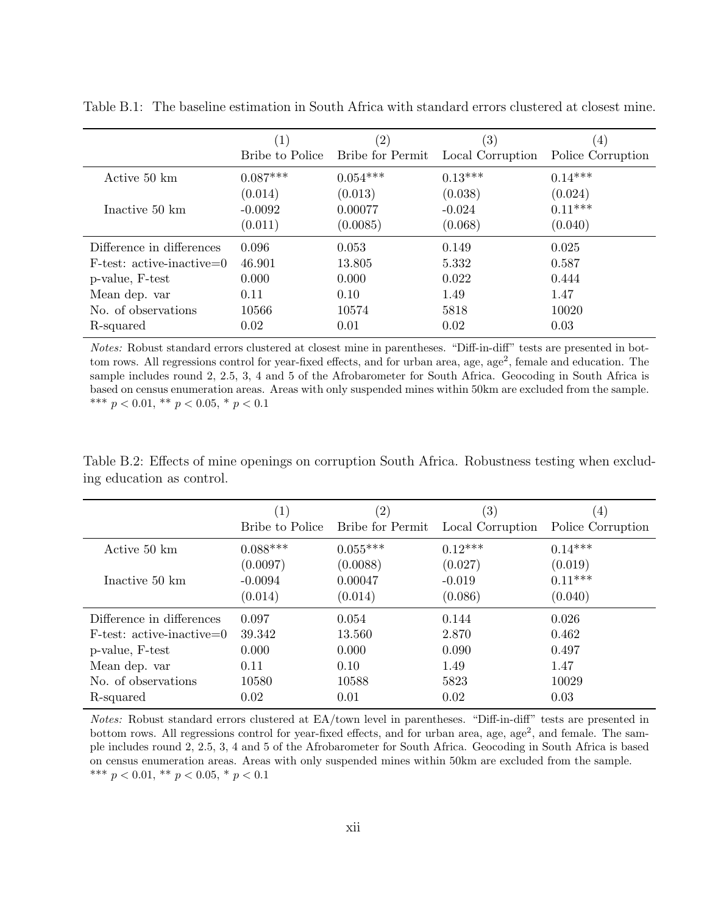Table B.1: The baseline estimation in South Africa with standard errors clustered at closest mine.

| | (1) Bribe to Police | (2) Bribe for Permit | (3) Local Corruption | (4) Police Corruption |
|---|---|---|---|---|
| Active 50 km | 0.087*** | 0.054*** | 0.13*** | 0.14*** |
| | (0.014) | (0.013) | (0.038) | (0.024) |
| Inactive 50 km | -0.0092 | 0.00077 | -0.024 | 0.11*** |
| | (0.011) | (0.0085) | (0.068) | (0.040) |
| Difference in differences | 0.096 | 0.053 | 0.149 | 0.025 |
| F-test: active-inactive=0 | 46.901 | 13.805 | 5.332 | 0.587 |
| p-value, F-test | 0.000 | 0.000 | 0.022 | 0.444 |
| Mean dep. var | 0.11 | 0.10 | 1.49 | 1.47 |
| No. of observations | 10566 | 10574 | 5818 | 10020 |
| R-squared | 0.02 | 0.01 | 0.02 | 0.03 |

*Notes:* Robust standard errors clustered at closest mine in parentheses. "Diff-in-diff" tests are presented in bottom rows. All regressions control for year-fixed effects, and for urban area, age, age$^2$, female and education. The sample includes round 2, 2.5, 3, 4 and 5 of the Afrobarometer for South Africa. Geocoding in South Africa is based on census enumeration areas. Areas with only suspended mines within 50km are excluded from the sample. *** $p < 0.01$, ** $p < 0.05$, * $p < 0.1$

Table B.2: Effects of mine openings on corruption South Africa. Robustness testing when excluding education as control.

| | (1) Bribe to Police | (2) Bribe for Permit | (3) Local Corruption | (4) Police Corruption |
|---|---|---|---|---|
| Active 50 km | 0.088*** | 0.055*** | 0.12*** | 0.14*** |
| | (0.0097) | (0.0088) | (0.027) | (0.019) |
| Inactive 50 km | -0.0094 | 0.00047 | -0.019 | 0.11*** |
| | (0.014) | (0.014) | (0.086) | (0.040) |
| Difference in differences | 0.097 | 0.054 | 0.144 | 0.026 |
| F-test: active-inactive=0 | 39.342 | 13.560 | 2.870 | 0.462 |
| p-value, F-test | 0.000 | 0.000 | 0.090 | 0.497 |
| Mean dep. var | 0.11 | 0.10 | 1.49 | 1.47 |
| No. of observations | 10580 | 10588 | 5823 | 10029 |
| R-squared | 0.02 | 0.01 | 0.02 | 0.03 |

*Notes:* Robust standard errors clustered at EA/town level in parentheses. "Diff-in-diff" tests are presented in bottom rows. All regressions control for year-fixed effects, and for urban area, age, age$^2$, and female. The sample includes round 2, 2.5, 3, 4 and 5 of the Afrobarometer for South Africa. Geocoding in South Africa is based on census enumeration areas. Areas with only suspended mines within 50km are excluded from the sample. *** $p < 0.01$, ** $p < 0.05$, * $p < 0.1$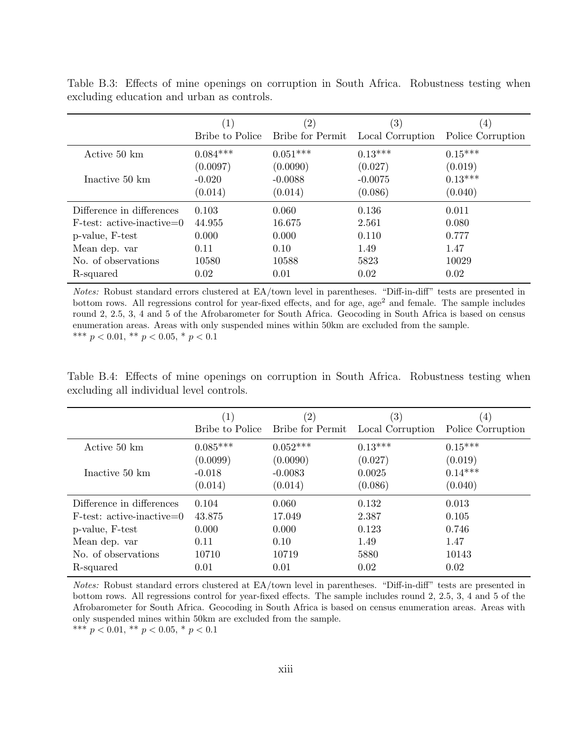Table B.3: Effects of mine openings on corruption in South Africa. Robustness testing when excluding education and urban as controls.

| | (1) | (2) | (3) | (4) |
|---|---|---|---|---|
| | Bribe to Police | Bribe for Permit | Local Corruption | Police Corruption |
| Active 50 km | 0.084*** | 0.051*** | 0.13*** | 0.15*** |
| | (0.0097) | (0.0090) | (0.027) | (0.019) |
| Inactive 50 km | -0.020 | -0.0088 | -0.0075 | 0.13*** |
| | (0.014) | (0.014) | (0.086) | (0.040) |
| Difference in differences | 0.103 | 0.060 | 0.136 | 0.011 |
| F-test: active-inactive=0 | 44.955 | 16.675 | 2.561 | 0.080 |
| p-value, F-test | 0.000 | 0.000 | 0.110 | 0.777 |
| Mean dep. var | 0.11 | 0.10 | 1.49 | 1.47 |
| No. of observations | 10580 | 10588 | 5823 | 10029 |
| R-squared | 0.02 | 0.01 | 0.02 | 0.02 |

*Notes:* Robust standard errors clustered at EA/town level in parentheses. "Diff-in-diff" tests are presented in bottom rows. All regressions control for year-fixed effects, and for age, age$^2$ and female. The sample includes round 2, 2.5, 3, 4 and 5 of the Afrobarometer for South Africa. Geocoding in South Africa is based on census enumeration areas. Areas with only suspended mines within 50km are excluded from the sample.
*** $p < 0.01$, ** $p < 0.05$, * $p < 0.1$

Table B.4: Effects of mine openings on corruption in South Africa. Robustness testing when excluding all individual level controls.

| | (1) | (2) | (3) | (4) |
|---|---|---|---|---|
| | Bribe to Police | Bribe for Permit | Local Corruption | Police Corruption |
| Active 50 km | 0.085*** | 0.052*** | 0.13*** | 0.15*** |
| | (0.0099) | (0.0090) | (0.027) | (0.019) |
| Inactive 50 km | -0.018 | -0.0083 | 0.0025 | 0.14*** |
| | (0.014) | (0.014) | (0.086) | (0.040) |
| Difference in differences | 0.104 | 0.060 | 0.132 | 0.013 |
| F-test: active-inactive=0 | 43.875 | 17.049 | 2.387 | 0.105 |
| p-value, F-test | 0.000 | 0.000 | 0.123 | 0.746 |
| Mean dep. var | 0.11 | 0.10 | 1.49 | 1.47 |
| No. of observations | 10710 | 10719 | 5880 | 10143 |
| R-squared | 0.01 | 0.01 | 0.02 | 0.02 |

*Notes:* Robust standard errors clustered at EA/town level in parentheses. "Diff-in-diff" tests are presented in bottom rows. All regressions control for year-fixed effects. The sample includes round 2, 2.5, 3, 4 and 5 of the Afrobarometer for South Africa. Geocoding in South Africa is based on census enumeration areas. Areas with only suspended mines within 50km are excluded from the sample.
*** $p < 0.01$, ** $p < 0.05$, * $p < 0.1$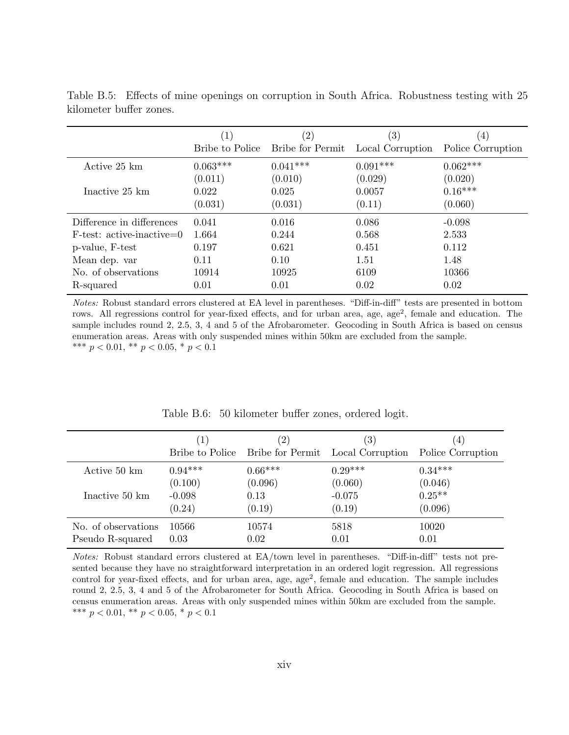Table B.5: Effects of mine openings on corruption in South Africa. Robustness testing with 25 kilometer buffer zones.

| | (1) Bribe to Police | (2) Bribe for Permit | (3) Local Corruption | (4) Police Corruption |
|---|---|---|---|---|
| Active 25 km | 0.063*** | 0.041*** | 0.091*** | 0.062*** |
| | (0.011) | (0.010) | (0.029) | (0.020) |
| Inactive 25 km | 0.022 | 0.025 | 0.0057 | 0.16*** |
| | (0.031) | (0.031) | (0.11) | (0.060) |
| Difference in differences | 0.041 | 0.016 | 0.086 | -0.098 |
| F-test: active-inactive=0 | 1.664 | 0.244 | 0.568 | 2.533 |
| p-value, F-test | 0.197 | 0.621 | 0.451 | 0.112 |
| Mean dep. var | 0.11 | 0.10 | 1.51 | 1.48 |
| No. of observations | 10914 | 10925 | 6109 | 10366 |
| R-squared | 0.01 | 0.01 | 0.02 | 0.02 |

*Notes:* Robust standard errors clustered at EA level in parentheses. "Diff-in-diff" tests are presented in bottom rows. All regressions control for year-fixed effects, and for urban area, age, age$^2$, female and education. The sample includes round 2, 2.5, 3, 4 and 5 of the Afrobarometer. Geocoding in South Africa is based on census enumeration areas. Areas with only suspended mines within 50km are excluded from the sample.
*** $p < 0.01$, ** $p < 0.05$, * $p < 0.1$

Table B.6: 50 kilometer buffer zones, ordered logit.

| | (1) Bribe to Police | (2) Bribe for Permit | (3) Local Corruption | (4) Police Corruption |
|---|---|---|---|---|
| Active 50 km | 0.94*** | 0.66*** | 0.29*** | 0.34*** |
| | (0.100) | (0.096) | (0.060) | (0.046) |
| Inactive 50 km | -0.098 | 0.13 | -0.075 | 0.25** |
| | (0.24) | (0.19) | (0.19) | (0.096) |
| No. of observations | 10566 | 10574 | 5818 | 10020 |
| Pseudo R-squared | 0.03 | 0.02 | 0.01 | 0.01 |

*Notes:* Robust standard errors clustered at EA/town level in parentheses. "Diff-in-diff" tests not presented because they have no straightforward interpretation in an ordered logit regression. All regressions control for year-fixed effects, and for urban area, age, age$^2$, female and education. The sample includes round 2, 2.5, 3, 4 and 5 of the Afrobarometer for South Africa. Geocoding in South Africa is based on census enumeration areas. Areas with only suspended mines within 50km are excluded from the sample.
*** $p < 0.01$, ** $p < 0.05$, * $p < 0.1$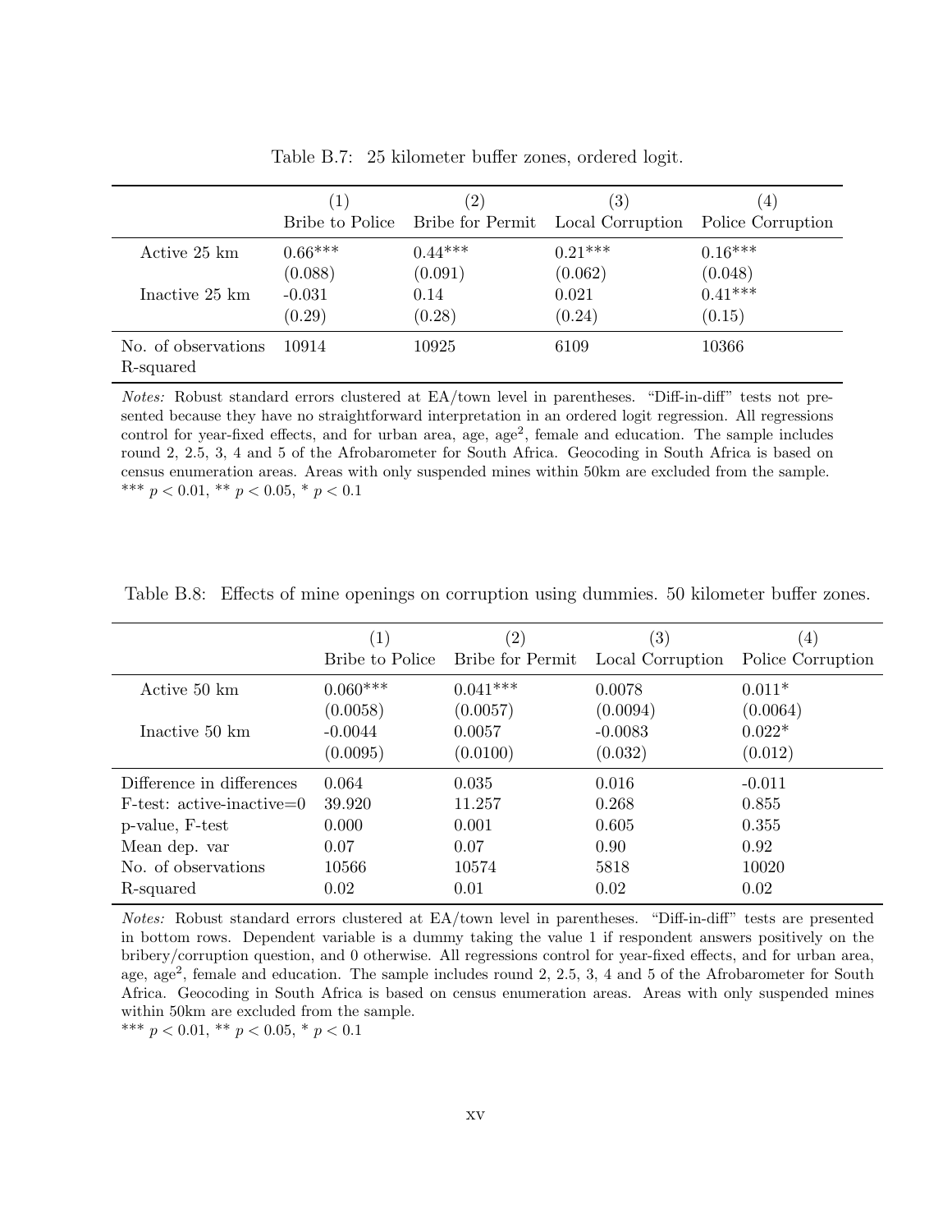Table B.7: 25 kilometer buffer zones, ordered logit.

| | (1) Bribe to Police | (2) Bribe for Permit | (3) Local Corruption | (4) Police Corruption |
|---|---|---|---|---|
| Active 25 km | 0.66*** | 0.44*** | 0.21*** | 0.16*** |
| | (0.088) | (0.091) | (0.062) | (0.048) |
| Inactive 25 km | -0.031 | 0.14 | 0.021 | 0.41*** |
| | (0.29) | (0.28) | (0.24) | (0.15) |
| No. of observations | 10914 | 10925 | 6109 | 10366 |
| R-squared | | | | |

*Notes:* Robust standard errors clustered at EA/town level in parentheses. "Diff-in-diff" tests not presented because they have no straightforward interpretation in an ordered logit regression. All regressions control for year-fixed effects, and for urban area, age, age$^2$, female and education. The sample includes round 2, 2.5, 3, 4 and 5 of the Afrobarometer for South Africa. Geocoding in South Africa is based on census enumeration areas. Areas with only suspended mines within 50km are excluded from the sample.
*** $p < 0.01$, ** $p < 0.05$, * $p < 0.1$

Table B.8: Effects of mine openings on corruption using dummies. 50 kilometer buffer zones.

| | (1) Bribe to Police | (2) Bribe for Permit | (3) Local Corruption | (4) Police Corruption |
|---|---|---|---|---|
| Active 50 km | 0.060*** | 0.041*** | 0.0078 | 0.011* |
| | (0.0058) | (0.0057) | (0.0094) | (0.0064) |
| Inactive 50 km | -0.0044 | 0.0057 | -0.0083 | 0.022* |
| | (0.0095) | (0.0100) | (0.032) | (0.012) |
| Difference in differences | 0.064 | 0.035 | 0.016 | -0.011 |
| F-test: active-inactive=0 | 39.920 | 11.257 | 0.268 | 0.855 |
| p-value, F-test | 0.000 | 0.001 | 0.605 | 0.355 |
| Mean dep. var | 0.07 | 0.07 | 0.90 | 0.92 |
| No. of observations | 10566 | 10574 | 5818 | 10020 |
| R-squared | 0.02 | 0.01 | 0.02 | 0.02 |

*Notes:* Robust standard errors clustered at EA/town level in parentheses. "Diff-in-diff" tests are presented in bottom rows. Dependent variable is a dummy taking the value 1 if respondent answers positively on the bribery/corruption question, and 0 otherwise. All regressions control for year-fixed effects, and for urban area, age, age$^2$, female and education. The sample includes round 2, 2.5, 3, 4 and 5 of the Afrobarometer for South Africa. Geocoding in South Africa is based on census enumeration areas. Areas with only suspended mines within 50km are excluded from the sample.
*** $p < 0.01$, ** $p < 0.05$, * $p < 0.1$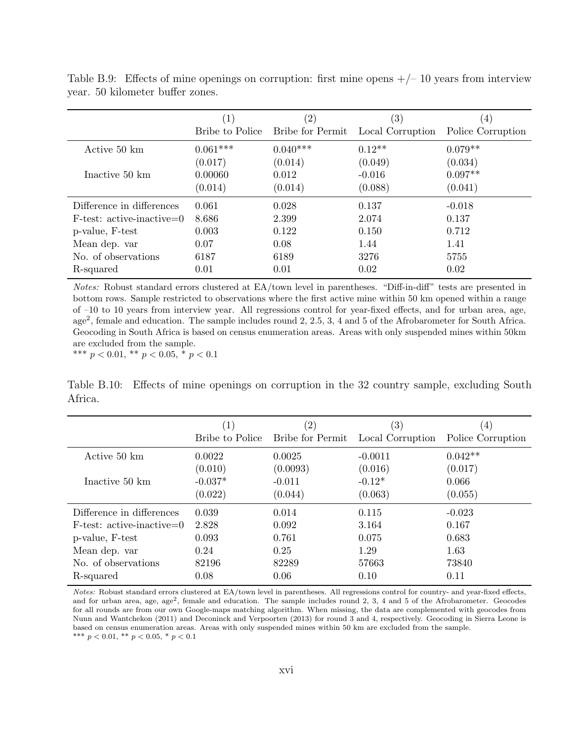Table B.9: Effects of mine openings on corruption: first mine opens +/– 10 years from interview year. 50 kilometer buffer zones.

| | (1) Bribe to Police | (2) Bribe for Permit | (3) Local Corruption | (4) Police Corruption |
|---|---|---|---|---|
| Active 50 km | 0.061*** | 0.040*** | 0.12** | 0.079** |
| | (0.017) | (0.014) | (0.049) | (0.034) |
| Inactive 50 km | 0.00060 | 0.012 | -0.016 | 0.097** |
| | (0.014) | (0.014) | (0.088) | (0.041) |
| Difference in differences | 0.061 | 0.028 | 0.137 | -0.018 |
| F-test: active-inactive=0 | 8.686 | 2.399 | 2.074 | 0.137 |
| p-value, F-test | 0.003 | 0.122 | 0.150 | 0.712 |
| Mean dep. var | 0.07 | 0.08 | 1.44 | 1.41 |
| No. of observations | 6187 | 6189 | 3276 | 5755 |
| R-squared | 0.01 | 0.01 | 0.02 | 0.02 |

*Notes:* Robust standard errors clustered at EA/town level in parentheses. "Diff-in-diff" tests are presented in bottom rows. Sample restricted to observations where the first active mine within 50 km opened within a range of –10 to 10 years from interview year. All regressions control for year-fixed effects, and for urban area, age, age$^2$, female and education. The sample includes round 2, 2.5, 3, 4 and 5 of the Afrobarometer for South Africa. Geocoding in South Africa is based on census enumeration areas. Areas with only suspended mines within 50km are excluded from the sample.
*** $p < 0.01$, ** $p < 0.05$, * $p < 0.1$

Table B.10: Effects of mine openings on corruption in the 32 country sample, excluding South Africa.

| | (1) Bribe to Police | (2) Bribe for Permit | (3) Local Corruption | (4) Police Corruption |
|---|---|---|---|---|
| Active 50 km | 0.0022 | 0.0025 | -0.0011 | 0.042** |
| | (0.010) | (0.0093) | (0.016) | (0.017) |
| Inactive 50 km | -0.037* | -0.011 | -0.12* | 0.066 |
| | (0.022) | (0.044) | (0.063) | (0.055) |
| Difference in differences | 0.039 | 0.014 | 0.115 | -0.023 |
| F-test: active-inactive=0 | 2.828 | 0.092 | 3.164 | 0.167 |
| p-value, F-test | 0.093 | 0.761 | 0.075 | 0.683 |
| Mean dep. var | 0.24 | 0.25 | 1.29 | 1.63 |
| No. of observations | 82196 | 82289 | 57663 | 73840 |
| R-squared | 0.08 | 0.06 | 0.10 | 0.11 |

*Notes:* Robust standard errors clustered at EA/town level in parentheses. All regressions control for country- and year-fixed effects, and for urban area, age, age$^2$, female and education. The sample includes round 2, 3, 4 and 5 of the Afrobarometer. Geocodes for all rounds are from our own Google-maps matching algorithm. When missing, the data are complemented with geocodes from Nunn and Wantchekon (2011) and Deconinck and Verpoorten (2013) for round 3 and 4, respectively. Geocoding in Sierra Leone is based on census enumeration areas. Areas with only suspended mines within 50 km are excluded from the sample.
*** $p < 0.01$, ** $p < 0.05$, * $p < 0.1$